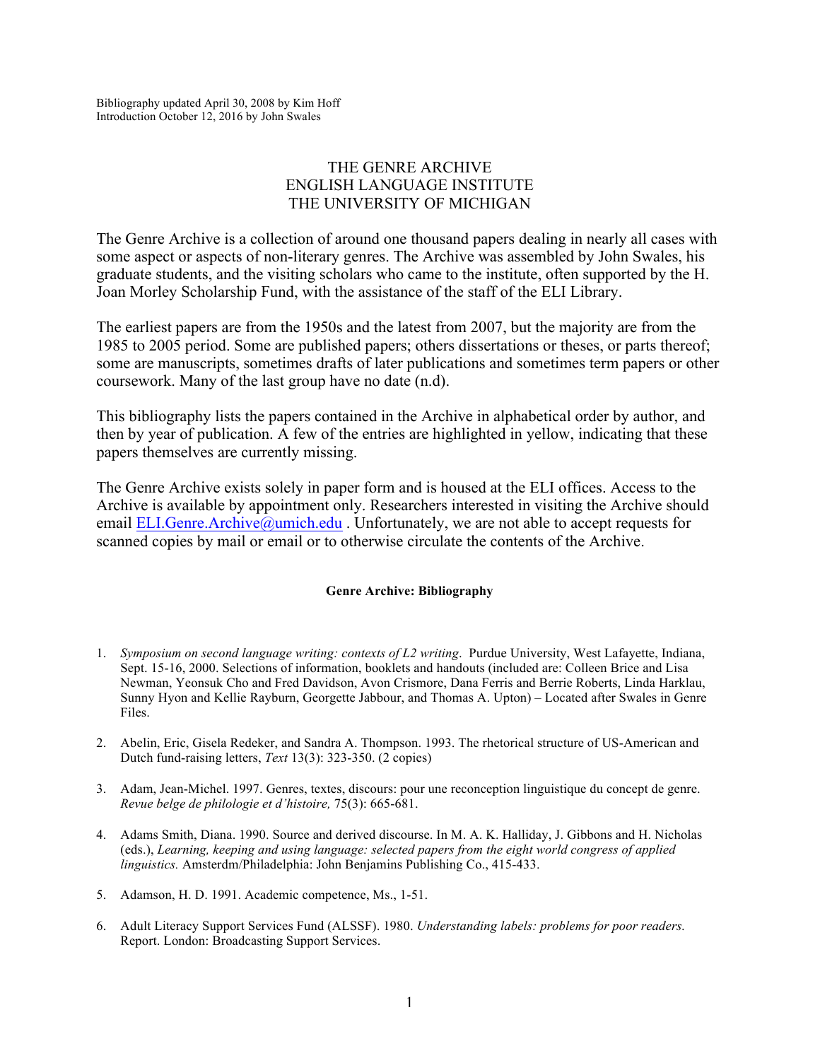Bibliography updated April 30, 2008 by Kim Hoff
Introduction October 12, 2016 by John Swales

# THE GENRE ARCHIVE
# ENGLISH LANGUAGE INSTITUTE
# THE UNIVERSITY OF MICHIGAN

The Genre Archive is a collection of around one thousand papers dealing in nearly all cases with some aspect or aspects of non-literary genres. The Archive was assembled by John Swales, his graduate students, and the visiting scholars who came to the institute, often supported by the H. Joan Morley Scholarship Fund, with the assistance of the staff of the ELI Library.

The earliest papers are from the 1950s and the latest from 2007, but the majority are from the 1985 to 2005 period. Some are published papers; others dissertations or theses, or parts thereof; some are manuscripts, sometimes drafts of later publications and sometimes term papers or other coursework. Many of the last group have no date (n.d).

This bibliography lists the papers contained in the Archive in alphabetical order by author, and then by year of publication. A few of the entries are highlighted in yellow, indicating that these papers themselves are currently missing.

The Genre Archive exists solely in paper form and is housed at the ELI offices. Access to the Archive is available by appointment only. Researchers interested in visiting the Archive should email ELI.Genre.Archive@umich.edu . Unfortunately, we are not able to accept requests for scanned copies by mail or email or to otherwise circulate the contents of the Archive.

## Genre Archive: Bibliography

1. *Symposium on second language writing: contexts of L2 writing*. Purdue University, West Lafayette, Indiana, Sept. 15-16, 2000. Selections of information, booklets and handouts (included are: Colleen Brice and Lisa Newman, Yeonsuk Cho and Fred Davidson, Avon Crismore, Dana Ferris and Berrie Roberts, Linda Harklau, Sunny Hyon and Kellie Rayburn, Georgette Jabbour, and Thomas A. Upton) – Located after Swales in Genre Files.

2. Abelin, Eric, Gisela Redeker, and Sandra A. Thompson. 1993. The rhetorical structure of US-American and Dutch fund-raising letters, *Text* 13(3): 323-350. (2 copies)

3. Adam, Jean-Michel. 1997. Genres, textes, discours: pour une reconception linguistique du concept de genre. *Revue belge de philologie et d'histoire,* 75(3): 665-681.

4. Adams Smith, Diana. 1990. Source and derived discourse. In M. A. K. Halliday, J. Gibbons and H. Nicholas (eds.), *Learning, keeping and using language: selected papers from the eight world congress of applied linguistics.* Amsterdm/Philadelphia: John Benjamins Publishing Co., 415-433.

5. Adamson, H. D. 1991. Academic competence, Ms., 1-51.

6. Adult Literacy Support Services Fund (ALSSF). 1980. *Understanding labels: problems for poor readers.* Report. London: Broadcasting Support Services.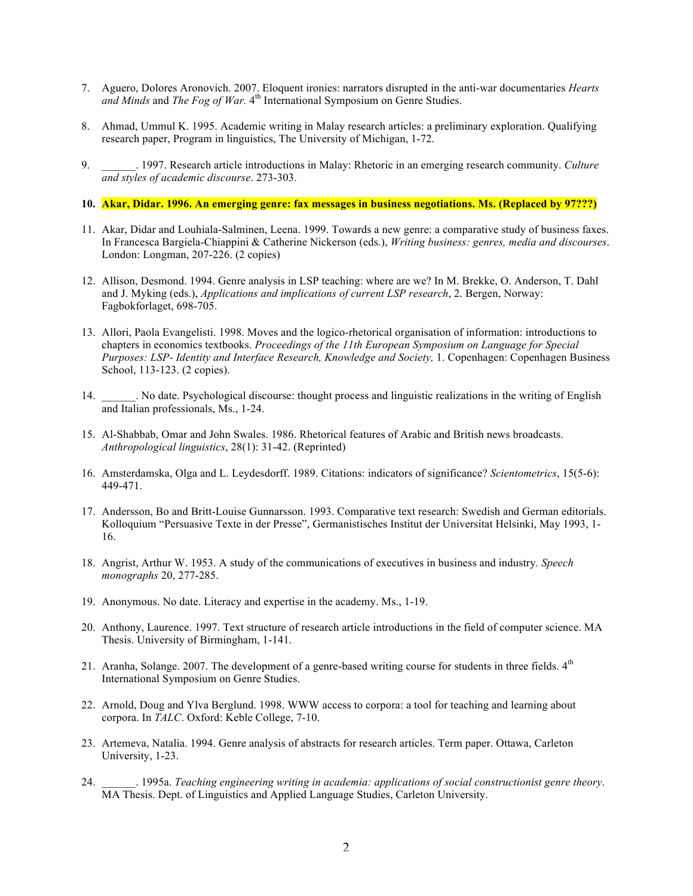7. Aguero, Dolores Aronovich. 2007. Eloquent ironies: narrators disrupted in the anti-war documentaries *Hearts and Minds* and *The Fog of War.* 4th International Symposium on Genre Studies.

8. Ahmad, Ummul K. 1995. Academic writing in Malay research articles: a preliminary exploration. Qualifying research paper, Program in linguistics, The University of Michigan, 1-72.

9. ______. 1997. Research article introductions in Malay: Rhetoric in an emerging research community. *Culture and styles of academic discourse*. 273-303.

10. **Akar, Didar. 1996. An emerging genre: fax messages in business negotiations. Ms. (Replaced by 97???)**

11. Akar, Didar and Louhiala-Salminen, Leena. 1999. Towards a new genre: a comparative study of business faxes. In Francesca Bargiela-Chiappini & Catherine Nickerson (eds.), *Writing business: genres, media and discourses*. London: Longman, 207-226. (2 copies)

12. Allison, Desmond. 1994. Genre analysis in LSP teaching: where are we? In M. Brekke, O. Anderson, T. Dahl and J. Myking (eds.), *Applications and implications of current LSP research*, 2. Bergen, Norway: Fagbokforlaget, 698-705.

13. Allori, Paola Evangelisti. 1998. Moves and the logico-rhetorical organisation of information: introductions to chapters in economics textbooks. *Proceedings of the 11th European Symposium on Language for Special Purposes: LSP- Identity and Interface Research, Knowledge and Society,* 1. Copenhagen: Copenhagen Business School, 113-123. (2 copies).

14. ______. No date. Psychological discourse: thought process and linguistic realizations in the writing of English and Italian professionals, Ms., 1-24.

15. Al-Shabbab, Omar and John Swales. 1986. Rhetorical features of Arabic and British news broadcasts. *Anthropological linguistics*, 28(1): 31-42. (Reprinted)

16. Amsterdamska, Olga and L. Leydesdorff. 1989. Citations: indicators of significance? *Scientometrics*, 15(5-6): 449-471.

17. Andersson, Bo and Britt-Louise Gunnarsson. 1993. Comparative text research: Swedish and German editorials. Kolloquium "Persuasive Texte in der Presse", Germanistisches Institut der Universitat Helsinki, May 1993, 1-16.

18. Angrist, Arthur W. 1953. A study of the communications of executives in business and industry. *Speech monographs* 20, 277-285.

19. Anonymous. No date. Literacy and expertise in the academy. Ms., 1-19.

20. Anthony, Laurence. 1997. Text structure of research article introductions in the field of computer science. MA Thesis. University of Birmingham, 1-141.

21. Aranha, Solange. 2007. The development of a genre-based writing course for students in three fields. 4th International Symposium on Genre Studies.

22. Arnold, Doug and Ylva Berglund. 1998. WWW access to corpora: a tool for teaching and learning about corpora. In *TALC*. Oxford: Keble College, 7-10.

23. Artemeva, Natalia. 1994. Genre analysis of abstracts for research articles. Term paper. Ottawa, Carleton University, 1-23.

24. ______. 1995a. *Teaching engineering writing in academia: applications of social constructionist genre theory*. MA Thesis. Dept. of Linguistics and Applied Language Studies, Carleton University.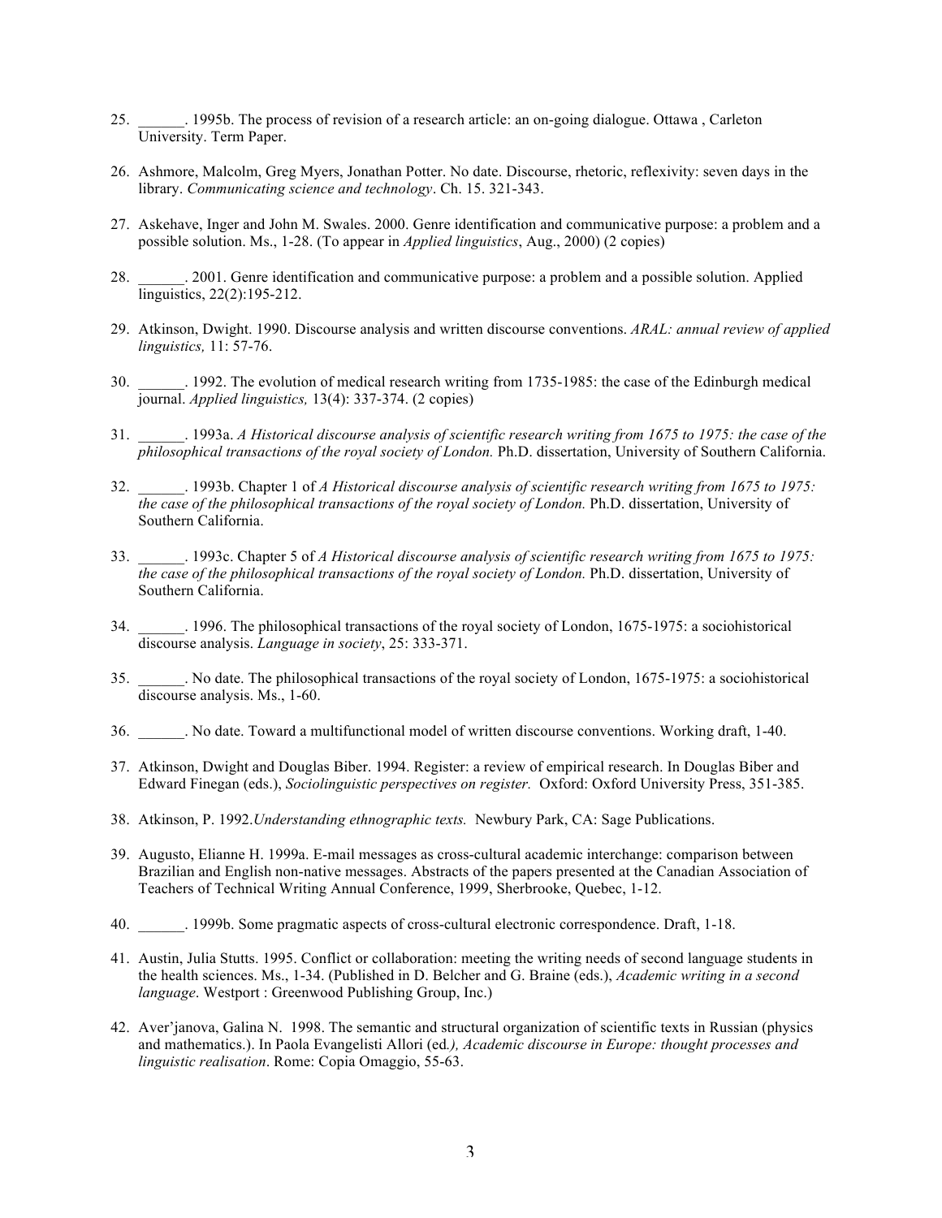25. ______. 1995b. The process of revision of a research article: an on-going dialogue. Ottawa , Carleton University. Term Paper.

26. Ashmore, Malcolm, Greg Myers, Jonathan Potter. No date. Discourse, rhetoric, reflexivity: seven days in the library. *Communicating science and technology*. Ch. 15. 321-343.

27. Askehave, Inger and John M. Swales. 2000. Genre identification and communicative purpose: a problem and a possible solution. Ms., 1-28. (To appear in *Applied linguistics*, Aug., 2000) (2 copies)

28. ______. 2001. Genre identification and communicative purpose: a problem and a possible solution. Applied linguistics, 22(2):195-212.

29. Atkinson, Dwight. 1990. Discourse analysis and written discourse conventions. *ARAL: annual review of applied linguistics,* 11: 57-76.

30. ______. 1992. The evolution of medical research writing from 1735-1985: the case of the Edinburgh medical journal. *Applied linguistics,* 13(4): 337-374. (2 copies)

31. ______. 1993a. *A Historical discourse analysis of scientific research writing from 1675 to 1975: the case of the philosophical transactions of the royal society of London.* Ph.D. dissertation, University of Southern California.

32. ______. 1993b. Chapter 1 of *A Historical discourse analysis of scientific research writing from 1675 to 1975: the case of the philosophical transactions of the royal society of London.* Ph.D. dissertation, University of Southern California.

33. ______. 1993c. Chapter 5 of *A Historical discourse analysis of scientific research writing from 1675 to 1975: the case of the philosophical transactions of the royal society of London.* Ph.D. dissertation, University of Southern California.

34. ______. 1996. The philosophical transactions of the royal society of London, 1675-1975: a sociohistorical discourse analysis. *Language in society*, 25: 333-371.

35. ______. No date. The philosophical transactions of the royal society of London, 1675-1975: a sociohistorical discourse analysis. Ms., 1-60.

36. ______. No date. Toward a multifunctional model of written discourse conventions. Working draft, 1-40.

37. Atkinson, Dwight and Douglas Biber. 1994. Register: a review of empirical research. In Douglas Biber and Edward Finegan (eds.), *Sociolinguistic perspectives on register.* Oxford: Oxford University Press, 351-385.

38. Atkinson, P. 1992.*Understanding ethnographic texts.* Newbury Park, CA: Sage Publications.

39. Augusto, Elianne H. 1999a. E-mail messages as cross-cultural academic interchange: comparison between Brazilian and English non-native messages. Abstracts of the papers presented at the Canadian Association of Teachers of Technical Writing Annual Conference, 1999, Sherbrooke, Quebec, 1-12.

40. ______. 1999b. Some pragmatic aspects of cross-cultural electronic correspondence. Draft, 1-18.

41. Austin, Julia Stutts. 1995. Conflict or collaboration: meeting the writing needs of second language students in the health sciences. Ms., 1-34. (Published in D. Belcher and G. Braine (eds.), *Academic writing in a second language*. Westport : Greenwood Publishing Group, Inc.)

42. Aver'janova, Galina N. 1998. The semantic and structural organization of scientific texts in Russian (physics and mathematics.). In Paola Evangelisti Allori (ed*.), Academic discourse in Europe: thought processes and linguistic realisation*. Rome: Copia Omaggio, 55-63.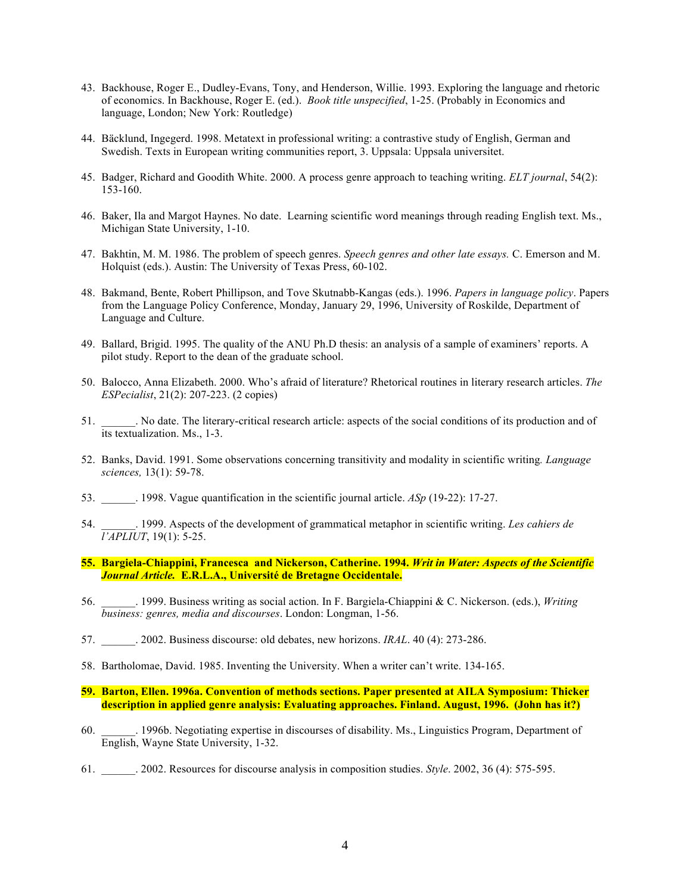43. Backhouse, Roger E., Dudley-Evans, Tony, and Henderson, Willie. 1993. Exploring the language and rhetoric of economics. In Backhouse, Roger E. (ed.). *Book title unspecified*, 1-25. (Probably in Economics and language, London; New York: Routledge)

44. Bäcklund, Ingegerd. 1998. Metatext in professional writing: a contrastive study of English, German and Swedish. Texts in European writing communities report, 3. Uppsala: Uppsala universitet.

45. Badger, Richard and Goodith White. 2000. A process genre approach to teaching writing. *ELT journal*, 54(2): 153-160.

46. Baker, Ila and Margot Haynes. No date. Learning scientific word meanings through reading English text. Ms., Michigan State University, 1-10.

47. Bakhtin, M. M. 1986. The problem of speech genres. *Speech genres and other late essays.* C. Emerson and M. Holquist (eds.). Austin: The University of Texas Press, 60-102.

48. Bakmand, Bente, Robert Phillipson, and Tove Skutnabb-Kangas (eds.). 1996. *Papers in language policy*. Papers from the Language Policy Conference, Monday, January 29, 1996, University of Roskilde, Department of Language and Culture.

49. Ballard, Brigid. 1995. The quality of the ANU Ph.D thesis: an analysis of a sample of examiners' reports. A pilot study. Report to the dean of the graduate school.

50. Balocco, Anna Elizabeth. 2000. Who's afraid of literature? Rhetorical routines in literary research articles. *The ESPecialist*, 21(2): 207-223. (2 copies)

51. ______. No date. The literary-critical research article: aspects of the social conditions of its production and of its textualization. Ms., 1-3.

52. Banks, David. 1991. Some observations concerning transitivity and modality in scientific writing*. Language sciences,* 13(1): 59-78.

53. ______. 1998. Vague quantification in the scientific journal article. *ASp* (19-22): 17-27.

54. ______. 1999. Aspects of the development of grammatical metaphor in scientific writing. *Les cahiers de l'APLIUT*, 19(1): 5-25.

55. **Bargiela-Chiappini, Francesca and Nickerson, Catherine. 1994. *Writ in Water: Aspects of the Scientific Journal Article.* E.R.L.A., Université de Bretagne Occidentale.**

56. ______. 1999. Business writing as social action. In F. Bargiela-Chiappini & C. Nickerson. (eds.), *Writing business: genres, media and discourses*. London: Longman, 1-56.

57. ______. 2002. Business discourse: old debates, new horizons. *IRAL*. 40 (4): 273-286.

58. Bartholomae, David. 1985. Inventing the University. When a writer can't write. 134-165.

59. **Barton, Ellen. 1996a. Convention of methods sections. Paper presented at AILA Symposium: Thicker description in applied genre analysis: Evaluating approaches. Finland. August, 1996. (John has it?)**

60. ______. 1996b. Negotiating expertise in discourses of disability. Ms., Linguistics Program, Department of English, Wayne State University, 1-32.

61. ______. 2002. Resources for discourse analysis in composition studies. *Style*. 2002, 36 (4): 575-595.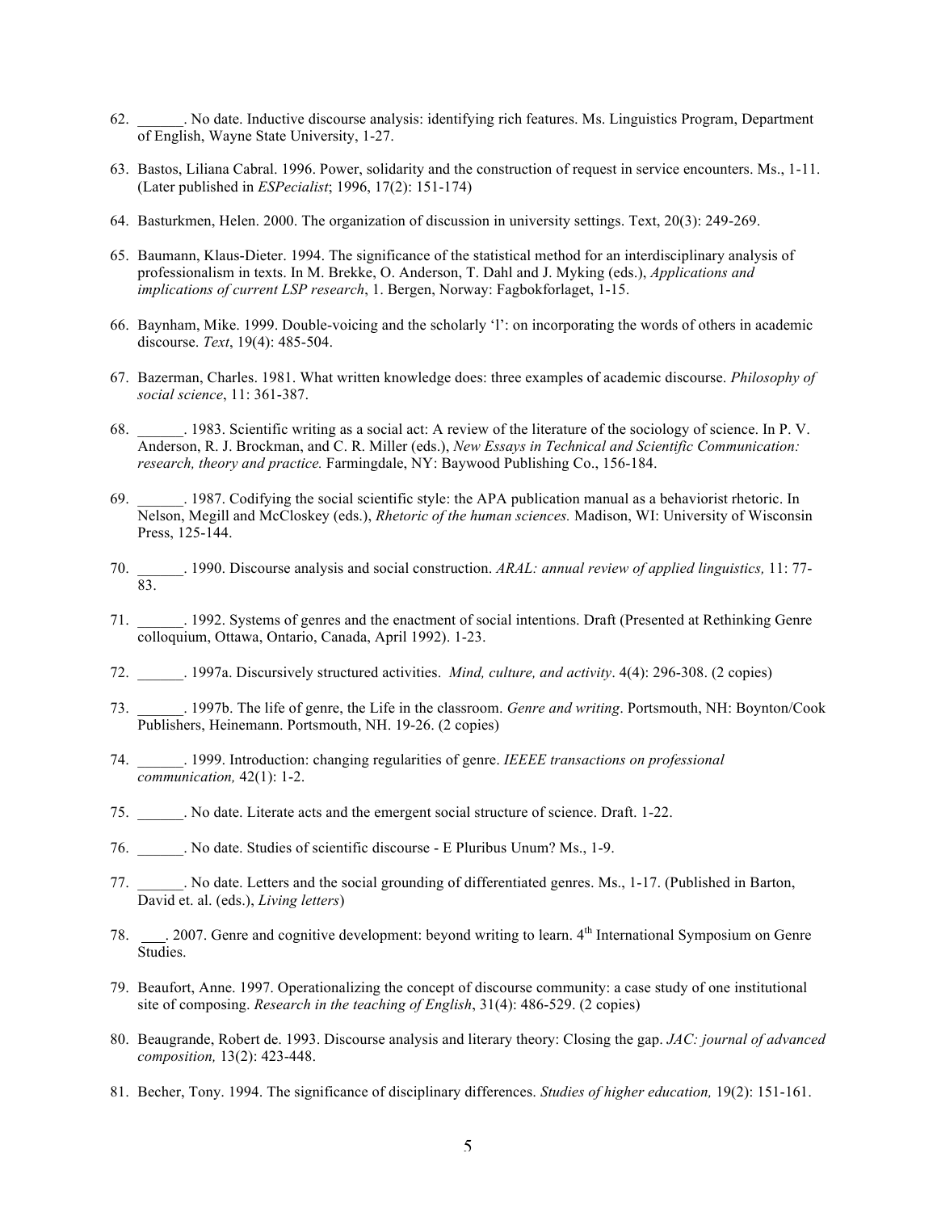62. ______. No date. Inductive discourse analysis: identifying rich features. Ms. Linguistics Program, Department of English, Wayne State University, 1-27.

63. Bastos, Liliana Cabral. 1996. Power, solidarity and the construction of request in service encounters. Ms., 1-11. (Later published in *ESPecialist*; 1996, 17(2): 151-174)

64. Basturkmen, Helen. 2000. The organization of discussion in university settings. Text, 20(3): 249-269.

65. Baumann, Klaus-Dieter. 1994. The significance of the statistical method for an interdisciplinary analysis of professionalism in texts. In M. Brekke, O. Anderson, T. Dahl and J. Myking (eds.), *Applications and implications of current LSP research*, 1. Bergen, Norway: Fagbokforlaget, 1-15.

66. Baynham, Mike. 1999. Double-voicing and the scholarly 'I': on incorporating the words of others in academic discourse. *Text*, 19(4): 485-504.

67. Bazerman, Charles. 1981. What written knowledge does: three examples of academic discourse. *Philosophy of social science*, 11: 361-387.

68. ______. 1983. Scientific writing as a social act: A review of the literature of the sociology of science. In P. V. Anderson, R. J. Brockman, and C. R. Miller (eds.), *New Essays in Technical and Scientific Communication: research, theory and practice.* Farmingdale, NY: Baywood Publishing Co., 156-184.

69. ______. 1987. Codifying the social scientific style: the APA publication manual as a behaviorist rhetoric. In Nelson, Megill and McCloskey (eds.), *Rhetoric of the human sciences.* Madison, WI: University of Wisconsin Press, 125-144.

70. ______. 1990. Discourse analysis and social construction. *ARAL: annual review of applied linguistics,* 11: 77-83.

71. ______. 1992. Systems of genres and the enactment of social intentions. Draft (Presented at Rethinking Genre colloquium, Ottawa, Ontario, Canada, April 1992). 1-23.

72. ______. 1997a. Discursively structured activities. *Mind, culture, and activity*. 4(4): 296-308. (2 copies)

73. ______. 1997b. The life of genre, the Life in the classroom. *Genre and writing*. Portsmouth, NH: Boynton/Cook Publishers, Heinemann. Portsmouth, NH. 19-26. (2 copies)

74. ______. 1999. Introduction: changing regularities of genre. *IEEEE transactions on professional communication,* 42(1): 1-2.

75. ______. No date. Literate acts and the emergent social structure of science. Draft. 1-22.

76. ______. No date. Studies of scientific discourse - E Pluribus Unum? Ms., 1-9.

77. ______. No date. Letters and the social grounding of differentiated genres. Ms., 1-17. (Published in Barton, David et. al. (eds.), *Living letters*)

78. ___. 2007. Genre and cognitive development: beyond writing to learn. 4th International Symposium on Genre Studies.

79. Beaufort, Anne. 1997. Operationalizing the concept of discourse community: a case study of one institutional site of composing. *Research in the teaching of English*, 31(4): 486-529. (2 copies)

80. Beaugrande, Robert de. 1993. Discourse analysis and literary theory: Closing the gap. *JAC: journal of advanced composition,* 13(2): 423-448.

81. Becher, Tony. 1994. The significance of disciplinary differences. *Studies of higher education,* 19(2): 151-161.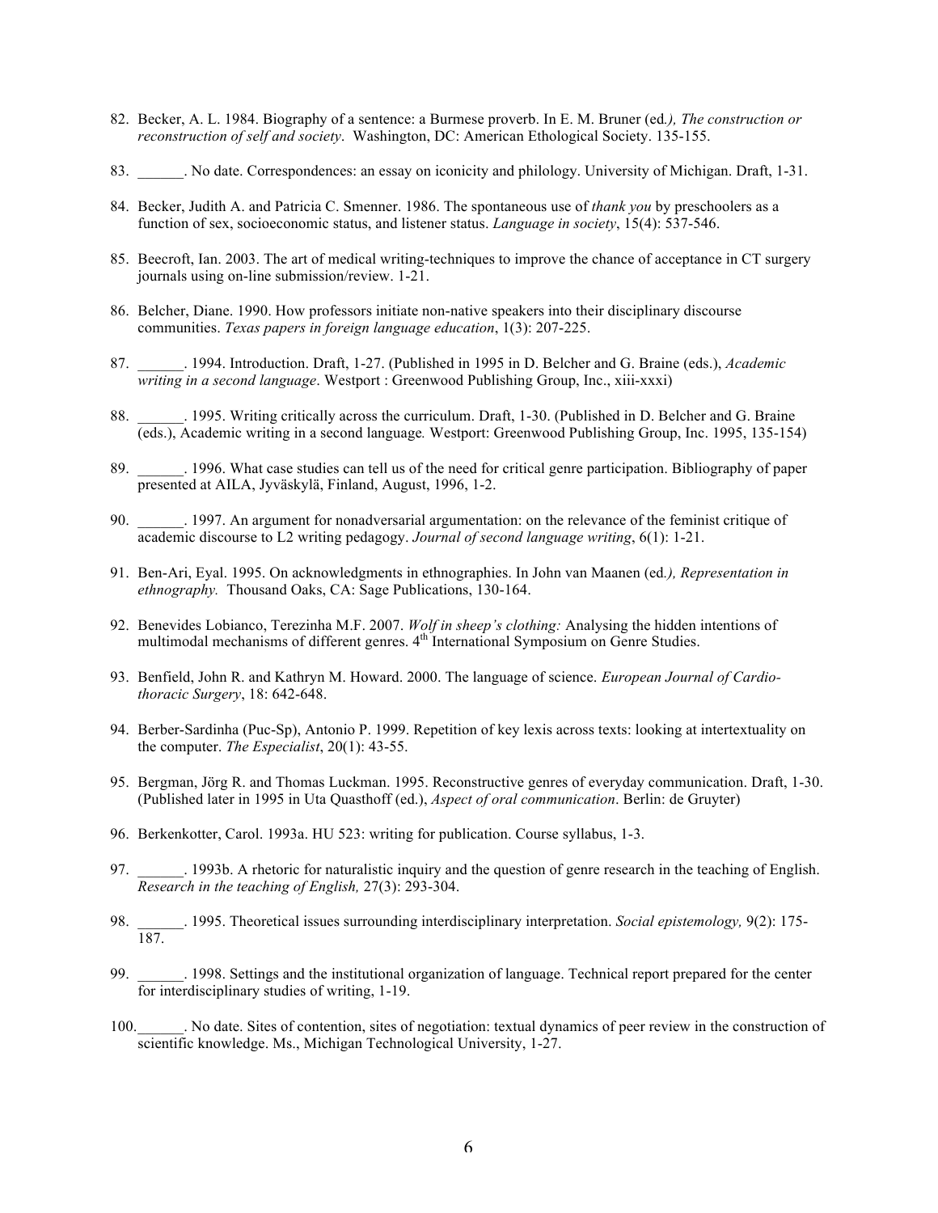82. Becker, A. L. 1984. Biography of a sentence: a Burmese proverb. In E. M. Bruner (ed*.), The construction or reconstruction of self and society*. Washington, DC: American Ethological Society. 135-155.

83. ______. No date. Correspondences: an essay on iconicity and philology. University of Michigan. Draft, 1-31.

84. Becker, Judith A. and Patricia C. Smenner. 1986. The spontaneous use of *thank you* by preschoolers as a function of sex, socioeconomic status, and listener status. *Language in society*, 15(4): 537-546.

85. Beecroft, Ian. 2003. The art of medical writing-techniques to improve the chance of acceptance in CT surgery journals using on-line submission/review. 1-21.

86. Belcher, Diane. 1990. How professors initiate non-native speakers into their disciplinary discourse communities. *Texas papers in foreign language education*, 1(3): 207-225.

87. ______. 1994. Introduction. Draft, 1-27. (Published in 1995 in D. Belcher and G. Braine (eds.), *Academic writing in a second language*. Westport : Greenwood Publishing Group, Inc., xiii-xxxi)

88. ______. 1995. Writing critically across the curriculum. Draft, 1-30. (Published in D. Belcher and G. Braine (eds.), Academic writing in a second language*.* Westport: Greenwood Publishing Group, Inc. 1995, 135-154)

89. ______. 1996. What case studies can tell us of the need for critical genre participation. Bibliography of paper presented at AILA, Jyväskylä, Finland, August, 1996, 1-2.

90. ______. 1997. An argument for nonadversarial argumentation: on the relevance of the feminist critique of academic discourse to L2 writing pedagogy. *Journal of second language writing*, 6(1): 1-21.

91. Ben-Ari, Eyal. 1995. On acknowledgments in ethnographies. In John van Maanen (ed*.), Representation in ethnography.* Thousand Oaks, CA: Sage Publications, 130-164.

92. Benevides Lobianco, Terezinha M.F. 2007. *Wolf in sheep's clothing:* Analysing the hidden intentions of multimodal mechanisms of different genres. 4th International Symposium on Genre Studies.

93. Benfield, John R. and Kathryn M. Howard. 2000. The language of science. *European Journal of Cardio-thoracic Surgery*, 18: 642-648.

94. Berber-Sardinha (Puc-Sp), Antonio P. 1999. Repetition of key lexis across texts: looking at intertextuality on the computer. *The Especialist*, 20(1): 43-55.

95. Bergman, Jörg R. and Thomas Luckman. 1995. Reconstructive genres of everyday communication. Draft, 1-30. (Published later in 1995 in Uta Quasthoff (ed.), *Aspect of oral communication*. Berlin: de Gruyter)

96. Berkenkotter, Carol. 1993a. HU 523: writing for publication. Course syllabus, 1-3.

97. ______. 1993b. A rhetoric for naturalistic inquiry and the question of genre research in the teaching of English. *Research in the teaching of English,* 27(3): 293-304.

98. ______. 1995. Theoretical issues surrounding interdisciplinary interpretation. *Social epistemology,* 9(2): 175-187.

99. ______. 1998. Settings and the institutional organization of language. Technical report prepared for the center for interdisciplinary studies of writing, 1-19.

100. ______. No date. Sites of contention, sites of negotiation: textual dynamics of peer review in the construction of scientific knowledge. Ms., Michigan Technological University, 1-27.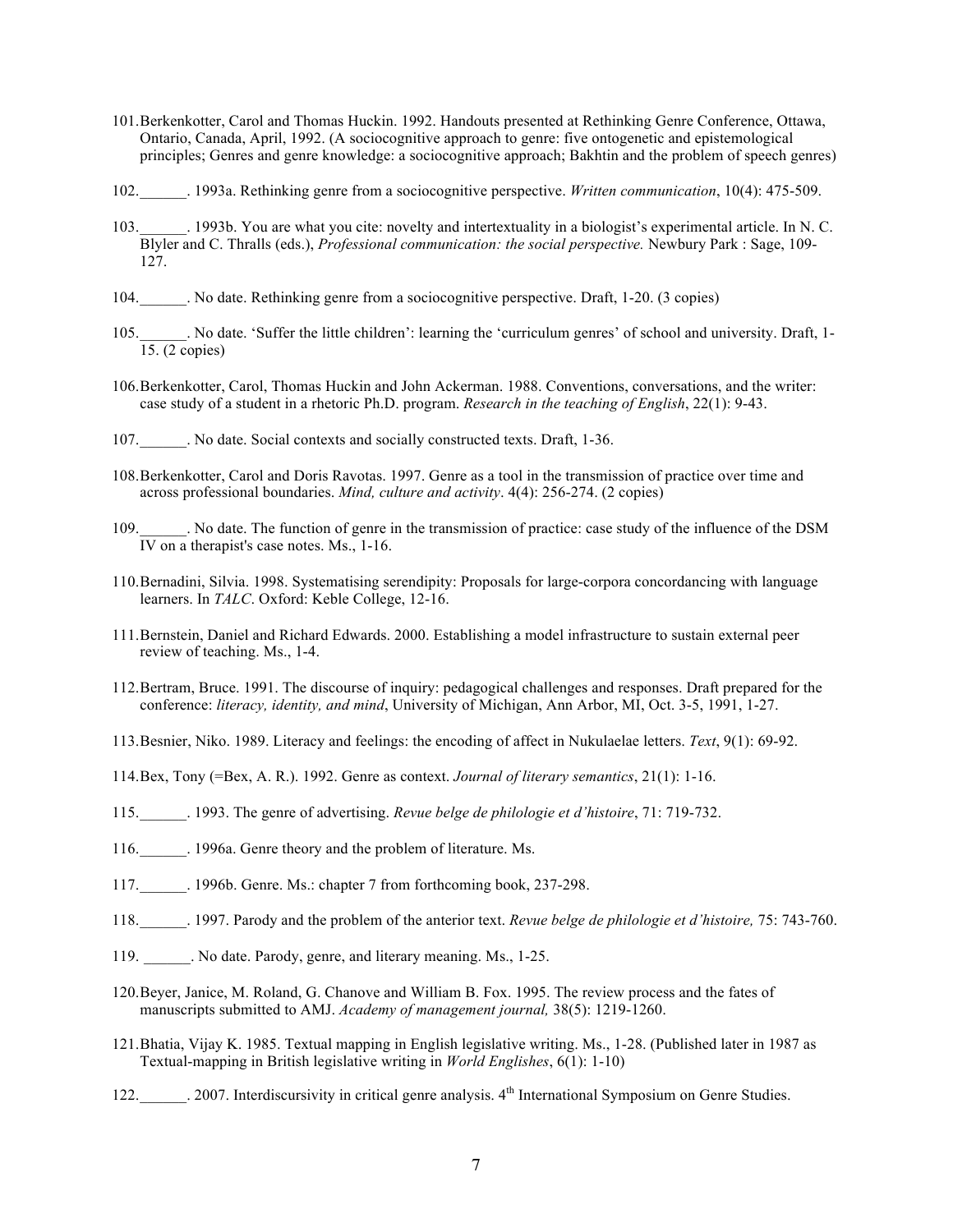101. Berkenkotter, Carol and Thomas Huckin. 1992. Handouts presented at Rethinking Genre Conference, Ottawa, Ontario, Canada, April, 1992. (A sociocognitive approach to genre: five ontogenetic and epistemological principles; Genres and genre knowledge: a sociocognitive approach; Bakhtin and the problem of speech genres)

102. ______. 1993a. Rethinking genre from a sociocognitive perspective. *Written communication*, 10(4): 475-509.

103. ______. 1993b. You are what you cite: novelty and intertextuality in a biologist's experimental article. In N. C. Blyler and C. Thralls (eds.), *Professional communication: the social perspective.* Newbury Park : Sage, 109-127.

104. ______. No date. Rethinking genre from a sociocognitive perspective. Draft, 1-20. (3 copies)

105. ______. No date. 'Suffer the little children': learning the 'curriculum genres' of school and university. Draft, 1-15. (2 copies)

106. Berkenkotter, Carol, Thomas Huckin and John Ackerman. 1988. Conventions, conversations, and the writer: case study of a student in a rhetoric Ph.D. program. *Research in the teaching of English*, 22(1): 9-43.

107. ______. No date. Social contexts and socially constructed texts. Draft, 1-36.

108. Berkenkotter, Carol and Doris Ravotas. 1997. Genre as a tool in the transmission of practice over time and across professional boundaries. *Mind, culture and activity*. 4(4): 256-274. (2 copies)

109. ______. No date. The function of genre in the transmission of practice: case study of the influence of the DSM IV on a therapist's case notes. Ms., 1-16.

110. Bernadini, Silvia. 1998. Systematising serendipity: Proposals for large-corpora concordancing with language learners. In *TALC*. Oxford: Keble College, 12-16.

111. Bernstein, Daniel and Richard Edwards. 2000. Establishing a model infrastructure to sustain external peer review of teaching. Ms., 1-4.

112. Bertram, Bruce. 1991. The discourse of inquiry: pedagogical challenges and responses. Draft prepared for the conference: *literacy, identity, and mind*, University of Michigan, Ann Arbor, MI, Oct. 3-5, 1991, 1-27.

113. Besnier, Niko. 1989. Literacy and feelings: the encoding of affect in Nukulaelae letters. *Text*, 9(1): 69-92.

114. Bex, Tony (=Bex, A. R.). 1992. Genre as context. *Journal of literary semantics*, 21(1): 1-16.

115. ______. 1993. The genre of advertising. *Revue belge de philologie et d'histoire*, 71: 719-732.

116. ______. 1996a. Genre theory and the problem of literature. Ms.

117. ______. 1996b. Genre. Ms.: chapter 7 from forthcoming book, 237-298.

118. ______. 1997. Parody and the problem of the anterior text. *Revue belge de philologie et d'histoire,* 75: 743-760.

119. ______. No date. Parody, genre, and literary meaning. Ms., 1-25.

120. Beyer, Janice, M. Roland, G. Chanove and William B. Fox. 1995. The review process and the fates of manuscripts submitted to AMJ. *Academy of management journal,* 38(5): 1219-1260.

121. Bhatia, Vijay K. 1985. Textual mapping in English legislative writing. Ms., 1-28. (Published later in 1987 as Textual-mapping in British legislative writing in *World Englishes*, 6(1): 1-10)

122. ______. 2007. Interdiscursivity in critical genre analysis. 4th International Symposium on Genre Studies.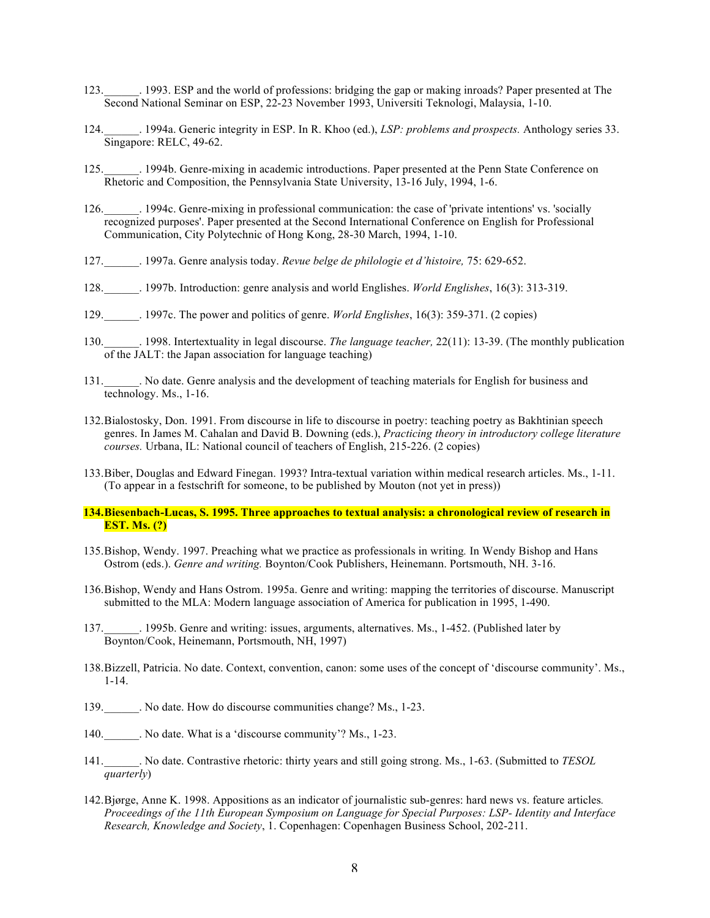123. ______. 1993. ESP and the world of professions: bridging the gap or making inroads? Paper presented at The Second National Seminar on ESP, 22-23 November 1993, Universiti Teknologi, Malaysia, 1-10.

124. ______. 1994a. Generic integrity in ESP. In R. Khoo (ed.), *LSP: problems and prospects.* Anthology series 33. Singapore: RELC, 49-62.

125. ______. 1994b. Genre-mixing in academic introductions. Paper presented at the Penn State Conference on Rhetoric and Composition, the Pennsylvania State University, 13-16 July, 1994, 1-6.

126. ______. 1994c. Genre-mixing in professional communication: the case of 'private intentions' vs. 'socially recognized purposes'. Paper presented at the Second International Conference on English for Professional Communication, City Polytechnic of Hong Kong, 28-30 March, 1994, 1-10.

127. ______. 1997a. Genre analysis today. *Revue belge de philologie et d'histoire,* 75: 629-652.

128. ______. 1997b. Introduction: genre analysis and world Englishes. *World Englishes*, 16(3): 313-319.

129. ______. 1997c. The power and politics of genre. *World Englishes*, 16(3): 359-371. (2 copies)

130. ______. 1998. Intertextuality in legal discourse. *The language teacher,* 22(11): 13-39. (The monthly publication of the JALT: the Japan association for language teaching)

131. ______. No date. Genre analysis and the development of teaching materials for English for business and technology. Ms., 1-16.

132. Bialostosky, Don. 1991. From discourse in life to discourse in poetry: teaching poetry as Bakhtinian speech genres. In James M. Cahalan and David B. Downing (eds.), *Practicing theory in introductory college literature courses.* Urbana, IL: National council of teachers of English, 215-226. (2 copies)

133. Biber, Douglas and Edward Finegan. 1993? Intra-textual variation within medical research articles. Ms., 1-11. (To appear in a festschrift for someone, to be published by Mouton (not yet in press))

**134. Biesenbach-Lucas, S. 1995. Three approaches to textual analysis: a chronological review of research in EST. Ms. (?)**

135. Bishop, Wendy. 1997. Preaching what we practice as professionals in writing. In Wendy Bishop and Hans Ostrom (eds.). *Genre and writing.* Boynton/Cook Publishers, Heinemann. Portsmouth, NH. 3-16.

136. Bishop, Wendy and Hans Ostrom. 1995a. Genre and writing: mapping the territories of discourse. Manuscript submitted to the MLA: Modern language association of America for publication in 1995, 1-490.

137. ______. 1995b. Genre and writing: issues, arguments, alternatives. Ms., 1-452. (Published later by Boynton/Cook, Heinemann, Portsmouth, NH, 1997)

138. Bizzell, Patricia. No date. Context, convention, canon: some uses of the concept of 'discourse community'. Ms., 1-14.

139. ______. No date. How do discourse communities change? Ms., 1-23.

140. ______. No date. What is a 'discourse community'? Ms., 1-23.

141. ______. No date. Contrastive rhetoric: thirty years and still going strong. Ms., 1-63. (Submitted to *TESOL quarterly*)

142. Bjørge, Anne K. 1998. Appositions as an indicator of journalistic sub-genres: hard news vs. feature articles. *Proceedings of the 11th European Symposium on Language for Special Purposes: LSP- Identity and Interface Research, Knowledge and Society*, 1. Copenhagen: Copenhagen Business School, 202-211.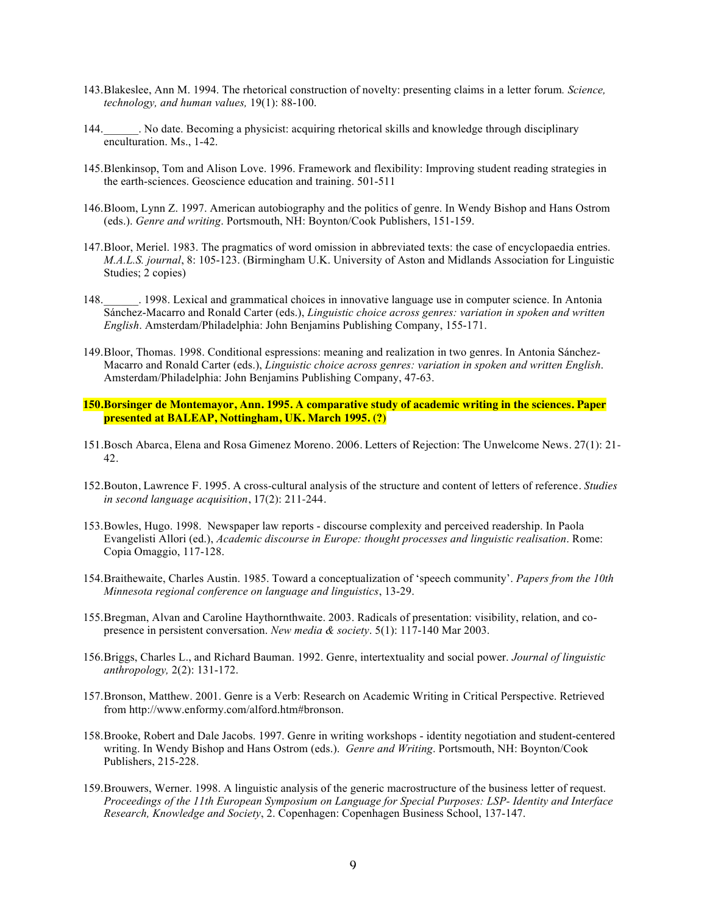143. Blakeslee, Ann M. 1994. The rhetorical construction of novelty: presenting claims in a letter forum. *Science, technology, and human values,* 19(1): 88-100.

144. ______. No date. Becoming a physicist: acquiring rhetorical skills and knowledge through disciplinary enculturation. Ms., 1-42.

145. Blenkinsop, Tom and Alison Love. 1996. Framework and flexibility: Improving student reading strategies in the earth-sciences. Geoscience education and training. 501-511

146. Bloom, Lynn Z. 1997. American autobiography and the politics of genre. In Wendy Bishop and Hans Ostrom (eds.). *Genre and writing*. Portsmouth, NH: Boynton/Cook Publishers, 151-159.

147. Bloor, Meriel. 1983. The pragmatics of word omission in abbreviated texts: the case of encyclopaedia entries. *M.A.L.S. journal*, 8: 105-123. (Birmingham U.K. University of Aston and Midlands Association for Linguistic Studies; 2 copies)

148. ______. 1998. Lexical and grammatical choices in innovative language use in computer science. In Antonia Sánchez-Macarro and Ronald Carter (eds.), *Linguistic choice across genres: variation in spoken and written English*. Amsterdam/Philadelphia: John Benjamins Publishing Company, 155-171.

149. Bloor, Thomas. 1998. Conditional espressions: meaning and realization in two genres. In Antonia Sánchez-Macarro and Ronald Carter (eds.), *Linguistic choice across genres: variation in spoken and written English*. Amsterdam/Philadelphia: John Benjamins Publishing Company, 47-63.

150. **Borsinger de Montemayor, Ann. 1995. A comparative study of academic writing in the sciences. Paper presented at BALEAP, Nottingham, UK. March 1995. (?)**

151. Bosch Abarca, Elena and Rosa Gimenez Moreno. 2006. Letters of Rejection: The Unwelcome News. 27(1): 21-42.

152. Bouton, Lawrence F. 1995. A cross-cultural analysis of the structure and content of letters of reference. *Studies in second language acquisition*, 17(2): 211-244.

153. Bowles, Hugo. 1998. Newspaper law reports - discourse complexity and perceived readership. In Paola Evangelisti Allori (ed.), *Academic discourse in Europe: thought processes and linguistic realisation*. Rome: Copia Omaggio, 117-128.

154. Braithewaite, Charles Austin. 1985. Toward a conceptualization of 'speech community'. *Papers from the 10th Minnesota regional conference on language and linguistics*, 13-29.

155. Bregman, Alvan and Caroline Haythornthwaite. 2003. Radicals of presentation: visibility, relation, and co-presence in persistent conversation. *New media & society*. 5(1): 117-140 Mar 2003.

156. Briggs, Charles L., and Richard Bauman. 1992. Genre, intertextuality and social power. *Journal of linguistic anthropology,* 2(2): 131-172.

157. Bronson, Matthew. 2001. Genre is a Verb: Research on Academic Writing in Critical Perspective. Retrieved from http://www.enformy.com/alford.htm#bronson.

158. Brooke, Robert and Dale Jacobs. 1997. Genre in writing workshops - identity negotiation and student-centered writing. In Wendy Bishop and Hans Ostrom (eds.). *Genre and Writing*. Portsmouth, NH: Boynton/Cook Publishers, 215-228.

159. Brouwers, Werner. 1998. A linguistic analysis of the generic macrostructure of the business letter of request. *Proceedings of the 11th European Symposium on Language for Special Purposes: LSP- Identity and Interface Research, Knowledge and Society*, 2. Copenhagen: Copenhagen Business School, 137-147.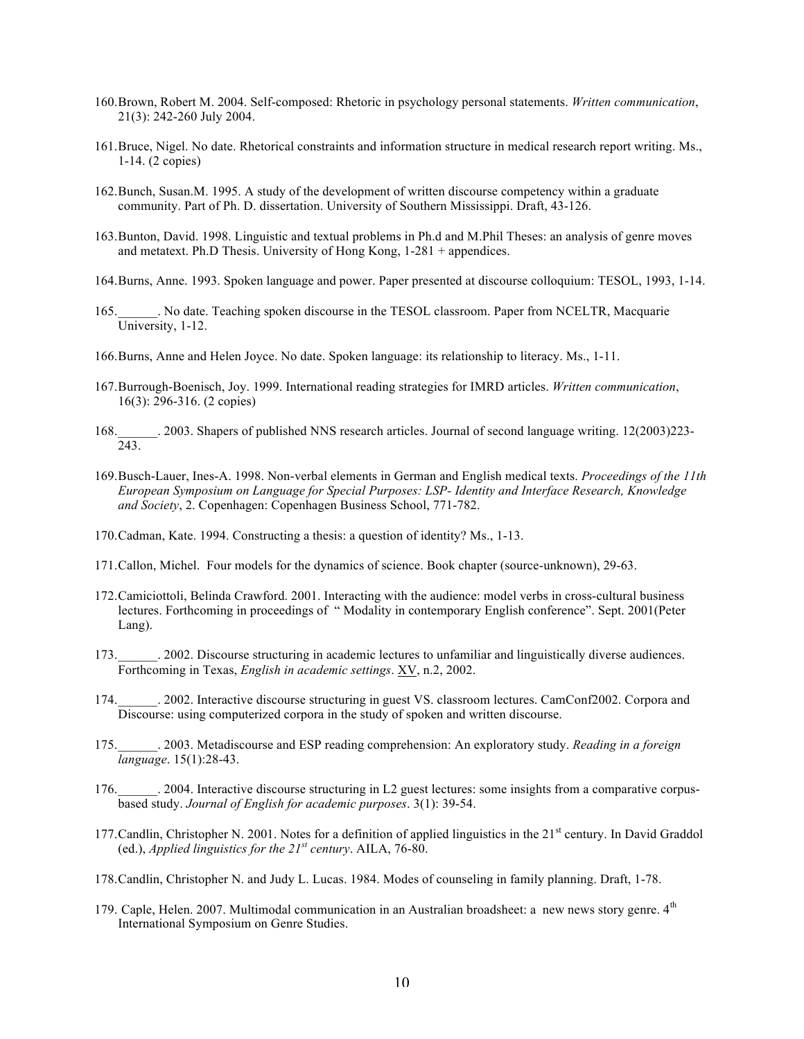160. Brown, Robert M. 2004. Self-composed: Rhetoric in psychology personal statements. *Written communication*, 21(3): 242-260 July 2004.

161. Bruce, Nigel. No date. Rhetorical constraints and information structure in medical research report writing. Ms., 1-14. (2 copies)

162. Bunch, Susan.M. 1995. A study of the development of written discourse competency within a graduate community. Part of Ph. D. dissertation. University of Southern Mississippi. Draft, 43-126.

163. Bunton, David. 1998. Linguistic and textual problems in Ph.d and M.Phil Theses: an analysis of genre moves and metatext. Ph.D Thesis. University of Hong Kong, 1-281 + appendices.

164. Burns, Anne. 1993. Spoken language and power. Paper presented at discourse colloquium: TESOL, 1993, 1-14.

165. ______. No date. Teaching spoken discourse in the TESOL classroom. Paper from NCELTR, Macquarie University, 1-12.

166. Burns, Anne and Helen Joyce. No date. Spoken language: its relationship to literacy. Ms., 1-11.

167. Burrough-Boenisch, Joy. 1999. International reading strategies for IMRD articles. *Written communication*, 16(3): 296-316. (2 copies)

168. ______. 2003. Shapers of published NNS research articles. Journal of second language writing. 12(2003)223-243.

169. Busch-Lauer, Ines-A. 1998. Non-verbal elements in German and English medical texts. *Proceedings of the 11th European Symposium on Language for Special Purposes: LSP- Identity and Interface Research, Knowledge and Society*, 2. Copenhagen: Copenhagen Business School, 771-782.

170. Cadman, Kate. 1994. Constructing a thesis: a question of identity? Ms., 1-13.

171. Callon, Michel. Four models for the dynamics of science. Book chapter (source-unknown), 29-63.

172. Camiciottoli, Belinda Crawford. 2001. Interacting with the audience: model verbs in cross-cultural business lectures. Forthcoming in proceedings of " Modality in contemporary English conference". Sept. 2001(Peter Lang).

173. ______. 2002. Discourse structuring in academic lectures to unfamiliar and linguistically diverse audiences. Forthcoming in Texas, *English in academic settings*. XV, n.2, 2002.

174. ______. 2002. Interactive discourse structuring in guest VS. classroom lectures. CamConf2002. Corpora and Discourse: using computerized corpora in the study of spoken and written discourse.

175. ______. 2003. Metadiscourse and ESP reading comprehension: An exploratory study. *Reading in a foreign language*. 15(1):28-43.

176. ______. 2004. Interactive discourse structuring in L2 guest lectures: some insights from a comparative corpus-based study. *Journal of English for academic purposes*. 3(1): 39-54.

177. Candlin, Christopher N. 2001. Notes for a definition of applied linguistics in the 21st century. In David Graddol (ed.), *Applied linguistics for the 21st century*. AILA, 76-80.

178. Candlin, Christopher N. and Judy L. Lucas. 1984. Modes of counseling in family planning. Draft, 1-78.

179. Caple, Helen. 2007. Multimodal communication in an Australian broadsheet: a new news story genre. 4th International Symposium on Genre Studies.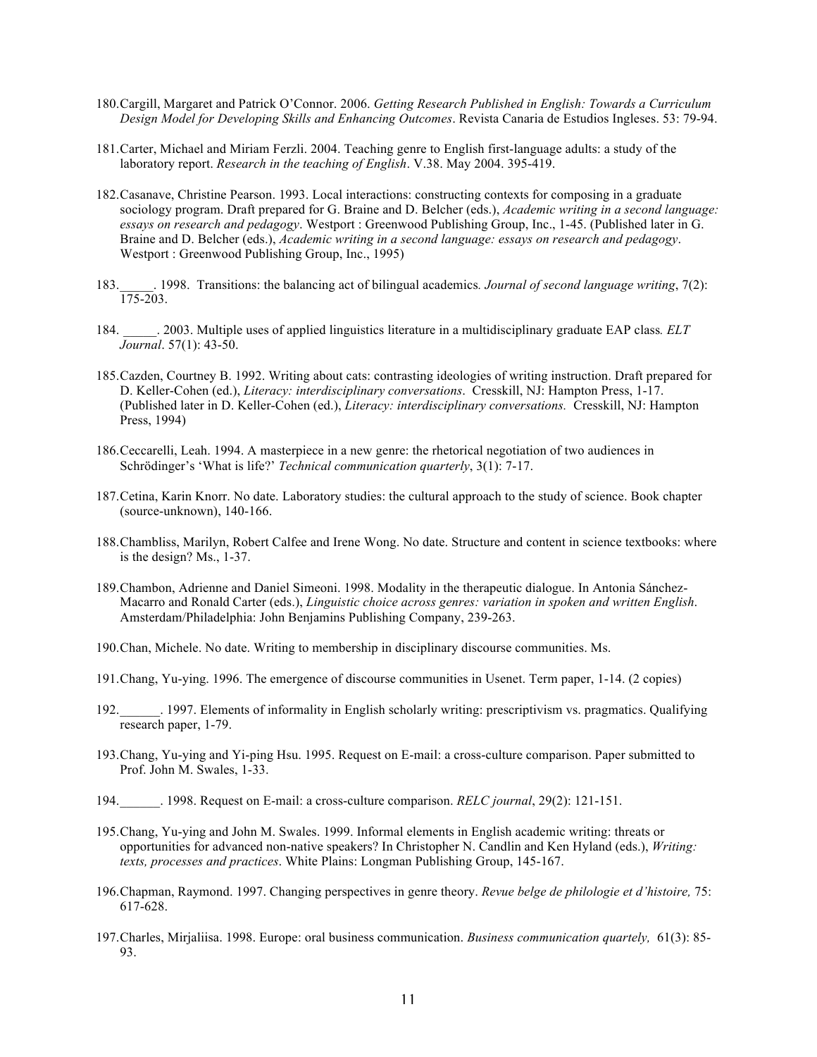180. Cargill, Margaret and Patrick O'Connor. 2006. *Getting Research Published in English: Towards a Curriculum Design Model for Developing Skills and Enhancing Outcomes*. Revista Canaria de Estudios Ingleses. 53: 79-94.

181. Carter, Michael and Miriam Ferzli. 2004. Teaching genre to English first-language adults: a study of the laboratory report. *Research in the teaching of English*. V.38. May 2004. 395-419.

182. Casanave, Christine Pearson. 1993. Local interactions: constructing contexts for composing in a graduate sociology program. Draft prepared for G. Braine and D. Belcher (eds.), *Academic writing in a second language: essays on research and pedagogy*. Westport : Greenwood Publishing Group, Inc., 1-45. (Published later in G. Braine and D. Belcher (eds.), *Academic writing in a second language: essays on research and pedagogy*. Westport : Greenwood Publishing Group, Inc., 1995)

183. _____. 1998. Transitions: the balancing act of bilingual academics. *Journal of second language writing*, 7(2): 175-203.

184. _____. 2003. Multiple uses of applied linguistics literature in a multidisciplinary graduate EAP class. *ELT Journal*. 57(1): 43-50.

185. Cazden, Courtney B. 1992. Writing about cats: contrasting ideologies of writing instruction. Draft prepared for D. Keller-Cohen (ed.), *Literacy: interdisciplinary conversations*. Cresskill, NJ: Hampton Press, 1-17. (Published later in D. Keller-Cohen (ed.), *Literacy: interdisciplinary conversations.* Cresskill, NJ: Hampton Press, 1994)

186. Ceccarelli, Leah. 1994. A masterpiece in a new genre: the rhetorical negotiation of two audiences in Schrödinger's 'What is life?' *Technical communication quarterly*, 3(1): 7-17.

187. Cetina, Karin Knorr. No date. Laboratory studies: the cultural approach to the study of science. Book chapter (source-unknown), 140-166.

188. Chambliss, Marilyn, Robert Calfee and Irene Wong. No date. Structure and content in science textbooks: where is the design? Ms., 1-37.

189. Chambon, Adrienne and Daniel Simeoni. 1998. Modality in the therapeutic dialogue. In Antonia Sánchez-Macarro and Ronald Carter (eds.), *Linguistic choice across genres: variation in spoken and written English*. Amsterdam/Philadelphia: John Benjamins Publishing Company, 239-263.

190. Chan, Michele. No date. Writing to membership in disciplinary discourse communities. Ms.

191. Chang, Yu-ying. 1996. The emergence of discourse communities in Usenet. Term paper, 1-14. (2 copies)

192. ______. 1997. Elements of informality in English scholarly writing: prescriptivism vs. pragmatics. Qualifying research paper, 1-79.

193. Chang, Yu-ying and Yi-ping Hsu. 1995. Request on E-mail: a cross-culture comparison. Paper submitted to Prof. John M. Swales, 1-33.

194. ______. 1998. Request on E-mail: a cross-culture comparison. *RELC journal*, 29(2): 121-151.

195. Chang, Yu-ying and John M. Swales. 1999. Informal elements in English academic writing: threats or opportunities for advanced non-native speakers? In Christopher N. Candlin and Ken Hyland (eds.), *Writing: texts, processes and practices*. White Plains: Longman Publishing Group, 145-167.

196. Chapman, Raymond. 1997. Changing perspectives in genre theory. *Revue belge de philologie et d'histoire,* 75: 617-628.

197. Charles, Mirjaliisa. 1998. Europe: oral business communication. *Business communication quartely,* 61(3): 85-93.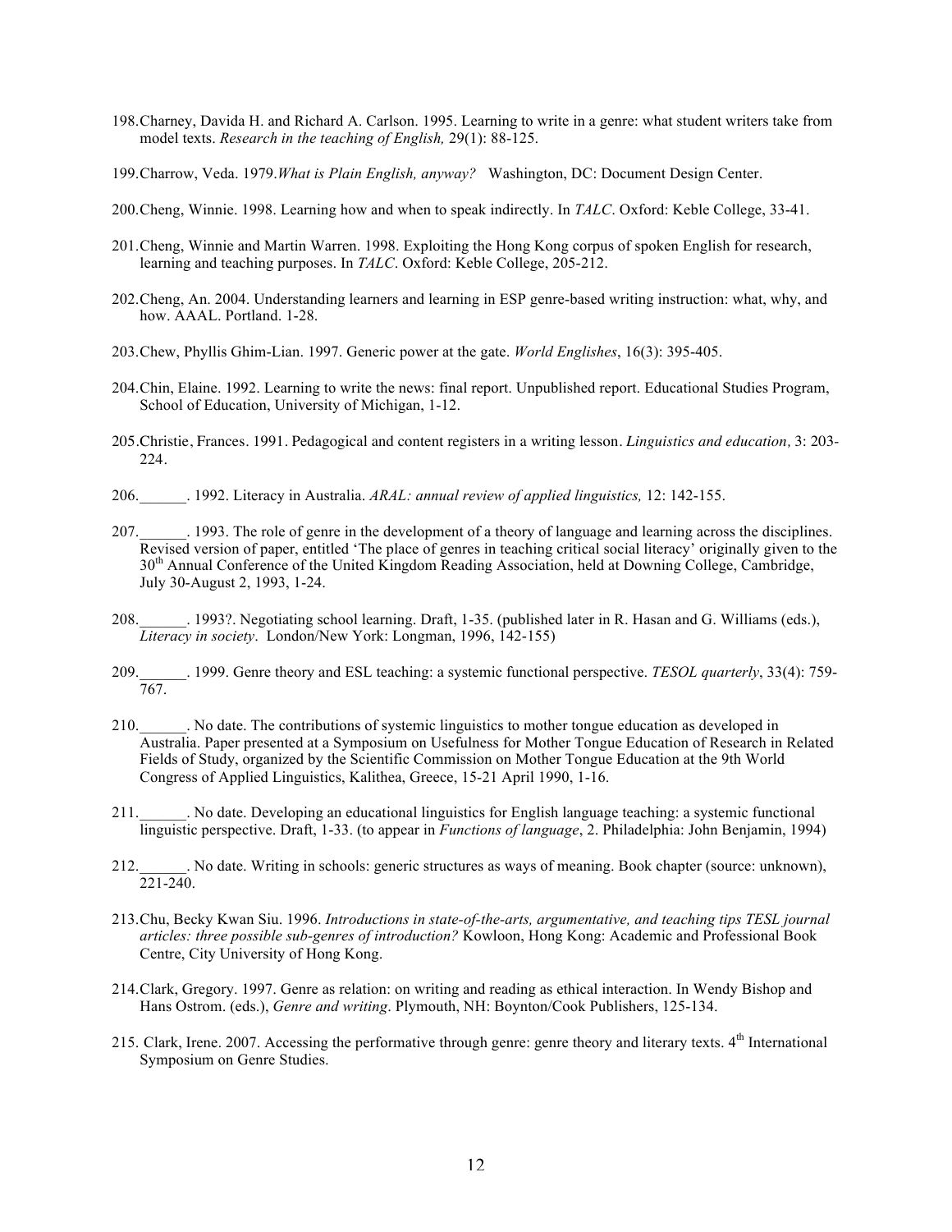198. Charney, Davida H. and Richard A. Carlson. 1995. Learning to write in a genre: what student writers take from model texts. *Research in the teaching of English,* 29(1): 88-125.

199. Charrow, Veda. 1979. *What is Plain English, anyway?* Washington, DC: Document Design Center.

200. Cheng, Winnie. 1998. Learning how and when to speak indirectly. In *TALC*. Oxford: Keble College, 33-41.

201. Cheng, Winnie and Martin Warren. 1998. Exploiting the Hong Kong corpus of spoken English for research, learning and teaching purposes. In *TALC*. Oxford: Keble College, 205-212.

202. Cheng, An. 2004. Understanding learners and learning in ESP genre-based writing instruction: what, why, and how. AAAL. Portland. 1-28.

203. Chew, Phyllis Ghim-Lian. 1997. Generic power at the gate. *World Englishes*, 16(3): 395-405.

204. Chin, Elaine. 1992. Learning to write the news: final report. Unpublished report. Educational Studies Program, School of Education, University of Michigan, 1-12.

205. Christie, Frances. 1991. Pedagogical and content registers in a writing lesson. *Linguistics and education,* 3: 203-224.

206. ______. 1992. Literacy in Australia. *ARAL: annual review of applied linguistics,* 12: 142-155.

207. ______. 1993. The role of genre in the development of a theory of language and learning across the disciplines. Revised version of paper, entitled 'The place of genres in teaching critical social literacy' originally given to the 30th Annual Conference of the United Kingdom Reading Association, held at Downing College, Cambridge, July 30-August 2, 1993, 1-24.

208. ______. 1993?. Negotiating school learning. Draft, 1-35. (published later in R. Hasan and G. Williams (eds.), *Literacy in society*. London/New York: Longman, 1996, 142-155)

209. ______. 1999. Genre theory and ESL teaching: a systemic functional perspective. *TESOL quarterly*, 33(4): 759-767.

210. ______. No date. The contributions of systemic linguistics to mother tongue education as developed in Australia. Paper presented at a Symposium on Usefulness for Mother Tongue Education of Research in Related Fields of Study, organized by the Scientific Commission on Mother Tongue Education at the 9th World Congress of Applied Linguistics, Kalithea, Greece, 15-21 April 1990, 1-16.

211. ______. No date. Developing an educational linguistics for English language teaching: a systemic functional linguistic perspective. Draft, 1-33. (to appear in *Functions of language*, 2. Philadelphia: John Benjamin, 1994)

212. ______. No date. Writing in schools: generic structures as ways of meaning. Book chapter (source: unknown), 221-240.

213. Chu, Becky Kwan Siu. 1996. *Introductions in state-of-the-arts, argumentative, and teaching tips TESL journal articles: three possible sub-genres of introduction?* Kowloon, Hong Kong: Academic and Professional Book Centre, City University of Hong Kong.

214. Clark, Gregory. 1997. Genre as relation: on writing and reading as ethical interaction. In Wendy Bishop and Hans Ostrom. (eds.), *Genre and writing*. Plymouth, NH: Boynton/Cook Publishers, 125-134.

215. Clark, Irene. 2007. Accessing the performative through genre: genre theory and literary texts. 4th International Symposium on Genre Studies.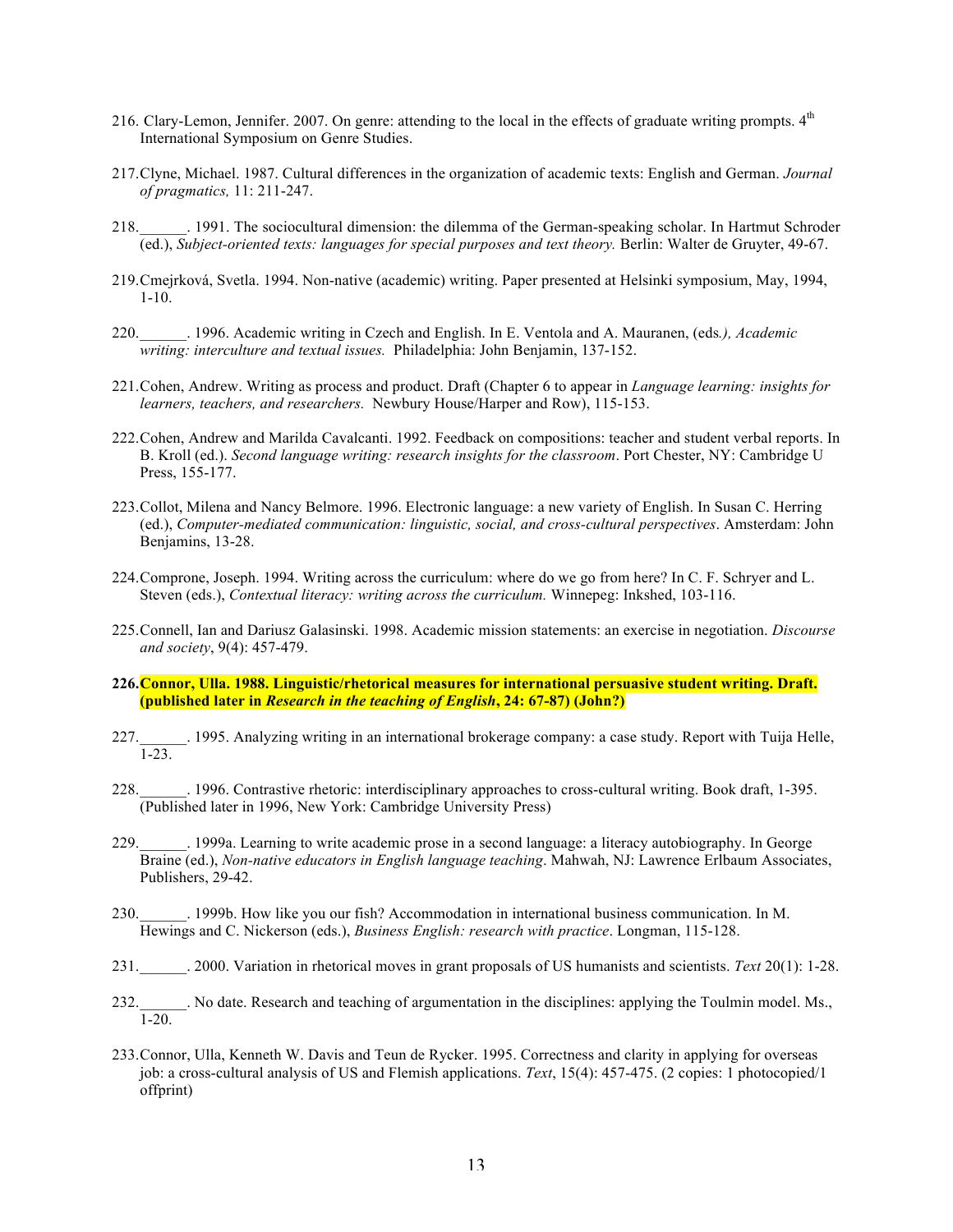216. Clary-Lemon, Jennifer. 2007. On genre: attending to the local in the effects of graduate writing prompts. 4th International Symposium on Genre Studies.

217. Clyne, Michael. 1987. Cultural differences in the organization of academic texts: English and German. *Journal of pragmatics,* 11: 211-247.

218. ______. 1991. The sociocultural dimension: the dilemma of the German-speaking scholar. In Hartmut Schroder (ed.), *Subject-oriented texts: languages for special purposes and text theory.* Berlin: Walter de Gruyter, 49-67.

219. Cmejrková, Svetla. 1994. Non-native (academic) writing. Paper presented at Helsinki symposium, May, 1994, 1-10.

220. ______. 1996. Academic writing in Czech and English. In E. Ventola and A. Mauranen, (eds*.), Academic writing: interculture and textual issues.* Philadelphia: John Benjamin, 137-152.

221. Cohen, Andrew. Writing as process and product. Draft (Chapter 6 to appear in *Language learning: insights for learners, teachers, and researchers.* Newbury House/Harper and Row), 115-153.

222. Cohen, Andrew and Marilda Cavalcanti. 1992. Feedback on compositions: teacher and student verbal reports. In B. Kroll (ed.). *Second language writing: research insights for the classroom*. Port Chester, NY: Cambridge U Press, 155-177.

223. Collot, Milena and Nancy Belmore. 1996. Electronic language: a new variety of English. In Susan C. Herring (ed.), *Computer-mediated communication: linguistic, social, and cross-cultural perspectives*. Amsterdam: John Benjamins, 13-28.

224. Comprone, Joseph. 1994. Writing across the curriculum: where do we go from here? In C. F. Schryer and L. Steven (eds.), *Contextual literacy: writing across the curriculum.* Winnepeg: Inkshed, 103-116.

225. Connell, Ian and Dariusz Galasinski. 1998. Academic mission statements: an exercise in negotiation. *Discourse and society*, 9(4): 457-479.

**226. Connor, Ulla. 1988. Linguistic/rhetorical measures for international persuasive student writing. Draft. (published later in *Research in the teaching of English*, 24: 67-87) (John?)**

227. ______. 1995. Analyzing writing in an international brokerage company: a case study. Report with Tuija Helle, 1-23.

228. ______. 1996. Contrastive rhetoric: interdisciplinary approaches to cross-cultural writing. Book draft, 1-395. (Published later in 1996, New York: Cambridge University Press)

229. ______. 1999a. Learning to write academic prose in a second language: a literacy autobiography. In George Braine (ed.), *Non-native educators in English language teaching*. Mahwah, NJ: Lawrence Erlbaum Associates, Publishers, 29-42.

230. ______. 1999b. How like you our fish? Accommodation in international business communication. In M. Hewings and C. Nickerson (eds.), *Business English: research with practice*. Longman, 115-128.

231. ______. 2000. Variation in rhetorical moves in grant proposals of US humanists and scientists. *Text* 20(1): 1-28.

232. ______. No date. Research and teaching of argumentation in the disciplines: applying the Toulmin model. Ms., 1-20.

233. Connor, Ulla, Kenneth W. Davis and Teun de Rycker. 1995. Correctness and clarity in applying for overseas job: a cross-cultural analysis of US and Flemish applications. *Text*, 15(4): 457-475. (2 copies: 1 photocopied/1 offprint)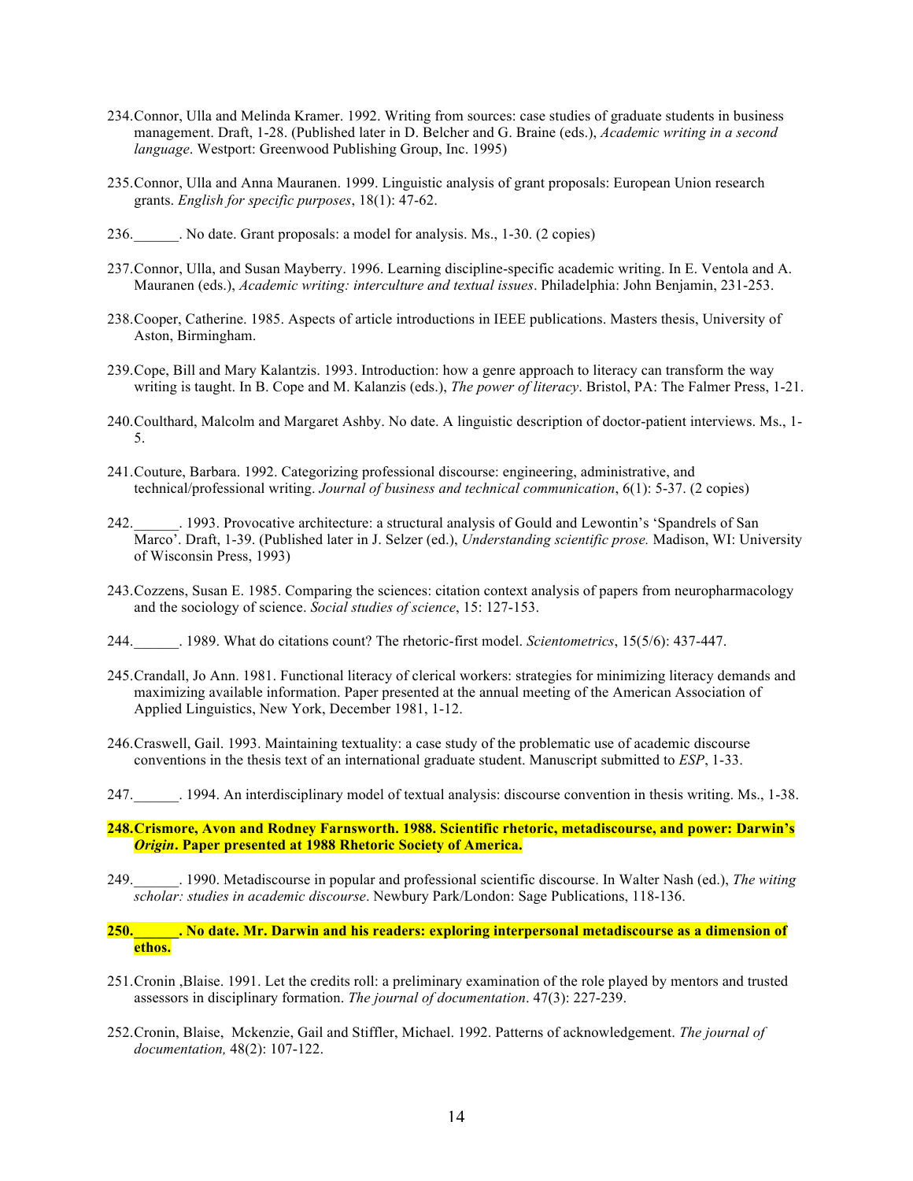234.Connor, Ulla and Melinda Kramer. 1992. Writing from sources: case studies of graduate students in business management. Draft, 1-28. (Published later in D. Belcher and G. Braine (eds.), *Academic writing in a second language*. Westport: Greenwood Publishing Group, Inc. 1995)

235.Connor, Ulla and Anna Mauranen. 1999. Linguistic analysis of grant proposals: European Union research grants. *English for specific purposes*, 18(1): 47-62.

236.______. No date. Grant proposals: a model for analysis. Ms., 1-30. (2 copies)

237.Connor, Ulla, and Susan Mayberry. 1996. Learning discipline-specific academic writing. In E. Ventola and A. Mauranen (eds.), *Academic writing: interculture and textual issues*. Philadelphia: John Benjamin, 231-253.

238.Cooper, Catherine. 1985. Aspects of article introductions in IEEE publications. Masters thesis, University of Aston, Birmingham.

239.Cope, Bill and Mary Kalantzis. 1993. Introduction: how a genre approach to literacy can transform the way writing is taught. In B. Cope and M. Kalanzis (eds.), *The power of literacy*. Bristol, PA: The Falmer Press, 1-21.

240.Coulthard, Malcolm and Margaret Ashby. No date. A linguistic description of doctor-patient interviews. Ms., 1-5.

241.Couture, Barbara. 1992. Categorizing professional discourse: engineering, administrative, and technical/professional writing. *Journal of business and technical communication*, 6(1): 5-37. (2 copies)

242.______. 1993. Provocative architecture: a structural analysis of Gould and Lewontin's 'Spandrels of San Marco'. Draft, 1-39. (Published later in J. Selzer (ed.), *Understanding scientific prose.* Madison, WI: University of Wisconsin Press, 1993)

243.Cozzens, Susan E. 1985. Comparing the sciences: citation context analysis of papers from neuropharmacology and the sociology of science. *Social studies of science*, 15: 127-153.

244.______. 1989. What do citations count? The rhetoric-first model. *Scientometrics*, 15(5/6): 437-447.

245.Crandall, Jo Ann. 1981. Functional literacy of clerical workers: strategies for minimizing literacy demands and maximizing available information. Paper presented at the annual meeting of the American Association of Applied Linguistics, New York, December 1981, 1-12.

246.Craswell, Gail. 1993. Maintaining textuality: a case study of the problematic use of academic discourse conventions in the thesis text of an international graduate student. Manuscript submitted to *ESP*, 1-33.

247.______. 1994. An interdisciplinary model of textual analysis: discourse convention in thesis writing. Ms., 1-38.

**248.Crismore, Avon and Rodney Farnsworth. 1988. Scientific rhetoric, metadiscourse, and power: Darwin's *Origin*. Paper presented at 1988 Rhetoric Society of America.**

249.______. 1990. Metadiscourse in popular and professional scientific discourse. In Walter Nash (ed.), *The witing scholar: studies in academic discourse*. Newbury Park/London: Sage Publications, 118-136.

**250.______. No date. Mr. Darwin and his readers: exploring interpersonal metadiscourse as a dimension of ethos.**

251.Cronin ,Blaise. 1991. Let the credits roll: a preliminary examination of the role played by mentors and trusted assessors in disciplinary formation. *The journal of documentation*. 47(3): 227-239.

252.Cronin, Blaise, Mckenzie, Gail and Stiffler, Michael. 1992. Patterns of acknowledgement. *The journal of documentation,* 48(2): 107-122.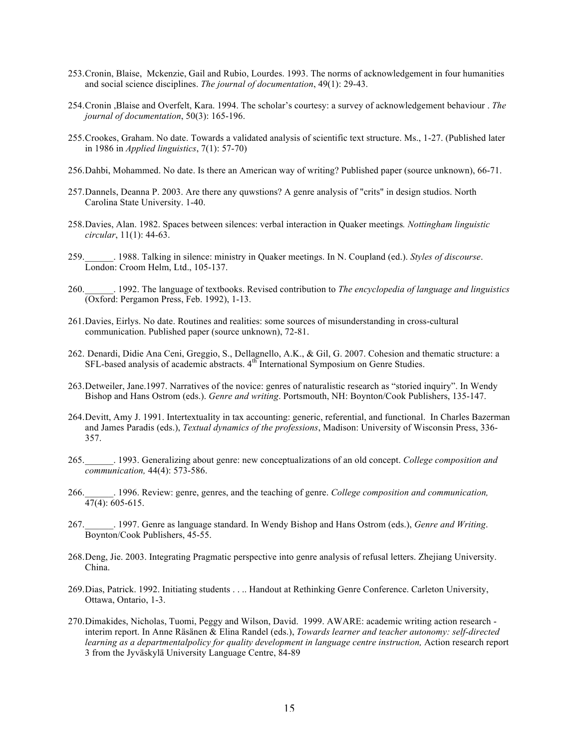253. Cronin, Blaise, Mckenzie, Gail and Rubio, Lourdes. 1993. The norms of acknowledgement in four humanities and social science disciplines. *The journal of documentation*, 49(1): 29-43.

254. Cronin ,Blaise and Overfelt, Kara. 1994. The scholar's courtesy: a survey of acknowledgement behaviour . *The journal of documentation*, 50(3): 165-196.

255. Crookes, Graham. No date. Towards a validated analysis of scientific text structure. Ms., 1-27. (Published later in 1986 in *Applied linguistics*, 7(1): 57-70)

256. Dahbi, Mohammed. No date. Is there an American way of writing? Published paper (source unknown), 66-71.

257. Dannels, Deanna P. 2003. Are there any quwstions? A genre analysis of "crits" in design studios. North Carolina State University. 1-40.

258. Davies, Alan. 1982. Spaces between silences: verbal interaction in Quaker meetings*. Nottingham linguistic circular*, 11(1): 44-63.

259. ______. 1988. Talking in silence: ministry in Quaker meetings. In N. Coupland (ed.). *Styles of discourse*. London: Croom Helm, Ltd., 105-137.

260. ______. 1992. The language of textbooks. Revised contribution to *The encyclopedia of language and linguistics* (Oxford: Pergamon Press, Feb. 1992), 1-13.

261. Davies, Eirlys. No date. Routines and realities: some sources of misunderstanding in cross-cultural communication. Published paper (source unknown), 72-81.

262. Denardi, Didie Ana Ceni, Greggio, S., Dellagnello, A.K., & Gil, G. 2007. Cohesion and thematic structure: a SFL-based analysis of academic abstracts. 4th International Symposium on Genre Studies.

263. Detweiler, Jane.1997. Narratives of the novice: genres of naturalistic research as "storied inquiry". In Wendy Bishop and Hans Ostrom (eds.). *Genre and writing*. Portsmouth, NH: Boynton/Cook Publishers, 135-147.

264. Devitt, Amy J. 1991. Intertextuality in tax accounting: generic, referential, and functional. In Charles Bazerman and James Paradis (eds.), *Textual dynamics of the professions*, Madison: University of Wisconsin Press, 336-357.

265. ______. 1993. Generalizing about genre: new conceptualizations of an old concept. *College composition and communication,* 44(4): 573-586.

266. ______. 1996. Review: genre, genres, and the teaching of genre. *College composition and communication,* 47(4): 605-615.

267. ______. 1997. Genre as language standard. In Wendy Bishop and Hans Ostrom (eds.), *Genre and Writing*. Boynton/Cook Publishers, 45-55.

268. Deng, Jie. 2003. Integrating Pragmatic perspective into genre analysis of refusal letters. Zhejiang University. China.

269. Dias, Patrick. 1992. Initiating students . . .. Handout at Rethinking Genre Conference. Carleton University, Ottawa, Ontario, 1-3.

270. Dimakides, Nicholas, Tuomi, Peggy and Wilson, David. 1999. AWARE: academic writing action research - interim report. In Anne Räsänen & Elina Randel (eds.), *Towards learner and teacher autonomy: self-directed learning as a departmentalpolicy for quality development in language centre instruction,* Action research report 3 from the Jyväskylä University Language Centre, 84-89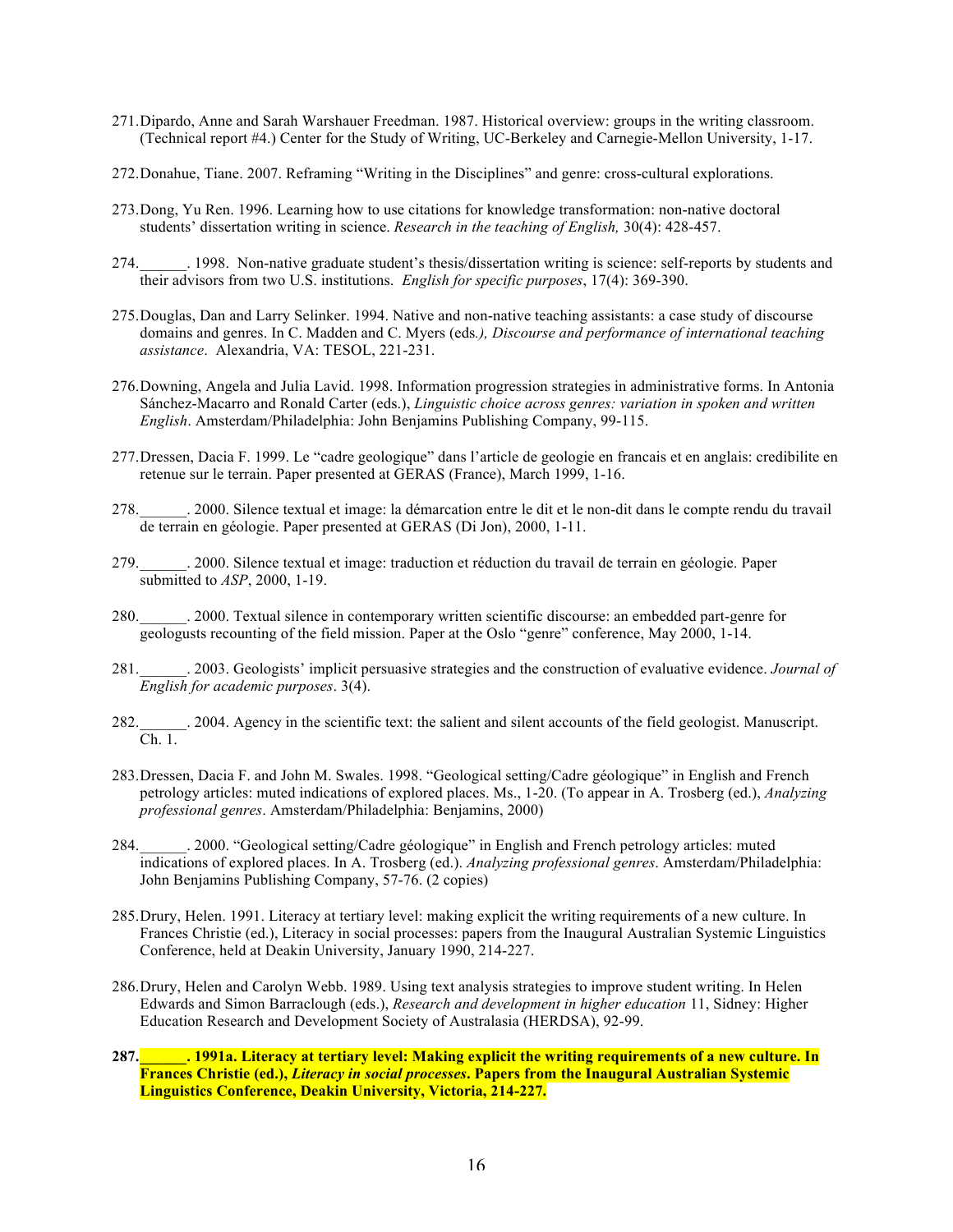271. Dipardo, Anne and Sarah Warshauer Freedman. 1987. Historical overview: groups in the writing classroom. (Technical report #4.) Center for the Study of Writing, UC-Berkeley and Carnegie-Mellon University, 1-17.

272. Donahue, Tiane. 2007. Reframing "Writing in the Disciplines" and genre: cross-cultural explorations.

273. Dong, Yu Ren. 1996. Learning how to use citations for knowledge transformation: non-native doctoral students' dissertation writing in science. *Research in the teaching of English,* 30(4): 428-457.

274. ______. 1998. Non-native graduate student's thesis/dissertation writing is science: self-reports by students and their advisors from two U.S. institutions. *English for specific purposes*, 17(4): 369-390.

275. Douglas, Dan and Larry Selinker. 1994. Native and non-native teaching assistants: a case study of discourse domains and genres. In C. Madden and C. Myers (eds*.), Discourse and performance of international teaching assistance*. Alexandria, VA: TESOL, 221-231.

276. Downing, Angela and Julia Lavid. 1998. Information progression strategies in administrative forms. In Antonia Sánchez-Macarro and Ronald Carter (eds.), *Linguistic choice across genres: variation in spoken and written English*. Amsterdam/Philadelphia: John Benjamins Publishing Company, 99-115.

277. Dressen, Dacia F. 1999. Le "cadre geologique" dans l'article de geologie en francais et en anglais: credibilite en retenue sur le terrain. Paper presented at GERAS (France), March 1999, 1-16.

278. ______. 2000. Silence textual et image: la démarcation entre le dit et le non-dit dans le compte rendu du travail de terrain en géologie. Paper presented at GERAS (Di Jon), 2000, 1-11.

279. ______. 2000. Silence textual et image: traduction et réduction du travail de terrain en géologie. Paper submitted to *ASP*, 2000, 1-19.

280. ______. 2000. Textual silence in contemporary written scientific discourse: an embedded part-genre for geologusts recounting of the field mission. Paper at the Oslo "genre" conference, May 2000, 1-14.

281. ______. 2003. Geologists' implicit persuasive strategies and the construction of evaluative evidence. *Journal of English for academic purposes*. 3(4).

282. ______. 2004. Agency in the scientific text: the salient and silent accounts of the field geologist. Manuscript. Ch. 1.

283. Dressen, Dacia F. and John M. Swales. 1998. "Geological setting/Cadre géologique" in English and French petrology articles: muted indications of explored places. Ms., 1-20. (To appear in A. Trosberg (ed.), *Analyzing professional genres*. Amsterdam/Philadelphia: Benjamins, 2000)

284. ______. 2000. "Geological setting/Cadre géologique" in English and French petrology articles: muted indications of explored places. In A. Trosberg (ed.). *Analyzing professional genres*. Amsterdam/Philadelphia: John Benjamins Publishing Company, 57-76. (2 copies)

285. Drury, Helen. 1991. Literacy at tertiary level: making explicit the writing requirements of a new culture. In Frances Christie (ed.), Literacy in social processes: papers from the Inaugural Australian Systemic Linguistics Conference, held at Deakin University, January 1990, 214-227.

286. Drury, Helen and Carolyn Webb. 1989. Using text analysis strategies to improve student writing. In Helen Edwards and Simon Barraclough (eds.), *Research and development in higher education* 11, Sidney: Higher Education Research and Development Society of Australasia (HERDSA), 92-99.

**287. ______. 1991a. Literacy at tertiary level: Making explicit the writing requirements of a new culture. In Frances Christie (ed.), *Literacy in social processes*. Papers from the Inaugural Australian Systemic Linguistics Conference, Deakin University, Victoria, 214-227.**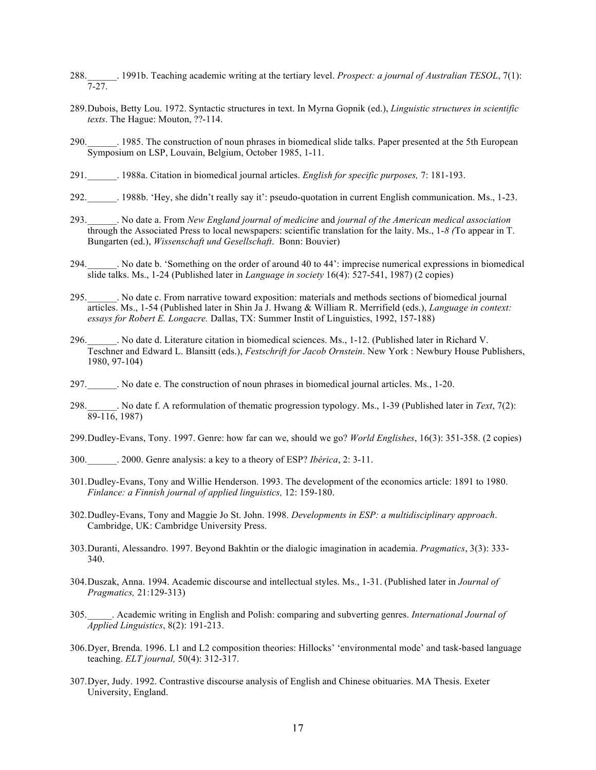288. ______. 1991b. Teaching academic writing at the tertiary level. *Prospect: a journal of Australian TESOL*, 7(1): 7-27.

289. Dubois, Betty Lou. 1972. Syntactic structures in text. In Myrna Gopnik (ed.), *Linguistic structures in scientific texts*. The Hague: Mouton, ??-114.

290. ______. 1985. The construction of noun phrases in biomedical slide talks. Paper presented at the 5th European Symposium on LSP, Louvain, Belgium, October 1985, 1-11.

291. ______. 1988a. Citation in biomedical journal articles. *English for specific purposes,* 7: 181-193.

292. ______. 1988b. 'Hey, she didn't really say it': pseudo-quotation in current English communication. Ms., 1-23.

293. ______. No date a. From *New England journal of medicine* and *journal of the American medical association* through the Associated Press to local newspapers: scientific translation for the laity. Ms., 1-*8 (*To appear in T. Bungarten (ed.), *Wissenschaft und Gesellschaft*. Bonn: Bouvier)

294. ______. No date b. 'Something on the order of around 40 to 44': imprecise numerical expressions in biomedical slide talks. Ms., 1-24 (Published later in *Language in society* 16(4): 527-541, 1987) (2 copies)

295. ______. No date c. From narrative toward exposition: materials and methods sections of biomedical journal articles. Ms., 1-54 (Published later in Shin Ja J. Hwang & William R. Merrifield (eds.), *Language in context: essays for Robert E. Longacre.* Dallas, TX: Summer Instit of Linguistics, 1992, 157-188)

296. ______. No date d. Literature citation in biomedical sciences. Ms., 1-12. (Published later in Richard V. Teschner and Edward L. Blansitt (eds.), *Festschrift for Jacob Ornstein*. New York : Newbury House Publishers, 1980, 97-104)

297. ______. No date e. The construction of noun phrases in biomedical journal articles. Ms., 1-20.

298. ______. No date f. A reformulation of thematic progression typology. Ms., 1-39 (Published later in *Text*, 7(2): 89-116, 1987)

299. Dudley-Evans, Tony. 1997. Genre: how far can we, should we go? *World Englishes*, 16(3): 351-358. (2 copies)

300. ______. 2000. Genre analysis: a key to a theory of ESP? *Ibérica*, 2: 3-11.

301. Dudley-Evans, Tony and Willie Henderson. 1993. The development of the economics article: 1891 to 1980. *Finlance: a Finnish journal of applied linguistics,* 12: 159-180.

302. Dudley-Evans, Tony and Maggie Jo St. John. 1998. *Developments in ESP: a multidisciplinary approach*. Cambridge, UK: Cambridge University Press.

303. Duranti, Alessandro. 1997. Beyond Bakhtin or the dialogic imagination in academia. *Pragmatics*, 3(3): 333-340.

304. Duszak, Anna. 1994. Academic discourse and intellectual styles. Ms., 1-31. (Published later in *Journal of Pragmatics,* 21:129-313)

305. _____. Academic writing in English and Polish: comparing and subverting genres. *International Journal of Applied Linguistics*, 8(2): 191-213.

306. Dyer, Brenda. 1996. L1 and L2 composition theories: Hillocks' 'environmental mode' and task-based language teaching. *ELT journal,* 50(4): 312-317.

307. Dyer, Judy. 1992. Contrastive discourse analysis of English and Chinese obituaries. MA Thesis. Exeter University, England.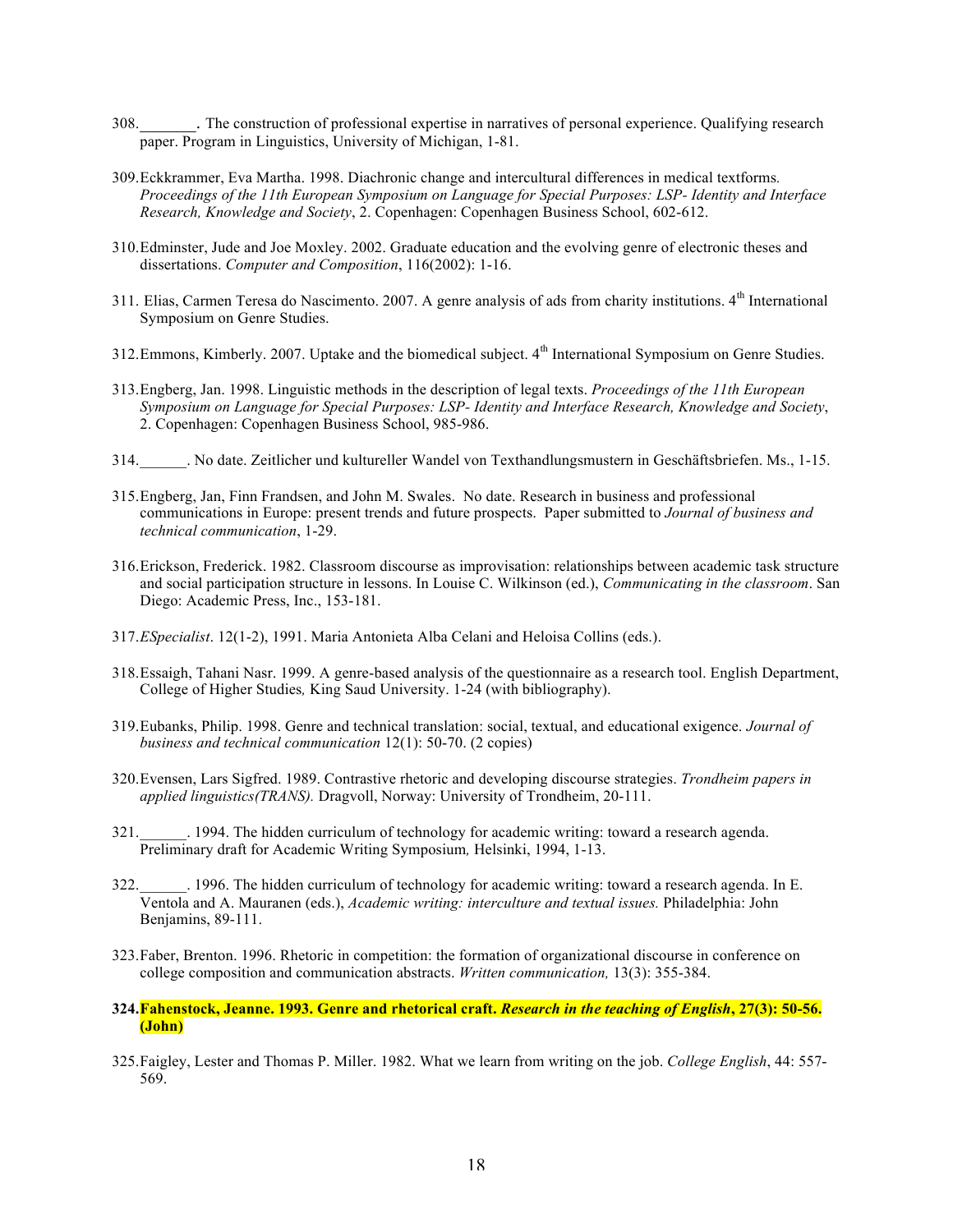308.________. The construction of professional expertise in narratives of personal experience. Qualifying research paper. Program in Linguistics, University of Michigan, 1-81.

309.Eckkrammer, Eva Martha. 1998. Diachronic change and intercultural differences in medical textforms. *Proceedings of the 11th European Symposium on Language for Special Purposes: LSP- Identity and Interface Research, Knowledge and Society*, 2. Copenhagen: Copenhagen Business School, 602-612.

310.Edminster, Jude and Joe Moxley. 2002. Graduate education and the evolving genre of electronic theses and dissertations. *Computer and Composition*, 116(2002): 1-16.

311. Elias, Carmen Teresa do Nascimento. 2007. A genre analysis of ads from charity institutions. 4th International Symposium on Genre Studies.

312.Emmons, Kimberly. 2007. Uptake and the biomedical subject. 4th International Symposium on Genre Studies.

313.Engberg, Jan. 1998. Linguistic methods in the description of legal texts. *Proceedings of the 11th European Symposium on Language for Special Purposes: LSP- Identity and Interface Research, Knowledge and Society*, 2. Copenhagen: Copenhagen Business School, 985-986.

314.______. No date. Zeitlicher und kultureller Wandel von Texthandlungsmustern in Geschäftsbriefen. Ms., 1-15.

315.Engberg, Jan, Finn Frandsen, and John M. Swales. No date. Research in business and professional communications in Europe: present trends and future prospects. Paper submitted to *Journal of business and technical communication*, 1-29.

316.Erickson, Frederick. 1982. Classroom discourse as improvisation: relationships between academic task structure and social participation structure in lessons. In Louise C. Wilkinson (ed.), *Communicating in the classroom*. San Diego: Academic Press, Inc., 153-181.

317.*ESpecialist*. 12(1-2), 1991. Maria Antonieta Alba Celani and Heloisa Collins (eds.).

318.Essaigh, Tahani Nasr. 1999. A genre-based analysis of the questionnaire as a research tool. English Department, College of Higher Studies*,* King Saud University. 1-24 (with bibliography).

319.Eubanks, Philip. 1998. Genre and technical translation: social, textual, and educational exigence. *Journal of business and technical communication* 12(1): 50-70. (2 copies)

320.Evensen, Lars Sigfred. 1989. Contrastive rhetoric and developing discourse strategies. *Trondheim papers in applied linguistics(TRANS).* Dragvoll, Norway: University of Trondheim, 20-111.

321.______. 1994. The hidden curriculum of technology for academic writing: toward a research agenda. Preliminary draft for Academic Writing Symposium*,* Helsinki, 1994, 1-13.

322.______. 1996. The hidden curriculum of technology for academic writing: toward a research agenda. In E. Ventola and A. Mauranen (eds.), *Academic writing: interculture and textual issues.* Philadelphia: John Benjamins, 89-111.

323.Faber, Brenton. 1996. Rhetoric in competition: the formation of organizational discourse in conference on college composition and communication abstracts. *Written communication,* 13(3): 355-384.

**324.Fahenstock, Jeanne. 1993. Genre and rhetorical craft. *Research in the teaching of English*, 27(3): 50-56. (John)**

325.Faigley, Lester and Thomas P. Miller. 1982. What we learn from writing on the job. *College English*, 44: 557-569.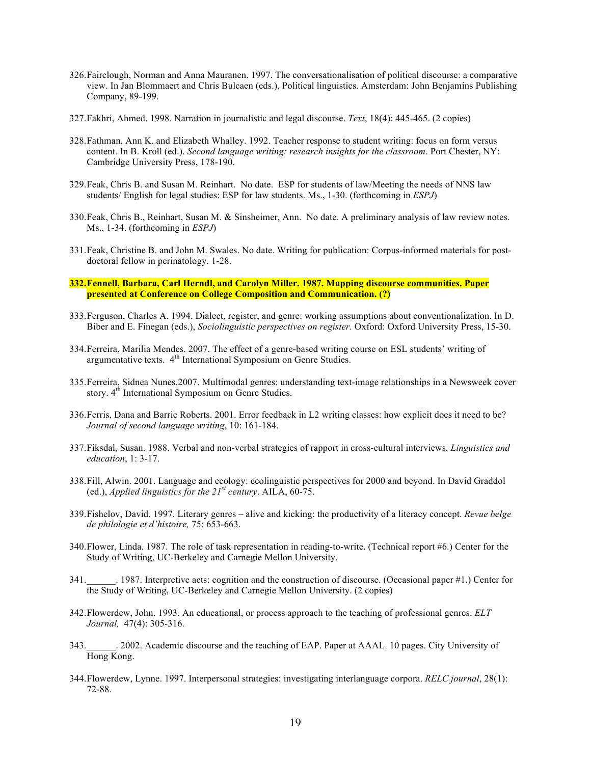326. Fairclough, Norman and Anna Mauranen. 1997. The conversationalisation of political discourse: a comparative view. In Jan Blommaert and Chris Bulcaen (eds.), Political linguistics. Amsterdam: John Benjamins Publishing Company, 89-199.

327. Fakhri, Ahmed. 1998. Narration in journalistic and legal discourse. *Text*, 18(4): 445-465. (2 copies)

328. Fathman, Ann K. and Elizabeth Whalley. 1992. Teacher response to student writing: focus on form versus content. In B. Kroll (ed.). *Second language writing: research insights for the classroom*. Port Chester, NY: Cambridge University Press, 178-190.

329. Feak, Chris B. and Susan M. Reinhart. No date. ESP for students of law/Meeting the needs of NNS law students/ English for legal studies: ESP for law students. Ms., 1-30. (forthcoming in *ESPJ*)

330. Feak, Chris B., Reinhart, Susan M. & Sinsheimer, Ann. No date. A preliminary analysis of law review notes. Ms., 1-34. (forthcoming in *ESPJ*)

331. Feak, Christine B. and John M. Swales. No date. Writing for publication: Corpus-informed materials for post-doctoral fellow in perinatology. 1-28.

**332. Fennell, Barbara, Carl Herndl, and Carolyn Miller. 1987. Mapping discourse communities. Paper presented at Conference on College Composition and Communication. (?)**

333. Ferguson, Charles A. 1994. Dialect, register, and genre: working assumptions about conventionalization. In D. Biber and E. Finegan (eds.), *Sociolinguistic perspectives on register.* Oxford: Oxford University Press, 15-30.

334. Ferreira, Marilia Mendes. 2007. The effect of a genre-based writing course on ESL students' writing of argumentative texts. 4th International Symposium on Genre Studies.

335. Ferreira, Sidnea Nunes.2007. Multimodal genres: understanding text-image relationships in a Newsweek cover story. 4th International Symposium on Genre Studies.

336. Ferris, Dana and Barrie Roberts. 2001. Error feedback in L2 writing classes: how explicit does it need to be? *Journal of second language writing*, 10: 161-184.

337. Fiksdal, Susan. 1988. Verbal and non-verbal strategies of rapport in cross-cultural interviews*. Linguistics and education*, 1: 3-17.

338. Fill, Alwin. 2001. Language and ecology: ecolinguistic perspectives for 2000 and beyond. In David Graddol (ed.), *Applied linguistics for the 21st century*. AILA, 60-75.

339. Fishelov, David. 1997. Literary genres – alive and kicking: the productivity of a literacy concept. *Revue belge de philologie et d'histoire,* 75: 653-663.

340. Flower, Linda. 1987. The role of task representation in reading-to-write. (Technical report #6.) Center for the Study of Writing, UC-Berkeley and Carnegie Mellon University.

341. ______. 1987. Interpretive acts: cognition and the construction of discourse. (Occasional paper #1.) Center for the Study of Writing, UC-Berkeley and Carnegie Mellon University. (2 copies)

342. Flowerdew, John. 1993. An educational, or process approach to the teaching of professional genres. *ELT Journal,* 47(4): 305-316.

343. ______. 2002. Academic discourse and the teaching of EAP. Paper at AAAL. 10 pages. City University of Hong Kong.

344. Flowerdew, Lynne. 1997. Interpersonal strategies: investigating interlanguage corpora. *RELC journal*, 28(1): 72-88.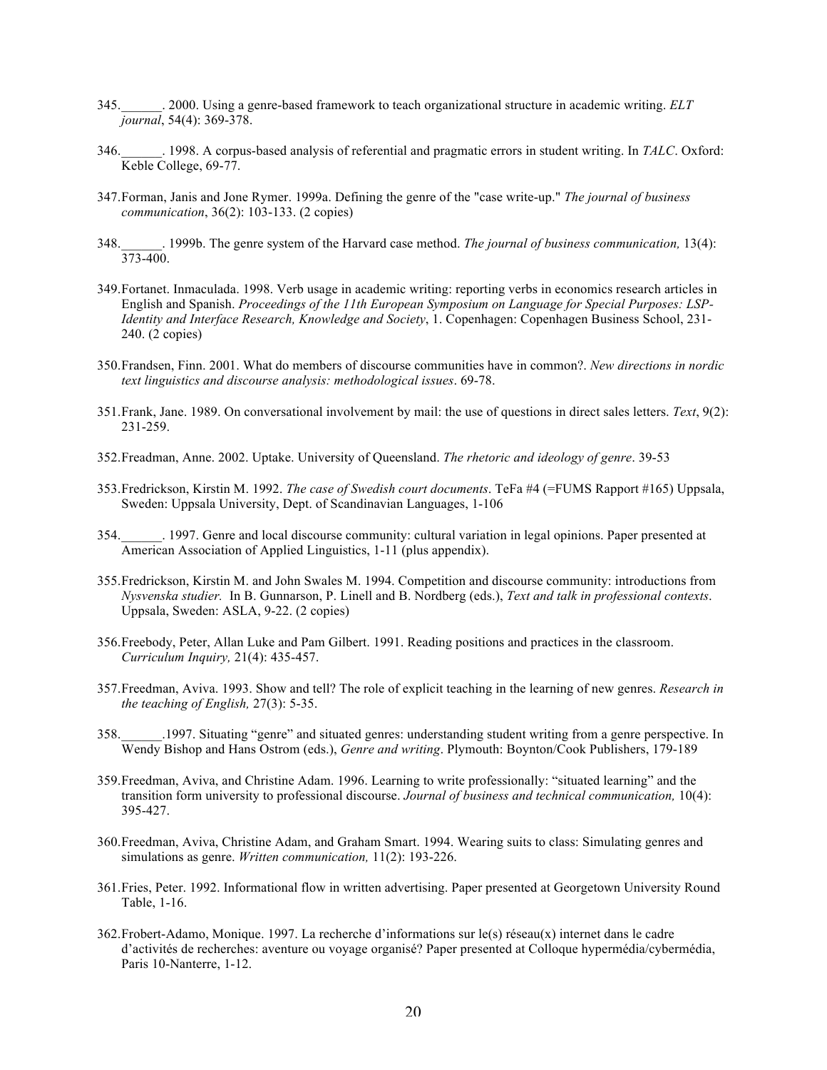345.______. 2000. Using a genre-based framework to teach organizational structure in academic writing. *ELT journal*, 54(4): 369-378.

346.______. 1998. A corpus-based analysis of referential and pragmatic errors in student writing. In *TALC*. Oxford: Keble College, 69-77.

347.Forman, Janis and Jone Rymer. 1999a. Defining the genre of the "case write-up." *The journal of business communication*, 36(2): 103-133. (2 copies)

348.______. 1999b. The genre system of the Harvard case method. *The journal of business communication,* 13(4): 373-400.

349.Fortanet. Inmaculada. 1998. Verb usage in academic writing: reporting verbs in economics research articles in English and Spanish. *Proceedings of the 11th European Symposium on Language for Special Purposes: LSP-Identity and Interface Research, Knowledge and Society*, 1. Copenhagen: Copenhagen Business School, 231-240. (2 copies)

350.Frandsen, Finn. 2001. What do members of discourse communities have in common?. *New directions in nordic text linguistics and discourse analysis: methodological issues*. 69-78.

351.Frank, Jane. 1989. On conversational involvement by mail: the use of questions in direct sales letters. *Text*, 9(2): 231-259.

352.Freadman, Anne. 2002. Uptake. University of Queensland. *The rhetoric and ideology of genre*. 39-53

353.Fredrickson, Kirstin M. 1992. *The case of Swedish court documents*. TeFa #4 (=FUMS Rapport #165) Uppsala, Sweden: Uppsala University, Dept. of Scandinavian Languages, 1-106

354.______. 1997. Genre and local discourse community: cultural variation in legal opinions. Paper presented at American Association of Applied Linguistics, 1-11 (plus appendix).

355.Fredrickson, Kirstin M. and John Swales M. 1994. Competition and discourse community: introductions from *Nysvenska studier.* In B. Gunnarson, P. Linell and B. Nordberg (eds.), *Text and talk in professional contexts*. Uppsala, Sweden: ASLA, 9-22. (2 copies)

356.Freebody, Peter, Allan Luke and Pam Gilbert. 1991. Reading positions and practices in the classroom. *Curriculum Inquiry,* 21(4): 435-457.

357.Freedman, Aviva. 1993. Show and tell? The role of explicit teaching in the learning of new genres. *Research in the teaching of English,* 27(3): 5-35.

358.______.1997. Situating "genre" and situated genres: understanding student writing from a genre perspective. In Wendy Bishop and Hans Ostrom (eds.), *Genre and writing*. Plymouth: Boynton/Cook Publishers, 179-189

359.Freedman, Aviva, and Christine Adam. 1996. Learning to write professionally: "situated learning" and the transition form university to professional discourse. *Journal of business and technical communication,* 10(4): 395-427.

360.Freedman, Aviva, Christine Adam, and Graham Smart. 1994. Wearing suits to class: Simulating genres and simulations as genre. *Written communication,* 11(2): 193-226.

361.Fries, Peter. 1992. Informational flow in written advertising. Paper presented at Georgetown University Round Table, 1-16.

362.Frobert-Adamo, Monique. 1997. La recherche d'informations sur le(s) réseau(x) internet dans le cadre d'activités de recherches: aventure ou voyage organisé? Paper presented at Colloque hypermédia/cybermédia, Paris 10-Nanterre, 1-12.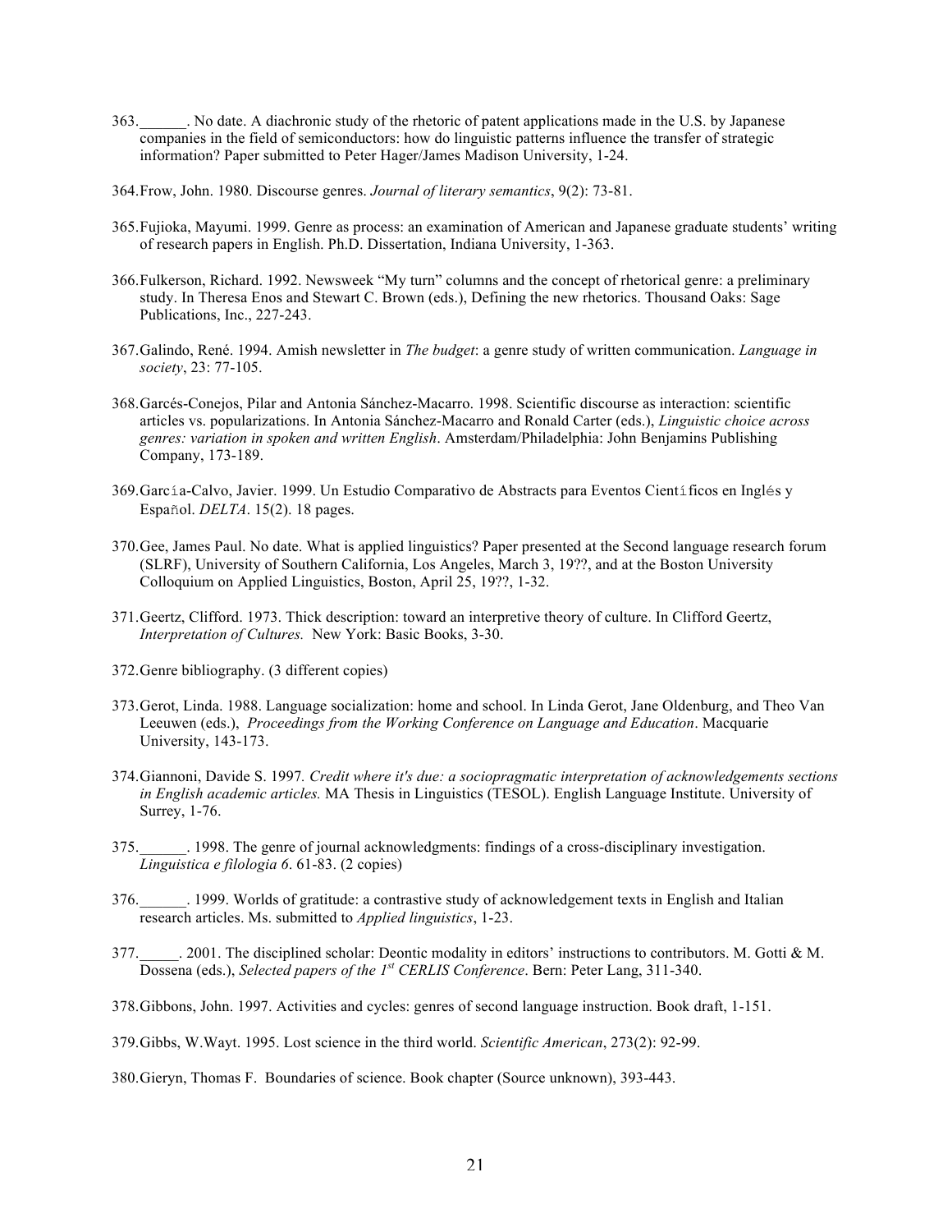363.______. No date. A diachronic study of the rhetoric of patent applications made in the U.S. by Japanese companies in the field of semiconductors: how do linguistic patterns influence the transfer of strategic information? Paper submitted to Peter Hager/James Madison University, 1-24.

364.Frow, John. 1980. Discourse genres. *Journal of literary semantics*, 9(2): 73-81.

365.Fujioka, Mayumi. 1999. Genre as process: an examination of American and Japanese graduate students' writing of research papers in English. Ph.D. Dissertation, Indiana University, 1-363.

366.Fulkerson, Richard. 1992. Newsweek "My turn" columns and the concept of rhetorical genre: a preliminary study. In Theresa Enos and Stewart C. Brown (eds.), Defining the new rhetorics. Thousand Oaks: Sage Publications, Inc., 227-243.

367.Galindo, René. 1994. Amish newsletter in *The budget*: a genre study of written communication. *Language in society*, 23: 77-105.

368.Garcés-Conejos, Pilar and Antonia Sánchez-Macarro. 1998. Scientific discourse as interaction: scientific articles vs. popularizations. In Antonia Sánchez-Macarro and Ronald Carter (eds.), *Linguistic choice across genres: variation in spoken and written English*. Amsterdam/Philadelphia: John Benjamins Publishing Company, 173-189.

369.García-Calvo, Javier. 1999. Un Estudio Comparativo de Abstracts para Eventos Científicos en Inglés y Español. *DELTA*. 15(2). 18 pages.

370.Gee, James Paul. No date. What is applied linguistics? Paper presented at the Second language research forum (SLRF), University of Southern California, Los Angeles, March 3, 19??, and at the Boston University Colloquium on Applied Linguistics, Boston, April 25, 19??, 1-32.

371.Geertz, Clifford. 1973. Thick description: toward an interpretive theory of culture. In Clifford Geertz, *Interpretation of Cultures.* New York: Basic Books, 3-30.

372.Genre bibliography. (3 different copies)

373.Gerot, Linda. 1988. Language socialization: home and school. In Linda Gerot, Jane Oldenburg, and Theo Van Leeuwen (eds.), *Proceedings from the Working Conference on Language and Education*. Macquarie University, 143-173.

374.Giannoni, Davide S. 1997*. Credit where it's due: a sociopragmatic interpretation of acknowledgements sections in English academic articles.* MA Thesis in Linguistics (TESOL). English Language Institute. University of Surrey, 1-76.

375.______. 1998. The genre of journal acknowledgments: findings of a cross-disciplinary investigation. *Linguistica e filologia 6*. 61-83. (2 copies)

376.______. 1999. Worlds of gratitude: a contrastive study of acknowledgement texts in English and Italian research articles. Ms. submitted to *Applied linguistics*, 1-23.

377._____. 2001. The disciplined scholar: Deontic modality in editors' instructions to contributors. M. Gotti & M. Dossena (eds.), *Selected papers of the 1st CERLIS Conference*. Bern: Peter Lang, 311-340.

378.Gibbons, John. 1997. Activities and cycles: genres of second language instruction. Book draft, 1-151.

379.Gibbs, W.Wayt. 1995. Lost science in the third world. *Scientific American*, 273(2): 92-99.

380.Gieryn, Thomas F. Boundaries of science. Book chapter (Source unknown), 393-443.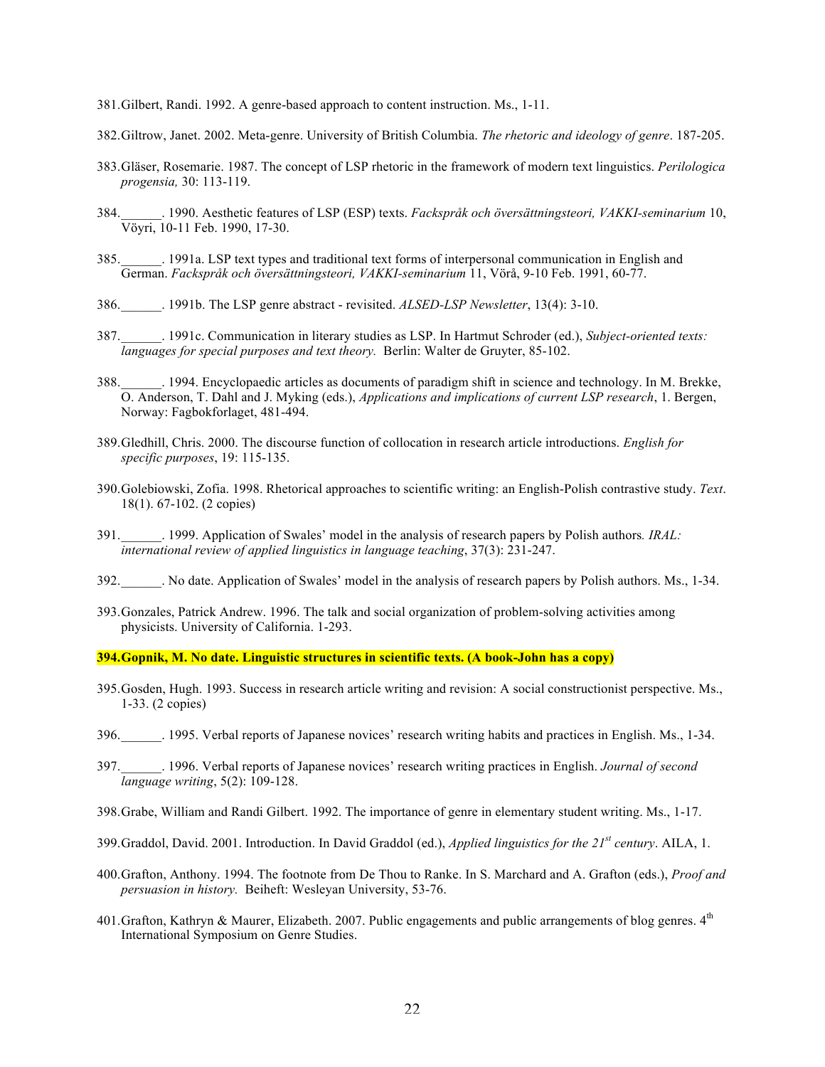381. Gilbert, Randi. 1992. A genre-based approach to content instruction. Ms., 1-11.

382. Giltrow, Janet. 2002. Meta-genre. University of British Columbia. *The rhetoric and ideology of genre*. 187-205.

383. Gläser, Rosemarie. 1987. The concept of LSP rhetoric in the framework of modern text linguistics. *Perilologica progensia,* 30: 113-119.

384. ______. 1990. Aesthetic features of LSP (ESP) texts. *Fackspråk och översättningsteori, VAKKI-seminarium* 10, Vöyri, 10-11 Feb. 1990, 17-30.

385. ______. 1991a. LSP text types and traditional text forms of interpersonal communication in English and German. *Fackspråk och översättningsteori, VAKKI-seminarium* 11, Vörå, 9-10 Feb. 1991, 60-77.

386. ______. 1991b. The LSP genre abstract - revisited. *ALSED-LSP Newsletter*, 13(4): 3-10.

387. ______. 1991c. Communication in literary studies as LSP. In Hartmut Schroder (ed.), *Subject-oriented texts: languages for special purposes and text theory.* Berlin: Walter de Gruyter, 85-102.

388. ______. 1994. Encyclopaedic articles as documents of paradigm shift in science and technology. In M. Brekke, O. Anderson, T. Dahl and J. Myking (eds.), *Applications and implications of current LSP research*, 1. Bergen, Norway: Fagbokforlaget, 481-494.

389. Gledhill, Chris. 2000. The discourse function of collocation in research article introductions. *English for specific purposes*, 19: 115-135.

390. Golebiowski, Zofia. 1998. Rhetorical approaches to scientific writing: an English-Polish contrastive study. *Text*. 18(1). 67-102. (2 copies)

391. ______. 1999. Application of Swales' model in the analysis of research papers by Polish authors*. IRAL: international review of applied linguistics in language teaching*, 37(3): 231-247.

392. ______. No date. Application of Swales' model in the analysis of research papers by Polish authors. Ms., 1-34.

393. Gonzales, Patrick Andrew. 1996. The talk and social organization of problem-solving activities among physicists. University of California. 1-293.

**394. Gopnik, M. No date. Linguistic structures in scientific texts. (A book-John has a copy)**

395. Gosden, Hugh. 1993. Success in research article writing and revision: A social constructionist perspective. Ms., 1-33. (2 copies)

396. ______. 1995. Verbal reports of Japanese novices' research writing habits and practices in English. Ms., 1-34.

397. ______. 1996. Verbal reports of Japanese novices' research writing practices in English. *Journal of second language writing*, 5(2): 109-128.

398. Grabe, William and Randi Gilbert. 1992. The importance of genre in elementary student writing. Ms., 1-17.

399. Graddol, David. 2001. Introduction. In David Graddol (ed.), *Applied linguistics for the 21st century*. AILA, 1.

400. Grafton, Anthony. 1994. The footnote from De Thou to Ranke. In S. Marchard and A. Grafton (eds.), *Proof and persuasion in history.* Beiheft: Wesleyan University, 53-76.

401. Grafton, Kathryn & Maurer, Elizabeth. 2007. Public engagements and public arrangements of blog genres. 4th International Symposium on Genre Studies.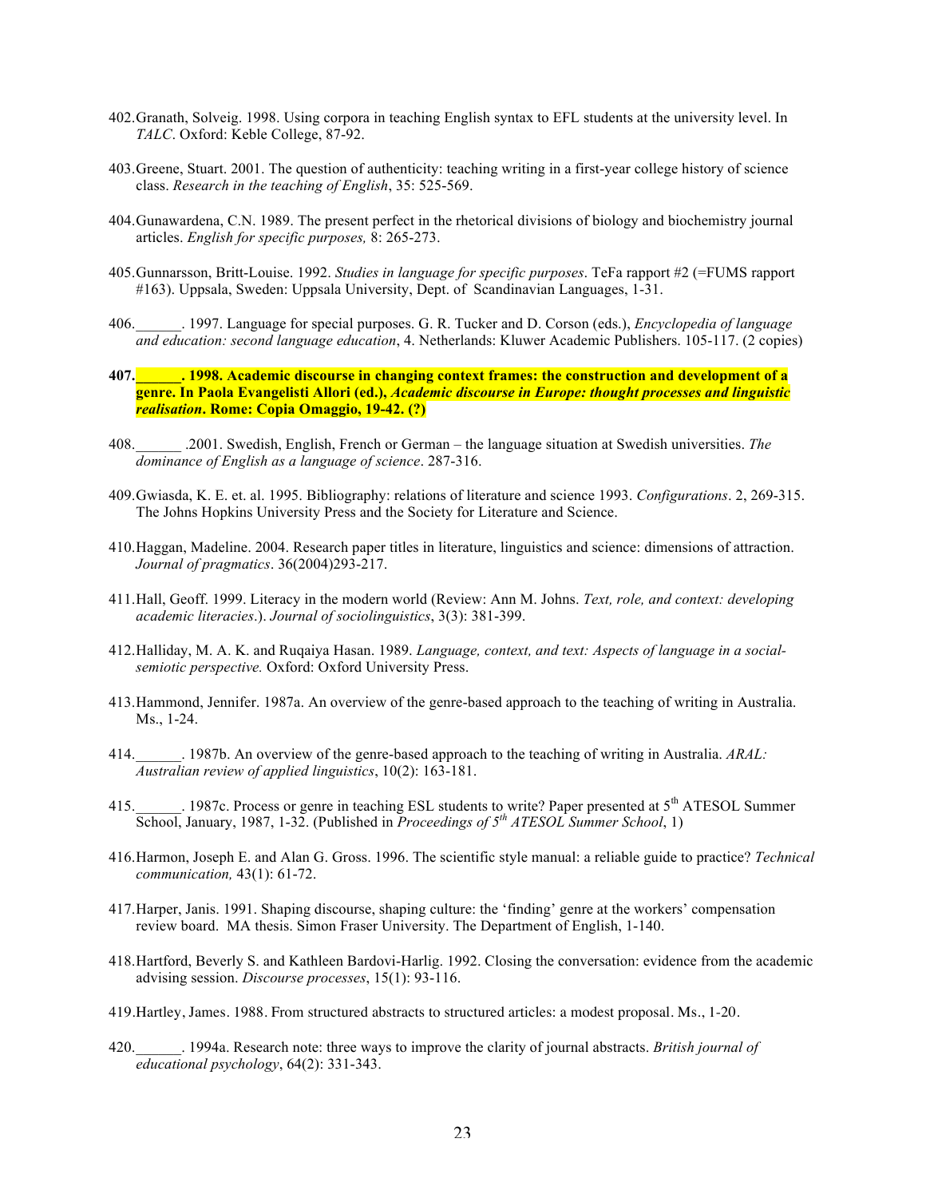402.Granath, Solveig. 1998. Using corpora in teaching English syntax to EFL students at the university level. In *TALC*. Oxford: Keble College, 87-92.

403.Greene, Stuart. 2001. The question of authenticity: teaching writing in a first-year college history of science class. *Research in the teaching of English*, 35: 525-569.

404.Gunawardena, C.N. 1989. The present perfect in the rhetorical divisions of biology and biochemistry journal articles. *English for specific purposes,* 8: 265-273.

405.Gunnarsson, Britt-Louise. 1992. *Studies in language for specific purposes*. TeFa rapport #2 (=FUMS rapport #163). Uppsala, Sweden: Uppsala University, Dept. of Scandinavian Languages, 1-31.

406.______. 1997. Language for special purposes. G. R. Tucker and D. Corson (eds.), *Encyclopedia of language and education: second language education*, 4. Netherlands: Kluwer Academic Publishers. 105-117. (2 copies)

**407.______. 1998. Academic discourse in changing context frames: the construction and development of a genre. In Paola Evangelisti Allori (ed.), *Academic discourse in Europe: thought processes and linguistic realisation*. Rome: Copia Omaggio, 19-42. (?)**

408.______ .2001. Swedish, English, French or German – the language situation at Swedish universities. *The dominance of English as a language of science*. 287-316.

409.Gwiasda, K. E. et. al. 1995. Bibliography: relations of literature and science 1993. *Configurations*. 2, 269-315. The Johns Hopkins University Press and the Society for Literature and Science.

410.Haggan, Madeline. 2004. Research paper titles in literature, linguistics and science: dimensions of attraction. *Journal of pragmatics*. 36(2004)293-217.

411.Hall, Geoff. 1999. Literacy in the modern world (Review: Ann M. Johns. *Text, role, and context: developing academic literacies*.). *Journal of sociolinguistics*, 3(3): 381-399.

412.Halliday, M. A. K. and Ruqaiya Hasan. 1989. *Language, context, and text: Aspects of language in a social-semiotic perspective.* Oxford: Oxford University Press.

413.Hammond, Jennifer. 1987a. An overview of the genre-based approach to the teaching of writing in Australia. Ms., 1-24.

414.______. 1987b. An overview of the genre-based approach to the teaching of writing in Australia. *ARAL: Australian review of applied linguistics*, 10(2): 163-181.

415.______. 1987c. Process or genre in teaching ESL students to write? Paper presented at 5th ATESOL Summer School, January, 1987, 1-32. (Published in *Proceedings of 5th ATESOL Summer School*, 1)

416.Harmon, Joseph E. and Alan G. Gross. 1996. The scientific style manual: a reliable guide to practice? *Technical communication,* 43(1): 61-72.

417.Harper, Janis. 1991. Shaping discourse, shaping culture: the 'finding' genre at the workers' compensation review board. MA thesis. Simon Fraser University. The Department of English, 1-140.

418.Hartford, Beverly S. and Kathleen Bardovi-Harlig. 1992. Closing the conversation: evidence from the academic advising session. *Discourse processes*, 15(1): 93-116.

419.Hartley, James. 1988. From structured abstracts to structured articles: a modest proposal. Ms., 1-20.

420.______. 1994a. Research note: three ways to improve the clarity of journal abstracts. *British journal of educational psychology*, 64(2): 331-343.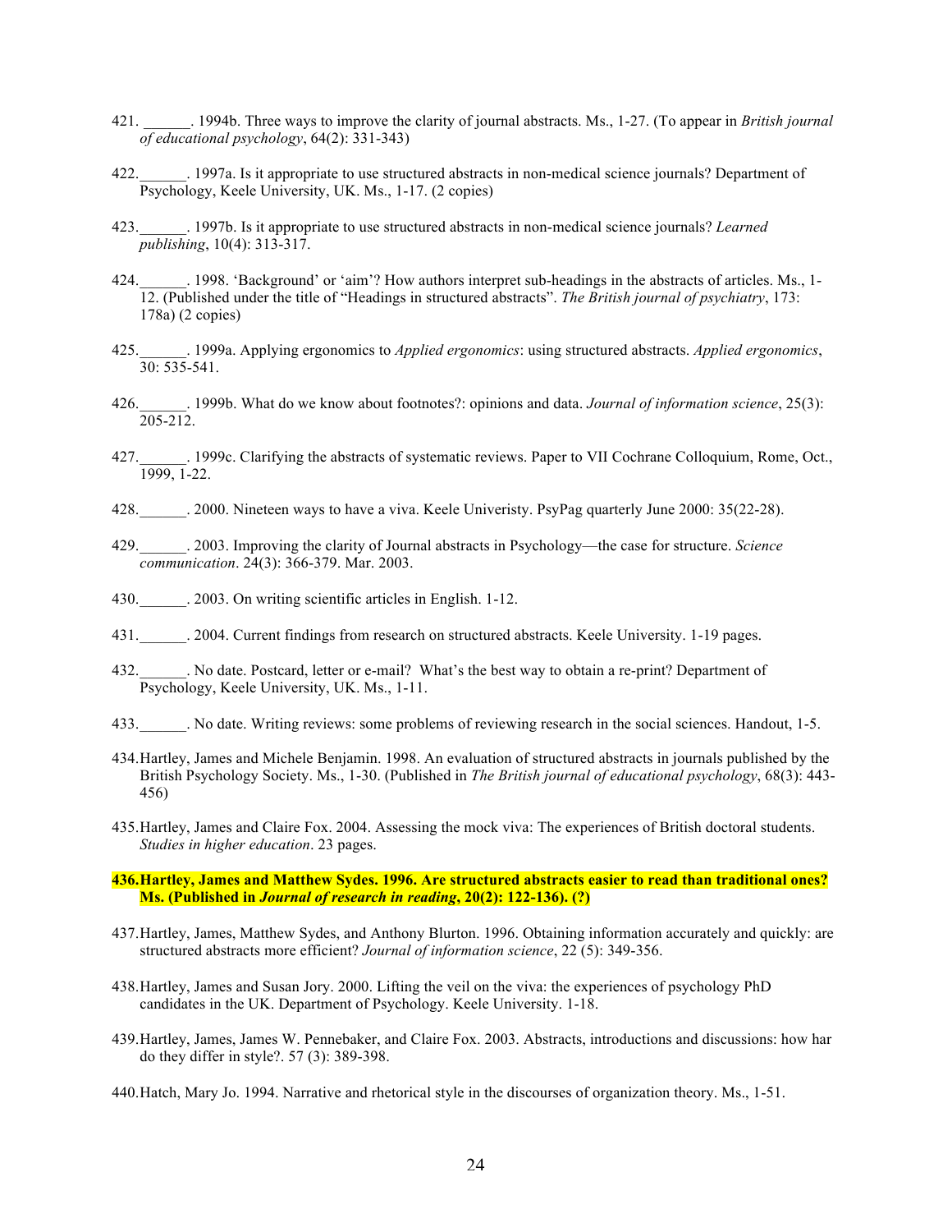421. ______. 1994b. Three ways to improve the clarity of journal abstracts. Ms., 1-27. (To appear in *British journal of educational psychology*, 64(2): 331-343)

422.______. 1997a. Is it appropriate to use structured abstracts in non-medical science journals? Department of Psychology, Keele University, UK. Ms., 1-17. (2 copies)

423.______. 1997b. Is it appropriate to use structured abstracts in non-medical science journals? *Learned publishing*, 10(4): 313-317.

424.______. 1998. 'Background' or 'aim'? How authors interpret sub-headings in the abstracts of articles. Ms., 1-12. (Published under the title of "Headings in structured abstracts". *The British journal of psychiatry*, 173: 178a) (2 copies)

425.______. 1999a. Applying ergonomics to *Applied ergonomics*: using structured abstracts. *Applied ergonomics*, 30: 535-541.

426.______. 1999b. What do we know about footnotes?: opinions and data. *Journal of information science*, 25(3): 205-212.

427.______. 1999c. Clarifying the abstracts of systematic reviews. Paper to VII Cochrane Colloquium, Rome, Oct., 1999, 1-22.

428.______. 2000. Nineteen ways to have a viva. Keele Univeristy. PsyPag quarterly June 2000: 35(22-28).

429.______. 2003. Improving the clarity of Journal abstracts in Psychology—the case for structure. *Science communication*. 24(3): 366-379. Mar. 2003.

430.______. 2003. On writing scientific articles in English. 1-12.

431.______. 2004. Current findings from research on structured abstracts. Keele University. 1-19 pages.

432.______. No date. Postcard, letter or e-mail? What's the best way to obtain a re-print? Department of Psychology, Keele University, UK. Ms., 1-11.

433.______. No date. Writing reviews: some problems of reviewing research in the social sciences. Handout, 1-5.

434.Hartley, James and Michele Benjamin. 1998. An evaluation of structured abstracts in journals published by the British Psychology Society. Ms., 1-30. (Published in *The British journal of educational psychology*, 68(3): 443-456)

435.Hartley, James and Claire Fox. 2004. Assessing the mock viva: The experiences of British doctoral students. *Studies in higher education*. 23 pages.

**436.Hartley, James and Matthew Sydes. 1996. Are structured abstracts easier to read than traditional ones? Ms. (Published in *Journal of research in reading*, 20(2): 122-136). (?)**

437.Hartley, James, Matthew Sydes, and Anthony Blurton. 1996. Obtaining information accurately and quickly: are structured abstracts more efficient? *Journal of information science*, 22 (5): 349-356.

438.Hartley, James and Susan Jory. 2000. Lifting the veil on the viva: the experiences of psychology PhD candidates in the UK. Department of Psychology. Keele University. 1-18.

439.Hartley, James, James W. Pennebaker, and Claire Fox. 2003. Abstracts, introductions and discussions: how har do they differ in style?. 57 (3): 389-398.

440.Hatch, Mary Jo. 1994. Narrative and rhetorical style in the discourses of organization theory. Ms., 1-51.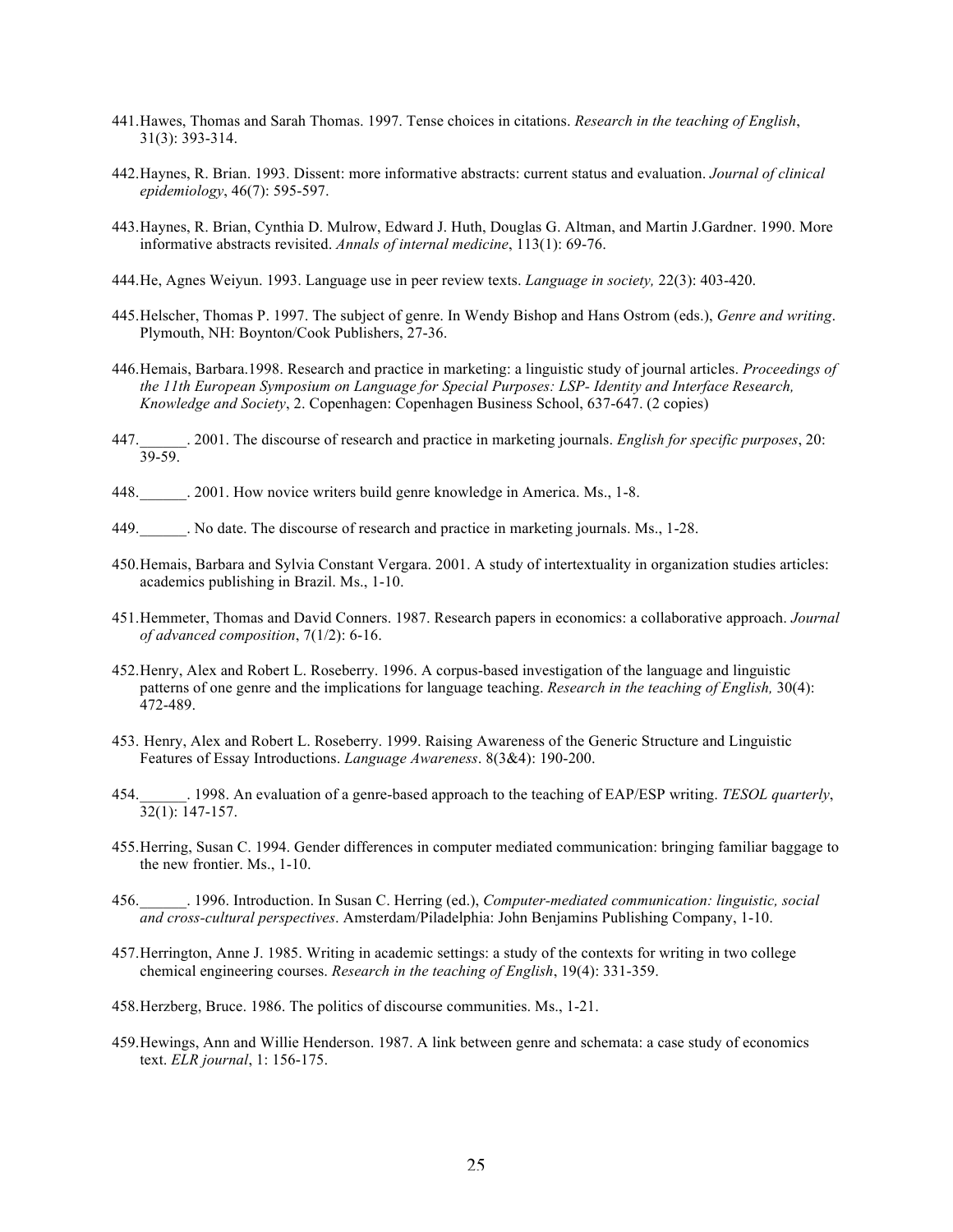441. Hawes, Thomas and Sarah Thomas. 1997. Tense choices in citations. *Research in the teaching of English*, 31(3): 393-314.

442. Haynes, R. Brian. 1993. Dissent: more informative abstracts: current status and evaluation. *Journal of clinical epidemiology*, 46(7): 595-597.

443. Haynes, R. Brian, Cynthia D. Mulrow, Edward J. Huth, Douglas G. Altman, and Martin J.Gardner. 1990. More informative abstracts revisited. *Annals of internal medicine*, 113(1): 69-76.

444. He, Agnes Weiyun. 1993. Language use in peer review texts. *Language in society,* 22(3): 403-420.

445. Helscher, Thomas P. 1997. The subject of genre. In Wendy Bishop and Hans Ostrom (eds.), *Genre and writing*. Plymouth, NH: Boynton/Cook Publishers, 27-36.

446. Hemais, Barbara.1998. Research and practice in marketing: a linguistic study of journal articles. *Proceedings of the 11th European Symposium on Language for Special Purposes: LSP- Identity and Interface Research, Knowledge and Society*, 2. Copenhagen: Copenhagen Business School, 637-647. (2 copies)

447. ______. 2001. The discourse of research and practice in marketing journals. *English for specific purposes*, 20: 39-59.

448. ______. 2001. How novice writers build genre knowledge in America. Ms., 1-8.

449. ______. No date. The discourse of research and practice in marketing journals. Ms., 1-28.

450. Hemais, Barbara and Sylvia Constant Vergara. 2001. A study of intertextuality in organization studies articles: academics publishing in Brazil. Ms., 1-10.

451. Hemmeter, Thomas and David Conners. 1987. Research papers in economics: a collaborative approach. *Journal of advanced composition*, 7(1/2): 6-16.

452. Henry, Alex and Robert L. Roseberry. 1996. A corpus-based investigation of the language and linguistic patterns of one genre and the implications for language teaching. *Research in the teaching of English,* 30(4): 472-489.

453. Henry, Alex and Robert L. Roseberry. 1999. Raising Awareness of the Generic Structure and Linguistic Features of Essay Introductions. *Language Awareness*. 8(3&4): 190-200.

454. ______. 1998. An evaluation of a genre-based approach to the teaching of EAP/ESP writing. *TESOL quarterly*, 32(1): 147-157.

455. Herring, Susan C. 1994. Gender differences in computer mediated communication: bringing familiar baggage to the new frontier. Ms., 1-10.

456. ______. 1996. Introduction. In Susan C. Herring (ed.), *Computer-mediated communication: linguistic, social and cross-cultural perspectives*. Amsterdam/Piladelphia: John Benjamins Publishing Company, 1-10.

457. Herrington, Anne J. 1985. Writing in academic settings: a study of the contexts for writing in two college chemical engineering courses. *Research in the teaching of English*, 19(4): 331-359.

458. Herzberg, Bruce. 1986. The politics of discourse communities. Ms., 1-21.

459. Hewings, Ann and Willie Henderson. 1987. A link between genre and schemata: a case study of economics text. *ELR journal*, 1: 156-175.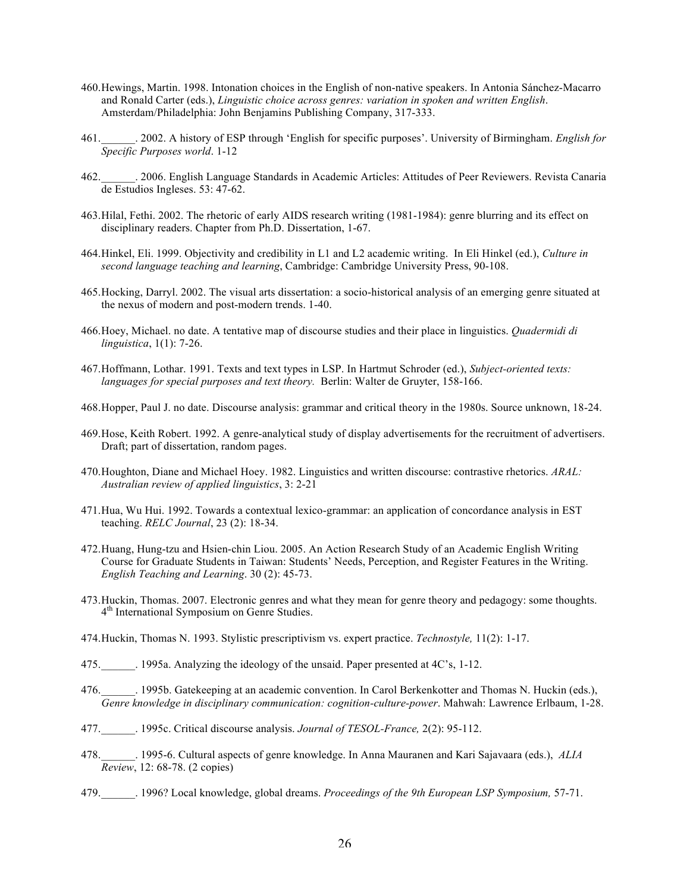460. Hewings, Martin. 1998. Intonation choices in the English of non-native speakers. In Antonia Sánchez-Macarro and Ronald Carter (eds.), *Linguistic choice across genres: variation in spoken and written English*. Amsterdam/Philadelphia: John Benjamins Publishing Company, 317-333.

461. ______. 2002. A history of ESP through 'English for specific purposes'. University of Birmingham. *English for Specific Purposes world*. 1-12

462. ______. 2006. English Language Standards in Academic Articles: Attitudes of Peer Reviewers. Revista Canaria de Estudios Ingleses. 53: 47-62.

463. Hilal, Fethi. 2002. The rhetoric of early AIDS research writing (1981-1984): genre blurring and its effect on disciplinary readers. Chapter from Ph.D. Dissertation, 1-67.

464. Hinkel, Eli. 1999. Objectivity and credibility in L1 and L2 academic writing. In Eli Hinkel (ed.), *Culture in second language teaching and learning*, Cambridge: Cambridge University Press, 90-108.

465. Hocking, Darryl. 2002. The visual arts dissertation: a socio-historical analysis of an emerging genre situated at the nexus of modern and post-modern trends. 1-40.

466. Hoey, Michael. no date. A tentative map of discourse studies and their place in linguistics. *Quadermidi di linguistica*, 1(1): 7-26.

467. Hoffmann, Lothar. 1991. Texts and text types in LSP. In Hartmut Schroder (ed.), *Subject-oriented texts: languages for special purposes and text theory.* Berlin: Walter de Gruyter, 158-166.

468. Hopper, Paul J. no date. Discourse analysis: grammar and critical theory in the 1980s. Source unknown, 18-24.

469. Hose, Keith Robert. 1992. A genre-analytical study of display advertisements for the recruitment of advertisers. Draft; part of dissertation, random pages.

470. Houghton, Diane and Michael Hoey. 1982. Linguistics and written discourse: contrastive rhetorics. *ARAL: Australian review of applied linguistics*, 3: 2-21

471. Hua, Wu Hui. 1992. Towards a contextual lexico-grammar: an application of concordance analysis in EST teaching. *RELC Journal*, 23 (2): 18-34.

472. Huang, Hung-tzu and Hsien-chin Liou. 2005. An Action Research Study of an Academic English Writing Course for Graduate Students in Taiwan: Students' Needs, Perception, and Register Features in the Writing. *English Teaching and Learning*. 30 (2): 45-73.

473. Huckin, Thomas. 2007. Electronic genres and what they mean for genre theory and pedagogy: some thoughts. 4th International Symposium on Genre Studies.

474. Huckin, Thomas N. 1993. Stylistic prescriptivism vs. expert practice. *Technostyle,* 11(2): 1-17.

475. ______. 1995a. Analyzing the ideology of the unsaid. Paper presented at 4C's, 1-12.

476. ______. 1995b. Gatekeeping at an academic convention. In Carol Berkenkotter and Thomas N. Huckin (eds.), *Genre knowledge in disciplinary communication: cognition-culture-power*. Mahwah: Lawrence Erlbaum, 1-28.

477. ______. 1995c. Critical discourse analysis. *Journal of TESOL-France,* 2(2): 95-112.

478. ______. 1995-6. Cultural aspects of genre knowledge. In Anna Mauranen and Kari Sajavaara (eds.), *ALIA Review*, 12: 68-78. (2 copies)

479. ______. 1996? Local knowledge, global dreams. *Proceedings of the 9th European LSP Symposium,* 57-71.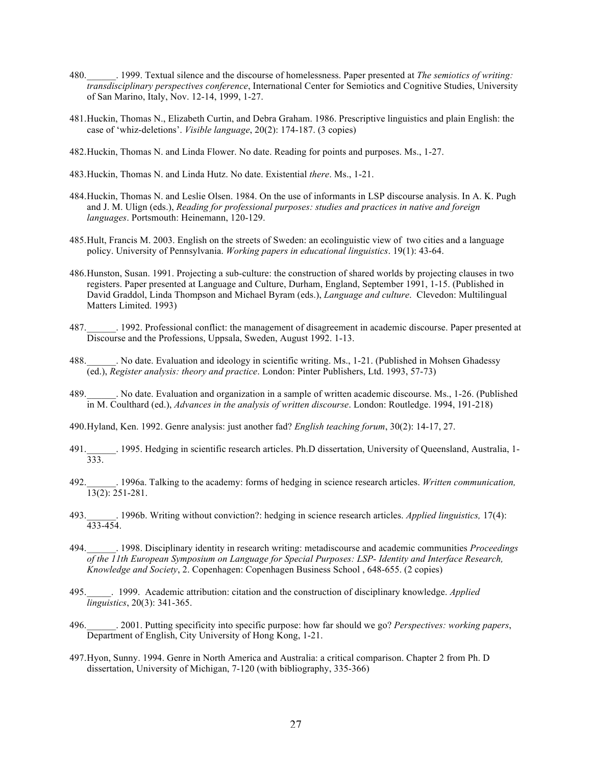480.______. 1999. Textual silence and the discourse of homelessness. Paper presented at *The semiotics of writing: transdisciplinary perspectives conference*, International Center for Semiotics and Cognitive Studies, University of San Marino, Italy, Nov. 12-14, 1999, 1-27.

481.Huckin, Thomas N., Elizabeth Curtin, and Debra Graham. 1986. Prescriptive linguistics and plain English: the case of 'whiz-deletions'. *Visible language*, 20(2): 174-187. (3 copies)

482.Huckin, Thomas N. and Linda Flower. No date. Reading for points and purposes. Ms., 1-27.

483.Huckin, Thomas N. and Linda Hutz. No date. Existential *there*. Ms., 1-21.

484.Huckin, Thomas N. and Leslie Olsen. 1984. On the use of informants in LSP discourse analysis. In A. K. Pugh and J. M. Ulign (eds.), *Reading for professional purposes: studies and practices in native and foreign languages*. Portsmouth: Heinemann, 120-129.

485.Hult, Francis M. 2003. English on the streets of Sweden: an ecolinguistic view of two cities and a language policy. University of Pennsylvania. *Working papers in educational linguistics*. 19(1): 43-64.

486.Hunston, Susan. 1991. Projecting a sub-culture: the construction of shared worlds by projecting clauses in two registers. Paper presented at Language and Culture, Durham, England, September 1991, 1-15. (Published in David Graddol, Linda Thompson and Michael Byram (eds.), *Language and culture*. Clevedon: Multilingual Matters Limited. 1993)

487.______. 1992. Professional conflict: the management of disagreement in academic discourse. Paper presented at Discourse and the Professions, Uppsala, Sweden, August 1992. 1-13.

488.______. No date. Evaluation and ideology in scientific writing. Ms., 1-21. (Published in Mohsen Ghadessy (ed.), *Register analysis: theory and practice*. London: Pinter Publishers, Ltd. 1993, 57-73)

489.______. No date. Evaluation and organization in a sample of written academic discourse. Ms., 1-26. (Published in M. Coulthard (ed.), *Advances in the analysis of written discourse*. London: Routledge. 1994, 191-218)

490.Hyland, Ken. 1992. Genre analysis: just another fad? *English teaching forum*, 30(2): 14-17, 27.

491.______. 1995. Hedging in scientific research articles. Ph.D dissertation, University of Queensland, Australia, 1-333.

492.______. 1996a. Talking to the academy: forms of hedging in science research articles. *Written communication,* 13(2): 251-281.

493.______. 1996b. Writing without conviction?: hedging in science research articles. *Applied linguistics,* 17(4): 433-454.

494.______. 1998. Disciplinary identity in research writing: metadiscourse and academic communities *Proceedings of the 11th European Symposium on Language for Special Purposes: LSP- Identity and Interface Research, Knowledge and Society*, 2. Copenhagen: Copenhagen Business School , 648-655. (2 copies)

495._____. 1999. Academic attribution: citation and the construction of disciplinary knowledge. *Applied linguistics*, 20(3): 341-365.

496.______. 2001. Putting specificity into specific purpose: how far should we go? *Perspectives: working papers*, Department of English, City University of Hong Kong, 1-21.

497.Hyon, Sunny. 1994. Genre in North America and Australia: a critical comparison. Chapter 2 from Ph. D dissertation, University of Michigan, 7-120 (with bibliography, 335-366)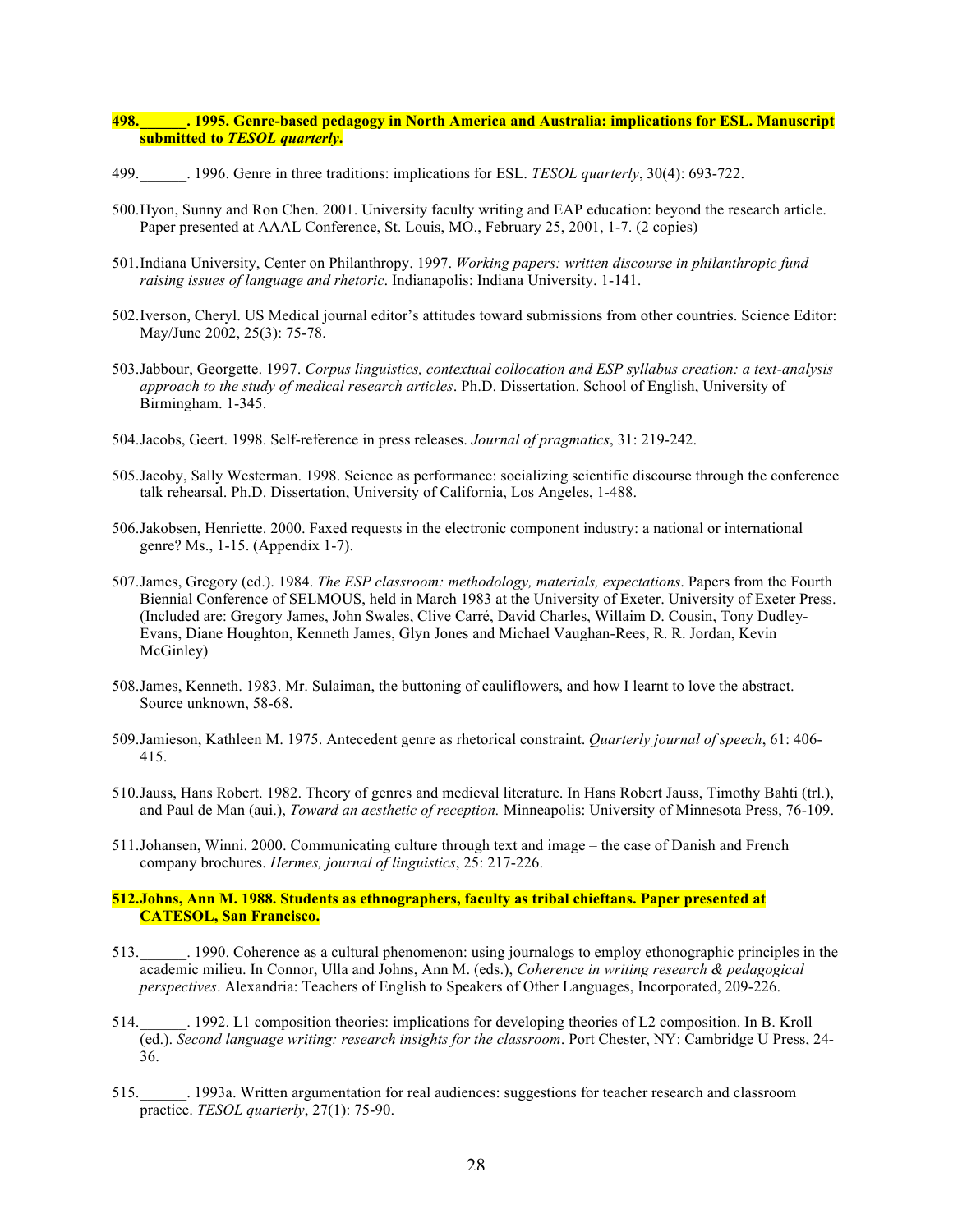**498.______. 1995. Genre-based pedagogy in North America and Australia: implications for ESL. Manuscript submitted to *TESOL quarterly*.**

499.______. 1996. Genre in three traditions: implications for ESL. *TESOL quarterly*, 30(4): 693-722.

500.Hyon, Sunny and Ron Chen. 2001. University faculty writing and EAP education: beyond the research article. Paper presented at AAAL Conference, St. Louis, MO., February 25, 2001, 1-7. (2 copies)

501.Indiana University, Center on Philanthropy. 1997. *Working papers: written discourse in philanthropic fund raising issues of language and rhetoric*. Indianapolis: Indiana University. 1-141.

502.Iverson, Cheryl. US Medical journal editor's attitudes toward submissions from other countries. Science Editor: May/June 2002, 25(3): 75-78.

503.Jabbour, Georgette. 1997. *Corpus linguistics, contextual collocation and ESP syllabus creation: a text-analysis approach to the study of medical research articles*. Ph.D. Dissertation. School of English, University of Birmingham. 1-345.

504.Jacobs, Geert. 1998. Self-reference in press releases. *Journal of pragmatics*, 31: 219-242.

505.Jacoby, Sally Westerman. 1998. Science as performance: socializing scientific discourse through the conference talk rehearsal. Ph.D. Dissertation, University of California, Los Angeles, 1-488.

506.Jakobsen, Henriette. 2000. Faxed requests in the electronic component industry: a national or international genre? Ms., 1-15. (Appendix 1-7).

507.James, Gregory (ed.). 1984. *The ESP classroom: methodology, materials, expectations*. Papers from the Fourth Biennial Conference of SELMOUS, held in March 1983 at the University of Exeter. University of Exeter Press. (Included are: Gregory James, John Swales, Clive Carré, David Charles, Willaim D. Cousin, Tony Dudley-Evans, Diane Houghton, Kenneth James, Glyn Jones and Michael Vaughan-Rees, R. R. Jordan, Kevin McGinley)

508.James, Kenneth. 1983. Mr. Sulaiman, the buttoning of cauliflowers, and how I learnt to love the abstract. Source unknown, 58-68.

509.Jamieson, Kathleen M. 1975. Antecedent genre as rhetorical constraint. *Quarterly journal of speech*, 61: 406-415.

510.Jauss, Hans Robert. 1982. Theory of genres and medieval literature. In Hans Robert Jauss, Timothy Bahti (trl.), and Paul de Man (aui.), *Toward an aesthetic of reception.* Minneapolis: University of Minnesota Press, 76-109.

511.Johansen, Winni. 2000. Communicating culture through text and image – the case of Danish and French company brochures. *Hermes, journal of linguistics*, 25: 217-226.

**512.Johns, Ann M. 1988. Students as ethnographers, faculty as tribal chieftans. Paper presented at CATESOL, San Francisco.**

513.______. 1990. Coherence as a cultural phenomenon: using journalogs to employ ethonographic principles in the academic milieu. In Connor, Ulla and Johns, Ann M. (eds.), *Coherence in writing research & pedagogical perspectives*. Alexandria: Teachers of English to Speakers of Other Languages, Incorporated, 209-226.

514.______. 1992. L1 composition theories: implications for developing theories of L2 composition. In B. Kroll (ed.). *Second language writing: research insights for the classroom*. Port Chester, NY: Cambridge U Press, 24-36.

515.______. 1993a. Written argumentation for real audiences: suggestions for teacher research and classroom practice. *TESOL quarterly*, 27(1): 75-90.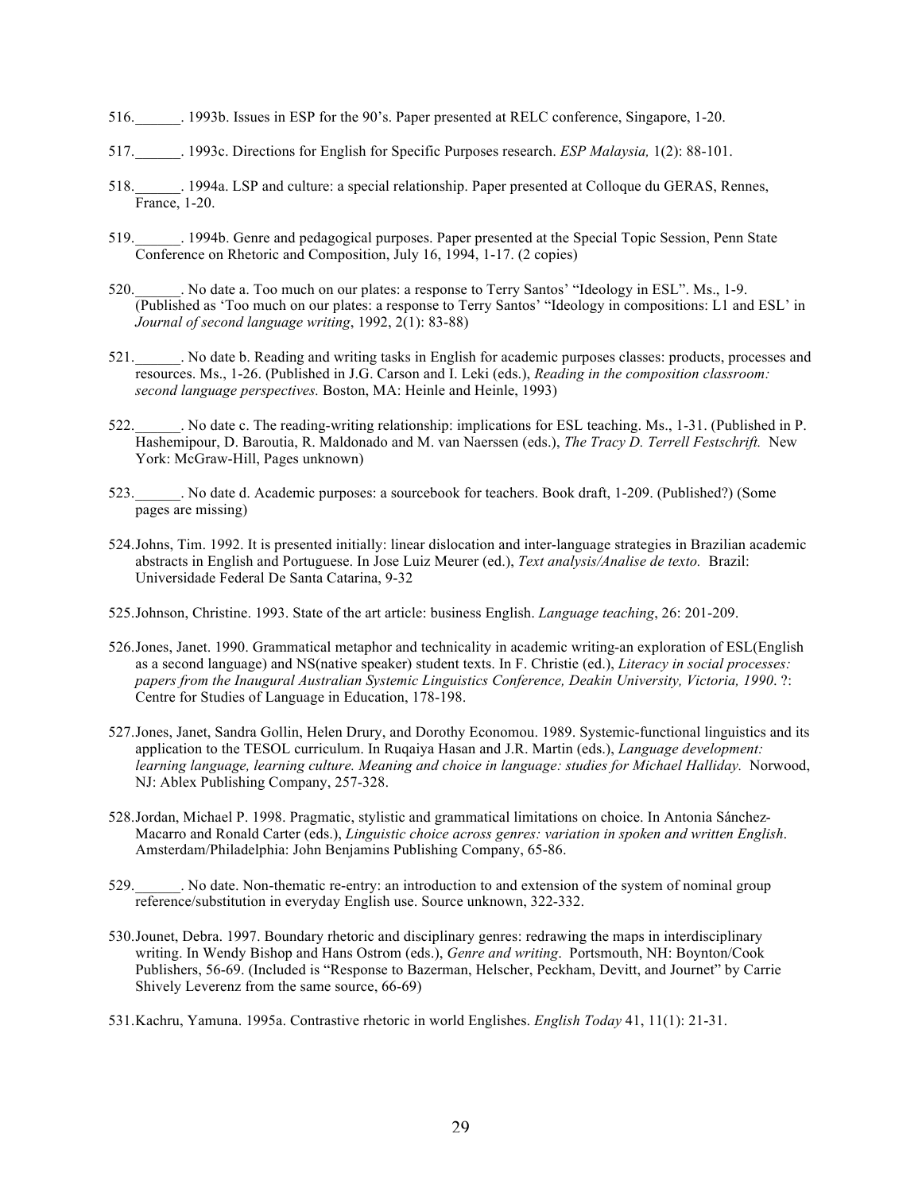516.______. 1993b. Issues in ESP for the 90's. Paper presented at RELC conference, Singapore, 1-20.

517.______. 1993c. Directions for English for Specific Purposes research. *ESP Malaysia,* 1(2): 88-101.

518.______. 1994a. LSP and culture: a special relationship. Paper presented at Colloque du GERAS, Rennes, France, 1-20.

519.______. 1994b. Genre and pedagogical purposes. Paper presented at the Special Topic Session, Penn State Conference on Rhetoric and Composition, July 16, 1994, 1-17. (2 copies)

520.______. No date a. Too much on our plates: a response to Terry Santos' "Ideology in ESL". Ms., 1-9. (Published as 'Too much on our plates: a response to Terry Santos' "Ideology in compositions: L1 and ESL' in *Journal of second language writing*, 1992, 2(1): 83-88)

521.______. No date b. Reading and writing tasks in English for academic purposes classes: products, processes and resources. Ms., 1-26. (Published in J.G. Carson and I. Leki (eds.), *Reading in the composition classroom: second language perspectives.* Boston, MA: Heinle and Heinle, 1993)

522.______. No date c. The reading-writing relationship: implications for ESL teaching. Ms., 1-31. (Published in P. Hashemipour, D. Baroutia, R. Maldonado and M. van Naerssen (eds.), *The Tracy D. Terrell Festschrift.* New York: McGraw-Hill, Pages unknown)

523.______. No date d. Academic purposes: a sourcebook for teachers. Book draft, 1-209. (Published?) (Some pages are missing)

524.Johns, Tim. 1992. It is presented initially: linear dislocation and inter-language strategies in Brazilian academic abstracts in English and Portuguese. In Jose Luiz Meurer (ed.), *Text analysis/Analise de texto.* Brazil: Universidade Federal De Santa Catarina, 9-32

525.Johnson, Christine. 1993. State of the art article: business English. *Language teaching*, 26: 201-209.

526.Jones, Janet. 1990. Grammatical metaphor and technicality in academic writing-an exploration of ESL(English as a second language) and NS(native speaker) student texts. In F. Christie (ed.), *Literacy in social processes: papers from the Inaugural Australian Systemic Linguistics Conference, Deakin University, Victoria, 1990*. ?: Centre for Studies of Language in Education, 178-198.

527.Jones, Janet, Sandra Gollin, Helen Drury, and Dorothy Economou. 1989. Systemic-functional linguistics and its application to the TESOL curriculum. In Ruqaiya Hasan and J.R. Martin (eds.), *Language development: learning language, learning culture. Meaning and choice in language: studies for Michael Halliday.* Norwood, NJ: Ablex Publishing Company, 257-328.

528.Jordan, Michael P. 1998. Pragmatic, stylistic and grammatical limitations on choice. In Antonia Sánchez-Macarro and Ronald Carter (eds.), *Linguistic choice across genres: variation in spoken and written English*. Amsterdam/Philadelphia: John Benjamins Publishing Company, 65-86.

529.______. No date. Non-thematic re-entry: an introduction to and extension of the system of nominal group reference/substitution in everyday English use. Source unknown, 322-332.

530.Jounet, Debra. 1997. Boundary rhetoric and disciplinary genres: redrawing the maps in interdisciplinary writing. In Wendy Bishop and Hans Ostrom (eds.), *Genre and writing*. Portsmouth, NH: Boynton/Cook Publishers, 56-69. (Included is "Response to Bazerman, Helscher, Peckham, Devitt, and Journet" by Carrie Shively Leverenz from the same source, 66-69)

531.Kachru, Yamuna. 1995a. Contrastive rhetoric in world Englishes. *English Today* 41, 11(1): 21-31.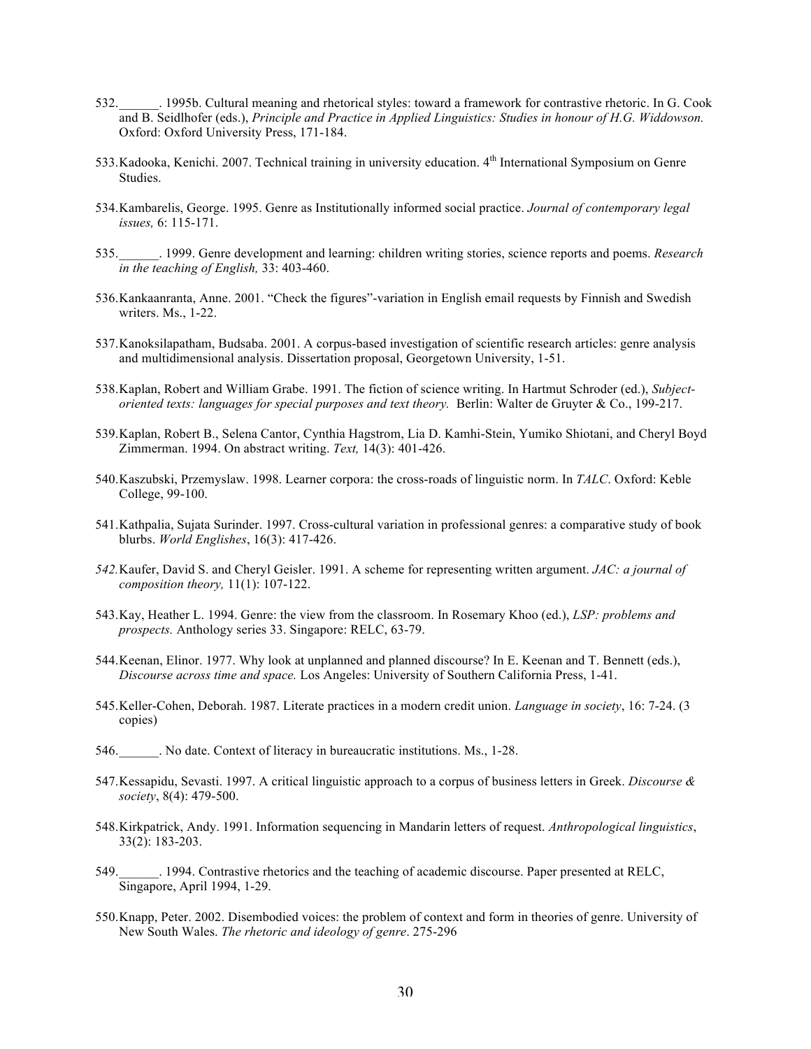532.______. 1995b. Cultural meaning and rhetorical styles: toward a framework for contrastive rhetoric. In G. Cook and B. Seidlhofer (eds.), *Principle and Practice in Applied Linguistics: Studies in honour of H.G. Widdowson.* Oxford: Oxford University Press, 171-184.

533.Kadooka, Kenichi. 2007. Technical training in university education. 4th International Symposium on Genre Studies.

534.Kambarelis, George. 1995. Genre as Institutionally informed social practice. *Journal of contemporary legal issues,* 6: 115-171.

535.______. 1999. Genre development and learning: children writing stories, science reports and poems. *Research in the teaching of English,* 33: 403-460.

536.Kankaanranta, Anne. 2001. "Check the figures"-variation in English email requests by Finnish and Swedish writers. Ms., 1-22.

537.Kanoksilapatham, Budsaba. 2001. A corpus-based investigation of scientific research articles: genre analysis and multidimensional analysis. Dissertation proposal, Georgetown University, 1-51.

538.Kaplan, Robert and William Grabe. 1991. The fiction of science writing. In Hartmut Schroder (ed.), *Subject-oriented texts: languages for special purposes and text theory.* Berlin: Walter de Gruyter & Co., 199-217.

539.Kaplan, Robert B., Selena Cantor, Cynthia Hagstrom, Lia D. Kamhi-Stein, Yumiko Shiotani, and Cheryl Boyd Zimmerman. 1994. On abstract writing. *Text,* 14(3): 401-426.

540.Kaszubski, Przemyslaw. 1998. Learner corpora: the cross-roads of linguistic norm. In *TALC*. Oxford: Keble College, 99-100.

541.Kathpalia, Sujata Surinder. 1997. Cross-cultural variation in professional genres: a comparative study of book blurbs. *World Englishes*, 16(3): 417-426.

*542.*Kaufer, David S. and Cheryl Geisler. 1991. A scheme for representing written argument. *JAC: a journal of composition theory,* 11(1): 107-122.

543.Kay, Heather L. 1994. Genre: the view from the classroom. In Rosemary Khoo (ed.), *LSP: problems and prospects.* Anthology series 33. Singapore: RELC, 63-79.

544.Keenan, Elinor. 1977. Why look at unplanned and planned discourse? In E. Keenan and T. Bennett (eds.), *Discourse across time and space.* Los Angeles: University of Southern California Press, 1-41.

545.Keller-Cohen, Deborah. 1987. Literate practices in a modern credit union. *Language in society*, 16: 7-24. (3 copies)

546.______. No date. Context of literacy in bureaucratic institutions. Ms., 1-28.

547.Kessapidu, Sevasti. 1997. A critical linguistic approach to a corpus of business letters in Greek. *Discourse & society*, 8(4): 479-500.

548.Kirkpatrick, Andy. 1991. Information sequencing in Mandarin letters of request. *Anthropological linguistics*, 33(2): 183-203.

549.______. 1994. Contrastive rhetorics and the teaching of academic discourse. Paper presented at RELC, Singapore, April 1994, 1-29.

550.Knapp, Peter. 2002. Disembodied voices: the problem of context and form in theories of genre. University of New South Wales. *The rhetoric and ideology of genre*. 275-296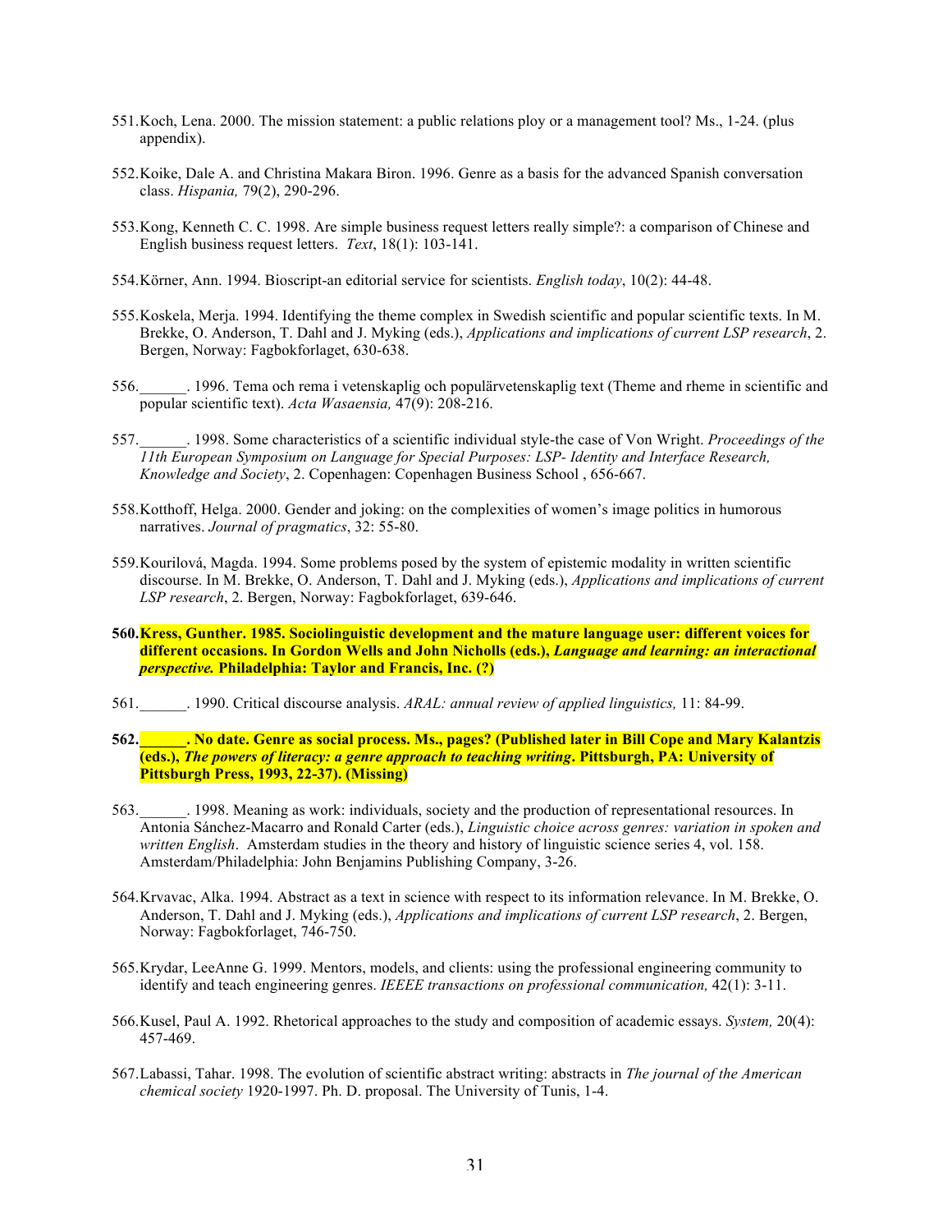551. Koch, Lena. 2000. The mission statement: a public relations ploy or a management tool? Ms., 1-24. (plus appendix).

552. Koike, Dale A. and Christina Makara Biron. 1996. Genre as a basis for the advanced Spanish conversation class. *Hispania,* 79(2), 290-296.

553. Kong, Kenneth C. C. 1998. Are simple business request letters really simple?: a comparison of Chinese and English business request letters. *Text*, 18(1): 103-141.

554. Körner, Ann. 1994. Bioscript-an editorial service for scientists. *English today*, 10(2): 44-48.

555. Koskela, Merja. 1994. Identifying the theme complex in Swedish scientific and popular scientific texts. In M. Brekke, O. Anderson, T. Dahl and J. Myking (eds.), *Applications and implications of current LSP research*, 2. Bergen, Norway: Fagbokforlaget, 630-638.

556. ______. 1996. Tema och rema i vetenskaplig och populärvetenskaplig text (Theme and rheme in scientific and popular scientific text). *Acta Wasaensia,* 47(9): 208-216.

557. ______. 1998. Some characteristics of a scientific individual style-the case of Von Wright. *Proceedings of the 11th European Symposium on Language for Special Purposes: LSP- Identity and Interface Research, Knowledge and Society*, 2. Copenhagen: Copenhagen Business School , 656-667.

558. Kotthoff, Helga. 2000. Gender and joking: on the complexities of women's image politics in humorous narratives. *Journal of pragmatics*, 32: 55-80.

559. Kourilová, Magda. 1994. Some problems posed by the system of epistemic modality in written scientific discourse. In M. Brekke, O. Anderson, T. Dahl and J. Myking (eds.), *Applications and implications of current LSP research*, 2. Bergen, Norway: Fagbokforlaget, 639-646.

**560. Kress, Gunther. 1985. Sociolinguistic development and the mature language user: different voices for different occasions. In Gordon Wells and John Nicholls (eds.), *Language and learning: an interactional perspective.* Philadelphia: Taylor and Francis, Inc. (?)**

561. ______. 1990. Critical discourse analysis. *ARAL: annual review of applied linguistics,* 11: 84-99.

**562. ______. No date. Genre as social process. Ms., pages? (Published later in Bill Cope and Mary Kalantzis (eds.), *The powers of literacy: a genre approach to teaching writing*. Pittsburgh, PA: University of Pittsburgh Press, 1993, 22-37). (Missing)**

563. ______. 1998. Meaning as work: individuals, society and the production of representational resources. In Antonia Sánchez-Macarro and Ronald Carter (eds.), *Linguistic choice across genres: variation in spoken and written English*. Amsterdam studies in the theory and history of linguistic science series 4, vol. 158. Amsterdam/Philadelphia: John Benjamins Publishing Company, 3-26.

564. Krvavac, Alka. 1994. Abstract as a text in science with respect to its information relevance. In M. Brekke, O. Anderson, T. Dahl and J. Myking (eds.), *Applications and implications of current LSP research*, 2. Bergen, Norway: Fagbokforlaget, 746-750.

565. Krydar, LeeAnne G. 1999. Mentors, models, and clients: using the professional engineering community to identify and teach engineering genres. *IEEEE transactions on professional communication,* 42(1): 3-11.

566. Kusel, Paul A. 1992. Rhetorical approaches to the study and composition of academic essays. *System,* 20(4): 457-469.

567. Labassi, Tahar. 1998. The evolution of scientific abstract writing: abstracts in *The journal of the American chemical society* 1920-1997. Ph. D. proposal. The University of Tunis, 1-4.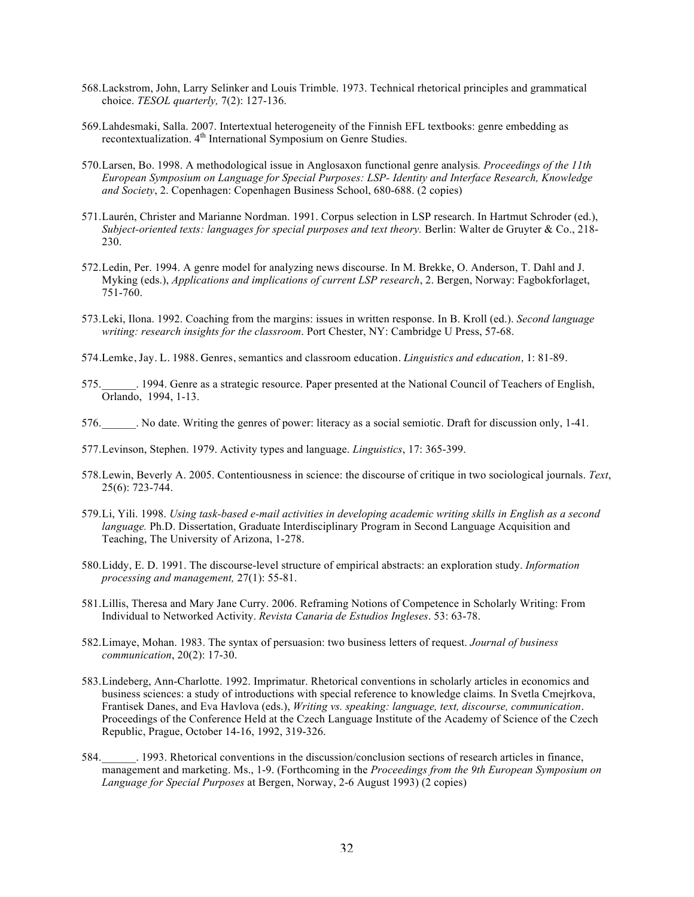568. Lackstrom, John, Larry Selinker and Louis Trimble. 1973. Technical rhetorical principles and grammatical choice. *TESOL quarterly,* 7(2): 127-136.

569. Lahdesmaki, Salla. 2007. Intertextual heterogeneity of the Finnish EFL textbooks: genre embedding as recontextualization. 4th International Symposium on Genre Studies.

570. Larsen, Bo. 1998. A methodological issue in Anglosaxon functional genre analysis*. Proceedings of the 11th European Symposium on Language for Special Purposes: LSP- Identity and Interface Research, Knowledge and Society*, 2. Copenhagen: Copenhagen Business School, 680-688. (2 copies)

571. Laurén, Christer and Marianne Nordman. 1991. Corpus selection in LSP research. In Hartmut Schroder (ed.), *Subject-oriented texts: languages for special purposes and text theory.* Berlin: Walter de Gruyter & Co., 218-230.

572. Ledin, Per. 1994. A genre model for analyzing news discourse. In M. Brekke, O. Anderson, T. Dahl and J. Myking (eds.), *Applications and implications of current LSP research*, 2. Bergen, Norway: Fagbokforlaget, 751-760.

573. Leki, Ilona. 1992. Coaching from the margins: issues in written response. In B. Kroll (ed.). *Second language writing: research insights for the classroom*. Port Chester, NY: Cambridge U Press, 57-68.

574. Lemke, Jay. L. 1988. Genres, semantics and classroom education. *Linguistics and education,* 1: 81-89.

575. ______. 1994. Genre as a strategic resource. Paper presented at the National Council of Teachers of English, Orlando, 1994, 1-13.

576. ______. No date. Writing the genres of power: literacy as a social semiotic. Draft for discussion only, 1-41.

577. Levinson, Stephen. 1979. Activity types and language. *Linguistics*, 17: 365-399.

578. Lewin, Beverly A. 2005. Contentiousness in science: the discourse of critique in two sociological journals. *Text*, 25(6): 723-744.

579. Li, Yili. 1998. *Using task-based e-mail activities in developing academic writing skills in English as a second language.* Ph.D. Dissertation, Graduate Interdisciplinary Program in Second Language Acquisition and Teaching, The University of Arizona, 1-278.

580. Liddy, E. D. 1991. The discourse-level structure of empirical abstracts: an exploration study. *Information processing and management,* 27(1): 55-81.

581. Lillis, Theresa and Mary Jane Curry. 2006. Reframing Notions of Competence in Scholarly Writing: From Individual to Networked Activity. *Revista Canaria de Estudios Ingleses*. 53: 63-78.

582. Limaye, Mohan. 1983. The syntax of persuasion: two business letters of request. *Journal of business communication*, 20(2): 17-30.

583. Lindeberg, Ann-Charlotte. 1992. Imprimatur. Rhetorical conventions in scholarly articles in economics and business sciences: a study of introductions with special reference to knowledge claims. In Svetla Cmejrkova, Frantisek Danes, and Eva Havlova (eds.), *Writing vs. speaking: language, text, discourse, communication*. Proceedings of the Conference Held at the Czech Language Institute of the Academy of Science of the Czech Republic, Prague, October 14-16, 1992, 319-326.

584. ______. 1993. Rhetorical conventions in the discussion/conclusion sections of research articles in finance, management and marketing. Ms., 1-9. (Forthcoming in the *Proceedings from the 9th European Symposium on Language for Special Purposes* at Bergen, Norway, 2-6 August 1993) (2 copies)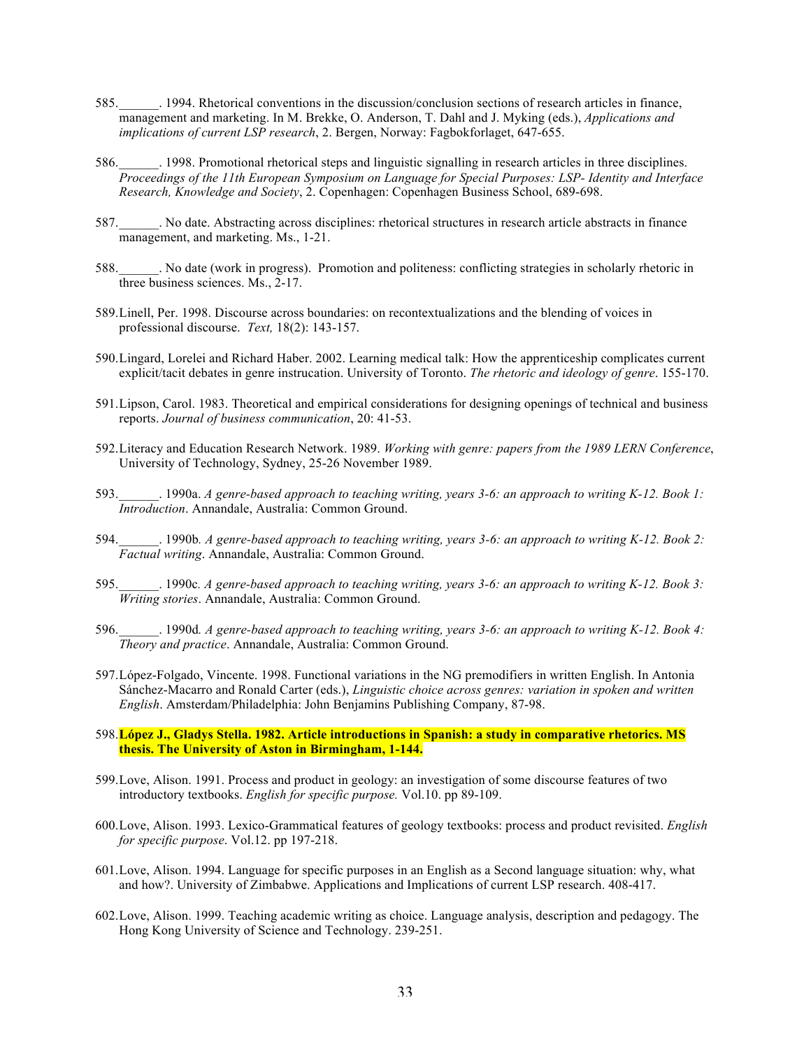585.______. 1994. Rhetorical conventions in the discussion/conclusion sections of research articles in finance, management and marketing. In M. Brekke, O. Anderson, T. Dahl and J. Myking (eds.), *Applications and implications of current LSP research*, 2. Bergen, Norway: Fagbokforlaget, 647-655.

586.______. 1998. Promotional rhetorical steps and linguistic signalling in research articles in three disciplines. *Proceedings of the 11th European Symposium on Language for Special Purposes: LSP- Identity and Interface Research, Knowledge and Society*, 2. Copenhagen: Copenhagen Business School, 689-698.

587.______. No date. Abstracting across disciplines: rhetorical structures in research article abstracts in finance management, and marketing. Ms., 1-21.

588.______. No date (work in progress). Promotion and politeness: conflicting strategies in scholarly rhetoric in three business sciences. Ms., 2-17.

589.Linell, Per. 1998. Discourse across boundaries: on recontextualizations and the blending of voices in professional discourse. *Text,* 18(2): 143-157.

590.Lingard, Lorelei and Richard Haber. 2002. Learning medical talk: How the apprenticeship complicates current explicit/tacit debates in genre instrucation. University of Toronto. *The rhetoric and ideology of genre*. 155-170.

591.Lipson, Carol. 1983. Theoretical and empirical considerations for designing openings of technical and business reports. *Journal of business communication*, 20: 41-53.

592.Literacy and Education Research Network. 1989. *Working with genre: papers from the 1989 LERN Conference*, University of Technology, Sydney, 25-26 November 1989.

593.______. 1990a. *A genre-based approach to teaching writing, years 3-6: an approach to writing K-12. Book 1: Introduction*. Annandale, Australia: Common Ground.

594.______. 1990b*. A genre-based approach to teaching writing, years 3-6: an approach to writing K-12. Book 2: Factual writing*. Annandale, Australia: Common Ground.

595.______. 1990c. *A genre-based approach to teaching writing, years 3-6: an approach to writing K-12. Book 3: Writing stories*. Annandale, Australia: Common Ground.

596.______. 1990d*. A genre-based approach to teaching writing, years 3-6: an approach to writing K-12. Book 4: Theory and practice*. Annandale, Australia: Common Ground.

597.López-Folgado, Vincente. 1998. Functional variations in the NG premodifiers in written English. In Antonia Sánchez-Macarro and Ronald Carter (eds.), *Linguistic choice across genres: variation in spoken and written English*. Amsterdam/Philadelphia: John Benjamins Publishing Company, 87-98.

598.**López J., Gladys Stella. 1982. Article introductions in Spanish: a study in comparative rhetorics. MS thesis. The University of Aston in Birmingham, 1-144.**

599.Love, Alison. 1991. Process and product in geology: an investigation of some discourse features of two introductory textbooks. *English for specific purpose.* Vol.10. pp 89-109.

600.Love, Alison. 1993. Lexico-Grammatical features of geology textbooks: process and product revisited. *English for specific purpose*. Vol.12. pp 197-218.

601.Love, Alison. 1994. Language for specific purposes in an English as a Second language situation: why, what and how?. University of Zimbabwe. Applications and Implications of current LSP research. 408-417.

602.Love, Alison. 1999. Teaching academic writing as choice. Language analysis, description and pedagogy. The Hong Kong University of Science and Technology. 239-251.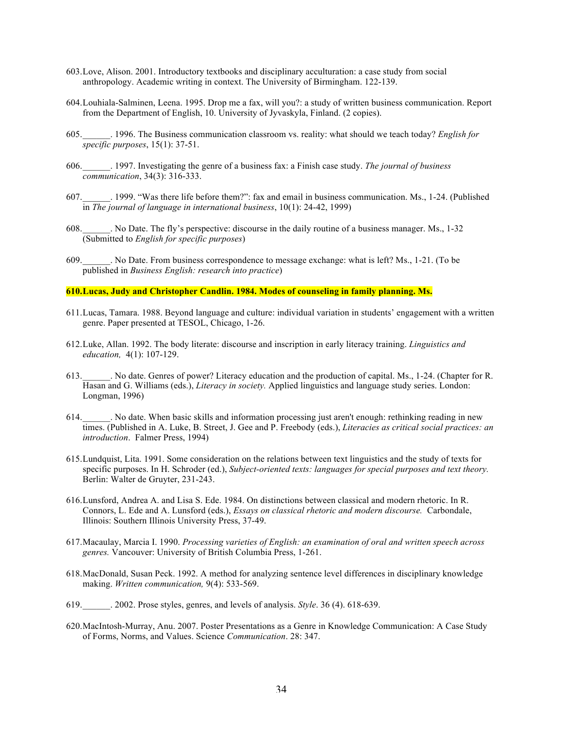603. Love, Alison. 2001. Introductory textbooks and disciplinary acculturation: a case study from social anthropology. Academic writing in context. The University of Birmingham. 122-139.

604. Louhiala-Salminen, Leena. 1995. Drop me a fax, will you?: a study of written business communication. Report from the Department of English, 10. University of Jyvaskyla, Finland. (2 copies).

605. ______. 1996. The Business communication classroom vs. reality: what should we teach today? *English for specific purposes*, 15(1): 37-51.

606. ______. 1997. Investigating the genre of a business fax: a Finish case study. *The journal of business communication*, 34(3): 316-333.

607. ______. 1999. "Was there life before them?": fax and email in business communication. Ms., 1-24. (Published in *The journal of language in international business*, 10(1): 24-42, 1999)

608. ______. No Date. The fly's perspective: discourse in the daily routine of a business manager. Ms., 1-32 (Submitted to *English for specific purposes*)

609. ______. No Date. From business correspondence to message exchange: what is left? Ms., 1-21. (To be published in *Business English: research into practice*)

**610. Lucas, Judy and Christopher Candlin. 1984. Modes of counseling in family planning. Ms.**

611. Lucas, Tamara. 1988. Beyond language and culture: individual variation in students' engagement with a written genre. Paper presented at TESOL, Chicago, 1-26.

612. Luke, Allan. 1992. The body literate: discourse and inscription in early literacy training. *Linguistics and education,* 4(1): 107-129.

613. ______. No date. Genres of power? Literacy education and the production of capital. Ms., 1-24. (Chapter for R. Hasan and G. Williams (eds.), *Literacy in society.* Applied linguistics and language study series. London: Longman, 1996)

614. ______. No date. When basic skills and information processing just aren't enough: rethinking reading in new times. (Published in A. Luke, B. Street, J. Gee and P. Freebody (eds.), *Literacies as critical social practices: an introduction*. Falmer Press, 1994)

615. Lundquist, Lita. 1991. Some consideration on the relations between text linguistics and the study of texts for specific purposes. In H. Schroder (ed.), *Subject-oriented texts: languages for special purposes and text theory.* Berlin: Walter de Gruyter, 231-243.

616. Lunsford, Andrea A. and Lisa S. Ede. 1984. On distinctions between classical and modern rhetoric. In R. Connors, L. Ede and A. Lunsford (eds.), *Essays on classical rhetoric and modern discourse.* Carbondale, Illinois: Southern Illinois University Press, 37-49.

617. Macaulay, Marcia I. 1990. *Processing varieties of English: an examination of oral and written speech across genres.* Vancouver: University of British Columbia Press, 1-261.

618. MacDonald, Susan Peck. 1992. A method for analyzing sentence level differences in disciplinary knowledge making. *Written communication,* 9(4): 533-569.

619. ______. 2002. Prose styles, genres, and levels of analysis. *Style*. 36 (4). 618-639.

620. MacIntosh-Murray, Anu. 2007. Poster Presentations as a Genre in Knowledge Communication: A Case Study of Forms, Norms, and Values. Science *Communication*. 28: 347.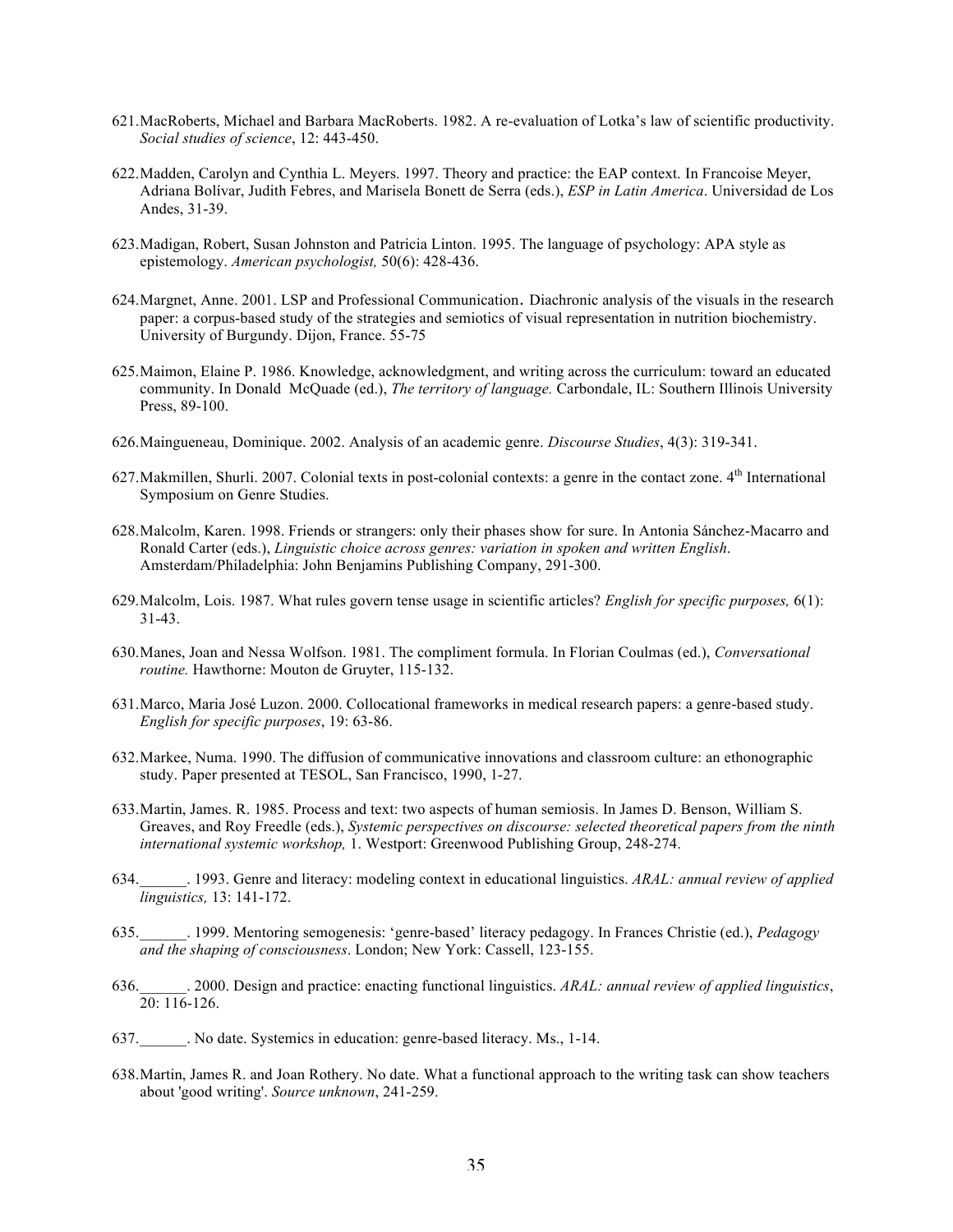621. MacRoberts, Michael and Barbara MacRoberts. 1982. A re-evaluation of Lotka's law of scientific productivity. *Social studies of science*, 12: 443-450.

622. Madden, Carolyn and Cynthia L. Meyers. 1997. Theory and practice: the EAP context. In Francoise Meyer, Adriana Bolívar, Judith Febres, and Marisela Bonett de Serra (eds.), *ESP in Latin America*. Universidad de Los Andes, 31-39.

623. Madigan, Robert, Susan Johnston and Patricia Linton. 1995. The language of psychology: APA style as epistemology. *American psychologist,* 50(6): 428-436.

624. Margnet, Anne. 2001. LSP and Professional Communication. Diachronic analysis of the visuals in the research paper: a corpus-based study of the strategies and semiotics of visual representation in nutrition biochemistry. University of Burgundy. Dijon, France. 55-75

625. Maimon, Elaine P. 1986. Knowledge, acknowledgment, and writing across the curriculum: toward an educated community. In Donald McQuade (ed.), *The territory of language.* Carbondale, IL: Southern Illinois University Press, 89-100.

626. Maingueneau, Dominique. 2002. Analysis of an academic genre. *Discourse Studies*, 4(3): 319-341.

627. Makmillen, Shurli. 2007. Colonial texts in post-colonial contexts: a genre in the contact zone. 4th International Symposium on Genre Studies.

628. Malcolm, Karen. 1998. Friends or strangers: only their phases show for sure. In Antonia Sánchez-Macarro and Ronald Carter (eds.), *Linguistic choice across genres: variation in spoken and written English*. Amsterdam/Philadelphia: John Benjamins Publishing Company, 291-300.

629. Malcolm, Lois. 1987. What rules govern tense usage in scientific articles? *English for specific purposes,* 6(1): 31-43.

630. Manes, Joan and Nessa Wolfson. 1981. The compliment formula. In Florian Coulmas (ed.), *Conversational routine.* Hawthorne: Mouton de Gruyter, 115-132.

631. Marco, Maria José Luzon. 2000. Collocational frameworks in medical research papers: a genre-based study. *English for specific purposes*, 19: 63-86.

632. Markee, Numa. 1990. The diffusion of communicative innovations and classroom culture: an ethonographic study. Paper presented at TESOL, San Francisco, 1990, 1-27.

633. Martin, James. R. 1985. Process and text: two aspects of human semiosis. In James D. Benson, William S. Greaves, and Roy Freedle (eds.), *Systemic perspectives on discourse: selected theoretical papers from the ninth international systemic workshop,* 1. Westport: Greenwood Publishing Group, 248-274.

634. ______. 1993. Genre and literacy: modeling context in educational linguistics. *ARAL: annual review of applied linguistics,* 13: 141-172.

635. ______. 1999. Mentoring semogenesis: 'genre-based' literacy pedagogy. In Frances Christie (ed.), *Pedagogy and the shaping of consciousness*. London; New York: Cassell, 123-155.

636. ______. 2000. Design and practice: enacting functional linguistics. *ARAL: annual review of applied linguistics*, 20: 116-126.

637. ______. No date. Systemics in education: genre-based literacy. Ms., 1-14.

638. Martin, James R. and Joan Rothery. No date. What a functional approach to the writing task can show teachers about 'good writing'. *Source unknown*, 241-259.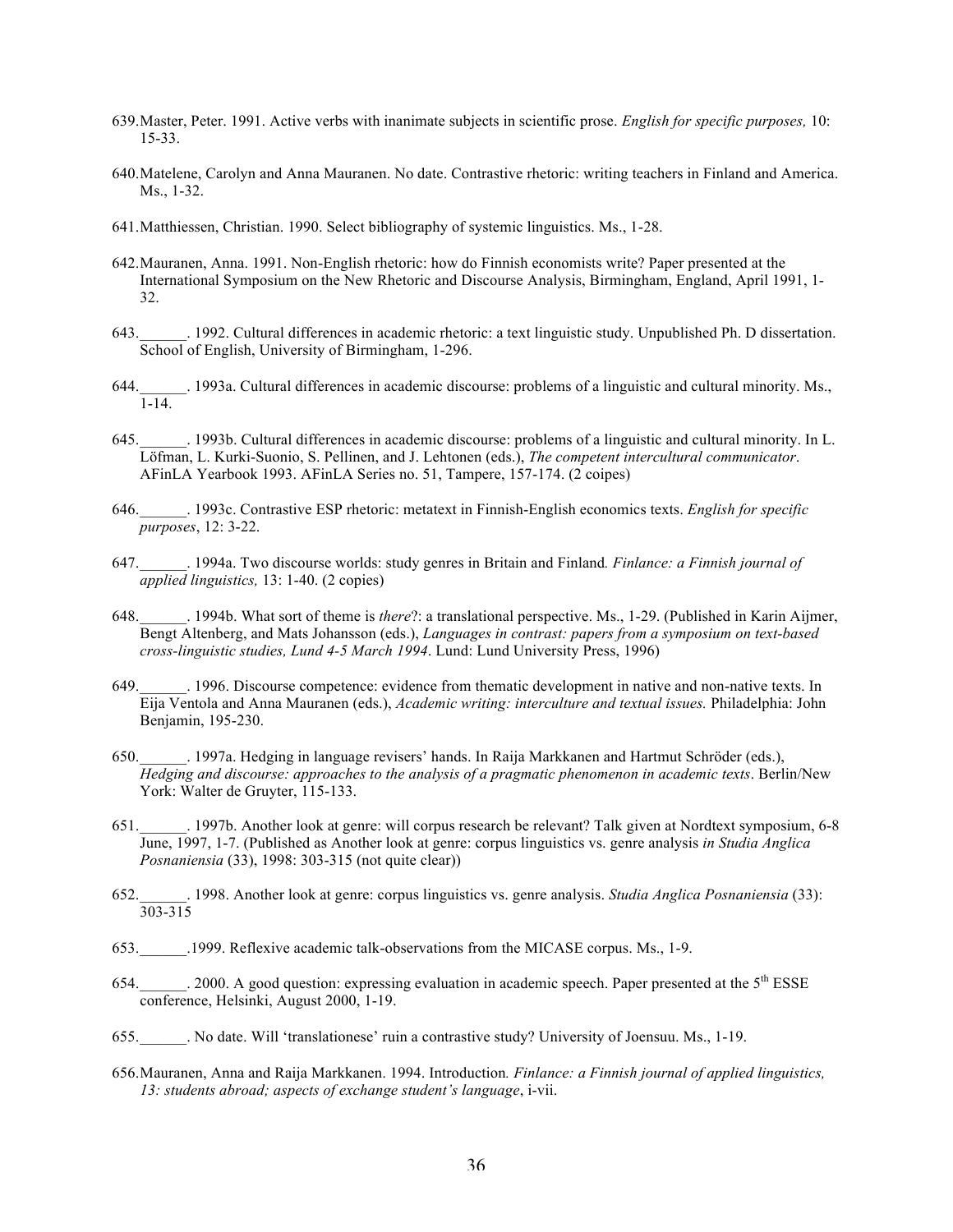639. Master, Peter. 1991. Active verbs with inanimate subjects in scientific prose. *English for specific purposes,* 10: 15-33.

640. Matelene, Carolyn and Anna Mauranen. No date. Contrastive rhetoric: writing teachers in Finland and America. Ms., 1-32.

641. Matthiessen, Christian. 1990. Select bibliography of systemic linguistics. Ms., 1-28.

642. Mauranen, Anna. 1991. Non-English rhetoric: how do Finnish economists write? Paper presented at the International Symposium on the New Rhetoric and Discourse Analysis, Birmingham, England, April 1991, 1-32.

643. ______. 1992. Cultural differences in academic rhetoric: a text linguistic study. Unpublished Ph. D dissertation. School of English, University of Birmingham, 1-296.

644. ______. 1993a. Cultural differences in academic discourse: problems of a linguistic and cultural minority. Ms., 1-14.

645. ______. 1993b. Cultural differences in academic discourse: problems of a linguistic and cultural minority. In L. Löfman, L. Kurki-Suonio, S. Pellinen, and J. Lehtonen (eds.), *The competent intercultural communicator*. AFinLA Yearbook 1993. AFinLA Series no. 51, Tampere, 157-174. (2 coipes)

646. ______. 1993c. Contrastive ESP rhetoric: metatext in Finnish-English economics texts. *English for specific purposes*, 12: 3-22.

647. ______. 1994a. Two discourse worlds: study genres in Britain and Finland*. Finlance: a Finnish journal of applied linguistics,* 13: 1-40. (2 copies)

648. ______. 1994b. What sort of theme is *there*?: a translational perspective. Ms., 1-29. (Published in Karin Aijmer, Bengt Altenberg, and Mats Johansson (eds.), *Languages in contrast: papers from a symposium on text-based cross-linguistic studies, Lund 4-5 March 1994*. Lund: Lund University Press, 1996)

649. ______. 1996. Discourse competence: evidence from thematic development in native and non-native texts. In Eija Ventola and Anna Mauranen (eds.), *Academic writing: interculture and textual issues.* Philadelphia: John Benjamin, 195-230.

650. ______. 1997a. Hedging in language revisers' hands. In Raija Markkanen and Hartmut Schröder (eds.), *Hedging and discourse: approaches to the analysis of a pragmatic phenomenon in academic texts*. Berlin/New York: Walter de Gruyter, 115-133.

651. ______. 1997b. Another look at genre: will corpus research be relevant? Talk given at Nordtext symposium, 6-8 June, 1997, 1-7. (Published as Another look at genre: corpus linguistics vs. genre analysis *in Studia Anglica Posnaniensia* (33), 1998: 303-315 (not quite clear))

652. ______. 1998. Another look at genre: corpus linguistics vs. genre analysis. *Studia Anglica Posnaniensia* (33): 303-315

653. ______.1999. Reflexive academic talk-observations from the MICASE corpus. Ms., 1-9.

654. ______. 2000. A good question: expressing evaluation in academic speech. Paper presented at the 5th ESSE conference, Helsinki, August 2000, 1-19.

655. ______. No date. Will 'translationese' ruin a contrastive study? University of Joensuu. Ms., 1-19.

656. Mauranen, Anna and Raija Markkanen. 1994. Introduction*. Finlance: a Finnish journal of applied linguistics, 13: students abroad; aspects of exchange student's language*, i-vii.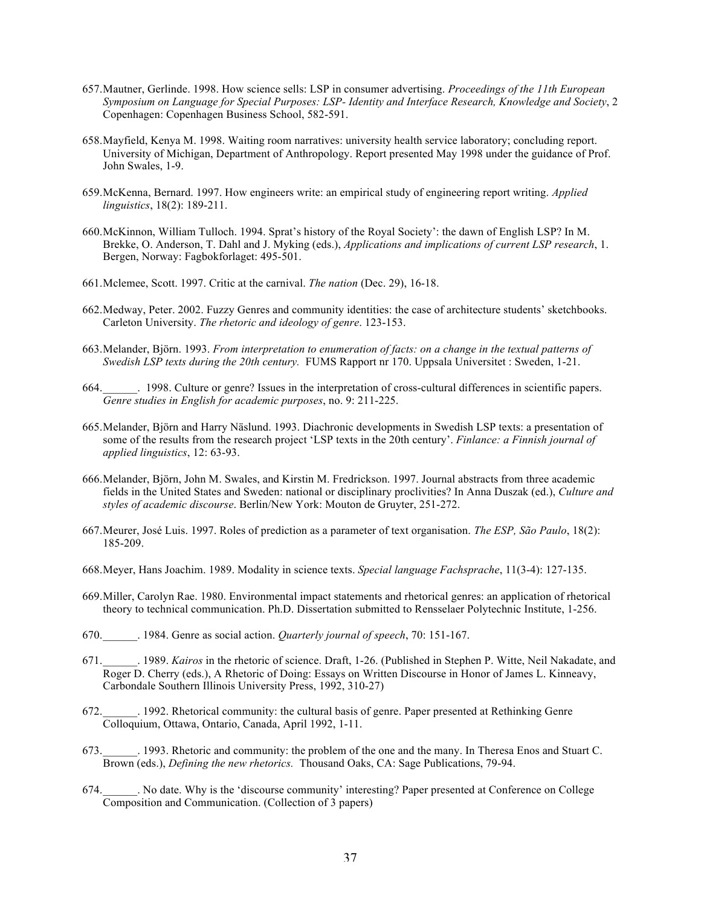657. Mautner, Gerlinde. 1998. How science sells: LSP in consumer advertising. *Proceedings of the 11th European Symposium on Language for Special Purposes: LSP- Identity and Interface Research, Knowledge and Society*, 2 Copenhagen: Copenhagen Business School, 582-591.

658. Mayfield, Kenya M. 1998. Waiting room narratives: university health service laboratory; concluding report. University of Michigan, Department of Anthropology. Report presented May 1998 under the guidance of Prof. John Swales, 1-9.

659. McKenna, Bernard. 1997. How engineers write: an empirical study of engineering report writing. *Applied linguistics*, 18(2): 189-211.

660. McKinnon, William Tulloch. 1994. Sprat's history of the Royal Society': the dawn of English LSP? In M. Brekke, O. Anderson, T. Dahl and J. Myking (eds.), *Applications and implications of current LSP research*, 1. Bergen, Norway: Fagbokforlaget: 495-501.

661. Mclemee, Scott. 1997. Critic at the carnival. *The nation* (Dec. 29), 16-18.

662. Medway, Peter. 2002. Fuzzy Genres and community identities: the case of architecture students' sketchbooks. Carleton University. *The rhetoric and ideology of genre*. 123-153.

663. Melander, Björn. 1993. *From interpretation to enumeration of facts: on a change in the textual patterns of Swedish LSP texts during the 20th century.* FUMS Rapport nr 170. Uppsala Universitet : Sweden, 1-21.

664. ______. 1998. Culture or genre? Issues in the interpretation of cross-cultural differences in scientific papers. *Genre studies in English for academic purposes*, no. 9: 211-225.

665. Melander, Björn and Harry Näslund. 1993. Diachronic developments in Swedish LSP texts: a presentation of some of the results from the research project 'LSP texts in the 20th century'. *Finlance: a Finnish journal of applied linguistics*, 12: 63-93.

666. Melander, Björn, John M. Swales, and Kirstin M. Fredrickson. 1997. Journal abstracts from three academic fields in the United States and Sweden: national or disciplinary proclivities? In Anna Duszak (ed.), *Culture and styles of academic discourse*. Berlin/New York: Mouton de Gruyter, 251-272.

667. Meurer, José Luis. 1997. Roles of prediction as a parameter of text organisation. *The ESP, São Paulo*, 18(2): 185-209.

668. Meyer, Hans Joachim. 1989. Modality in science texts. *Special language Fachsprache*, 11(3-4): 127-135.

669. Miller, Carolyn Rae. 1980. Environmental impact statements and rhetorical genres: an application of rhetorical theory to technical communication. Ph.D. Dissertation submitted to Rensselaer Polytechnic Institute, 1-256.

670. ______. 1984. Genre as social action. *Quarterly journal of speech*, 70: 151-167.

671. ______. 1989. *Kairos* in the rhetoric of science. Draft, 1-26. (Published in Stephen P. Witte, Neil Nakadate, and Roger D. Cherry (eds.), A Rhetoric of Doing: Essays on Written Discourse in Honor of James L. Kinneavy, Carbondale Southern Illinois University Press, 1992, 310-27)

672. ______. 1992. Rhetorical community: the cultural basis of genre. Paper presented at Rethinking Genre Colloquium, Ottawa, Ontario, Canada, April 1992, 1-11.

673. ______. 1993. Rhetoric and community: the problem of the one and the many. In Theresa Enos and Stuart C. Brown (eds.), *Defining the new rhetorics.* Thousand Oaks, CA: Sage Publications, 79-94.

674. ______. No date. Why is the 'discourse community' interesting? Paper presented at Conference on College Composition and Communication. (Collection of 3 papers)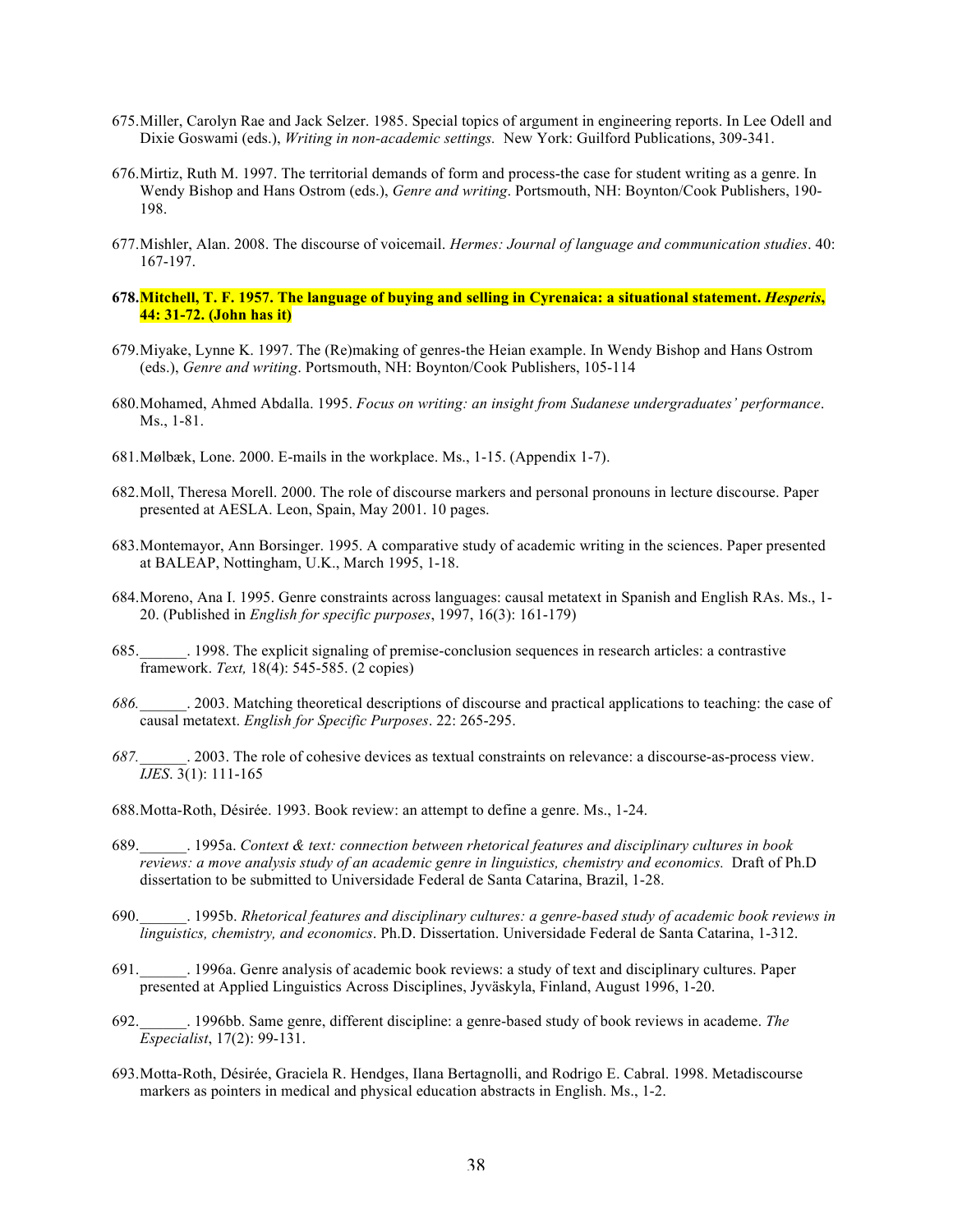675. Miller, Carolyn Rae and Jack Selzer. 1985. Special topics of argument in engineering reports. In Lee Odell and Dixie Goswami (eds.), *Writing in non-academic settings.* New York: Guilford Publications, 309-341.

676. Mirtiz, Ruth M. 1997. The territorial demands of form and process-the case for student writing as a genre. In Wendy Bishop and Hans Ostrom (eds.), *Genre and writing*. Portsmouth, NH: Boynton/Cook Publishers, 190-198.

677. Mishler, Alan. 2008. The discourse of voicemail. *Hermes: Journal of language and communication studies*. 40: 167-197.

**678. Mitchell, T. F. 1957. The language of buying and selling in Cyrenaica: a situational statement. *Hesperis*, 44: 31-72. (John has it)**

679. Miyake, Lynne K. 1997. The (Re)making of genres-the Heian example. In Wendy Bishop and Hans Ostrom (eds.), *Genre and writing*. Portsmouth, NH: Boynton/Cook Publishers, 105-114

680. Mohamed, Ahmed Abdalla. 1995. *Focus on writing: an insight from Sudanese undergraduates' performance*. Ms., 1-81.

681. Mølbæk, Lone. 2000. E-mails in the workplace. Ms., 1-15. (Appendix 1-7).

682. Moll, Theresa Morell. 2000. The role of discourse markers and personal pronouns in lecture discourse. Paper presented at AESLA. Leon, Spain, May 2001. 10 pages.

683. Montemayor, Ann Borsinger. 1995. A comparative study of academic writing in the sciences. Paper presented at BALEAP, Nottingham, U.K., March 1995, 1-18.

684. Moreno, Ana I. 1995. Genre constraints across languages: causal metatext in Spanish and English RAs. Ms., 1-20. (Published in *English for specific purposes*, 1997, 16(3): 161-179)

685. ______. 1998. The explicit signaling of premise-conclusion sequences in research articles: a contrastive framework. *Text,* 18(4): 545-585. (2 copies)

*686.* ______. 2003. Matching theoretical descriptions of discourse and practical applications to teaching: the case of causal metatext. *English for Specific Purposes*. 22: 265-295.

*687.* ______. 2003. The role of cohesive devices as textual constraints on relevance: a discourse-as-process view. *IJES*. 3(1): 111-165

688. Motta-Roth, Désirée. 1993. Book review: an attempt to define a genre. Ms., 1-24.

689. ______. 1995a. *Context & text: connection between rhetorical features and disciplinary cultures in book reviews: a move analysis study of an academic genre in linguistics, chemistry and economics.* Draft of Ph.D dissertation to be submitted to Universidade Federal de Santa Catarina, Brazil, 1-28.

690. ______. 1995b. *Rhetorical features and disciplinary cultures: a genre-based study of academic book reviews in linguistics, chemistry, and economics*. Ph.D. Dissertation. Universidade Federal de Santa Catarina, 1-312.

691. ______. 1996a. Genre analysis of academic book reviews: a study of text and disciplinary cultures. Paper presented at Applied Linguistics Across Disciplines, Jyväskyla, Finland, August 1996, 1-20.

692. ______. 1996bb. Same genre, different discipline: a genre-based study of book reviews in academe. *The Especialist*, 17(2): 99-131.

693. Motta-Roth, Désirée, Graciela R. Hendges, Ilana Bertagnolli, and Rodrigo E. Cabral. 1998. Metadiscourse markers as pointers in medical and physical education abstracts in English. Ms., 1-2.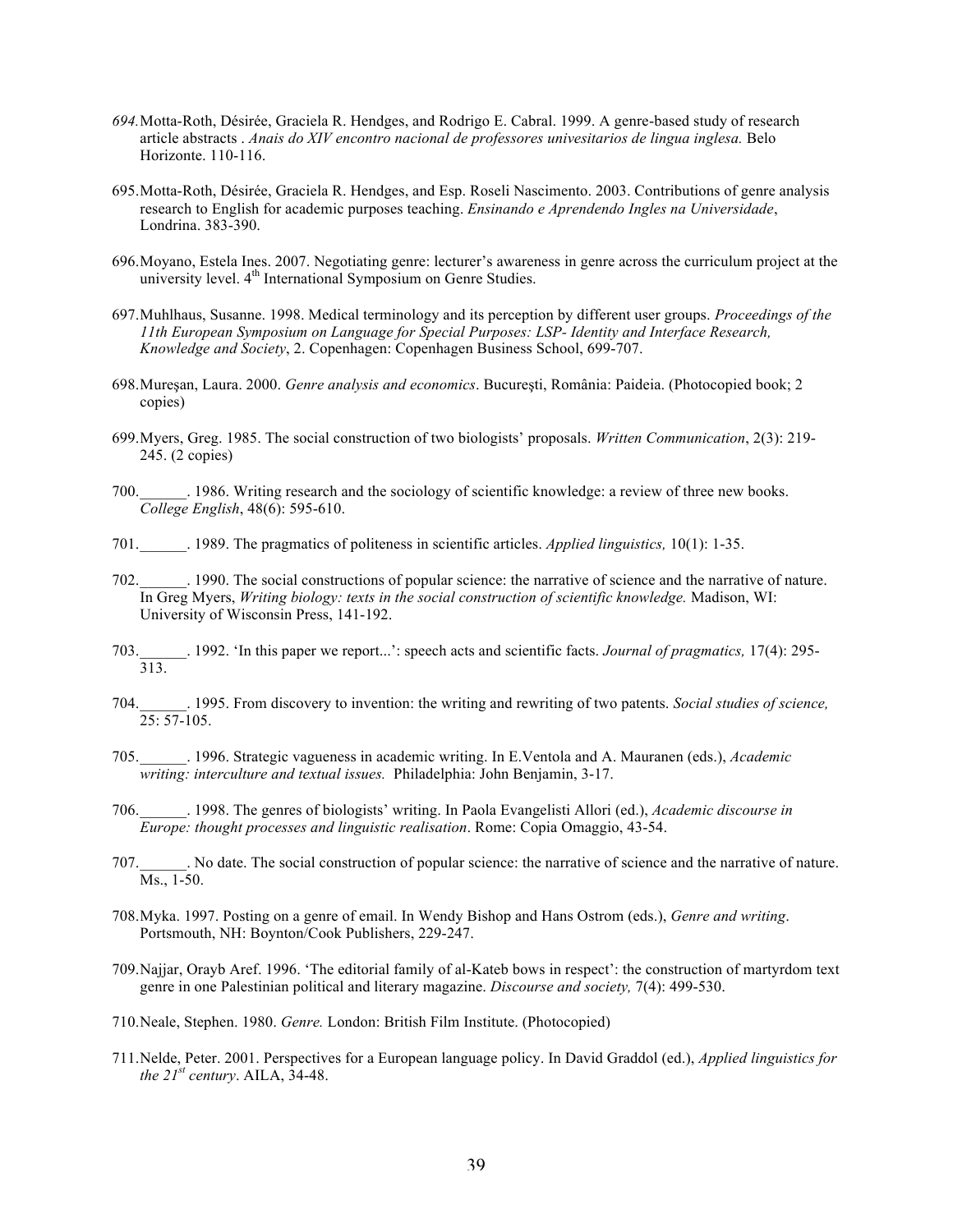694. Motta-Roth, Désirée, Graciela R. Hendges, and Rodrigo E. Cabral. 1999. A genre-based study of research article abstracts . *Anais do XIV encontro nacional de professores univesitarios de lingua inglesa.* Belo Horizonte. 110-116.

695. Motta-Roth, Désirée, Graciela R. Hendges, and Esp. Roseli Nascimento. 2003. Contributions of genre analysis research to English for academic purposes teaching. *Ensinando e Aprendendo Ingles na Universidade*, Londrina. 383-390.

696. Moyano, Estela Ines. 2007. Negotiating genre: lecturer's awareness in genre across the curriculum project at the university level. 4th International Symposium on Genre Studies.

697. Muhlhaus, Susanne. 1998. Medical terminology and its perception by different user groups. *Proceedings of the 11th European Symposium on Language for Special Purposes: LSP- Identity and Interface Research, Knowledge and Society*, 2. Copenhagen: Copenhagen Business School, 699-707.

698. Mureşan, Laura. 2000. *Genre analysis and economics*. Bucureşti, România: Paideia. (Photocopied book; 2 copies)

699. Myers, Greg. 1985. The social construction of two biologists' proposals. *Written Communication*, 2(3): 219-245. (2 copies)

700. ______. 1986. Writing research and the sociology of scientific knowledge: a review of three new books. *College English*, 48(6): 595-610.

701. ______. 1989. The pragmatics of politeness in scientific articles. *Applied linguistics,* 10(1): 1-35.

702. ______. 1990. The social constructions of popular science: the narrative of science and the narrative of nature. In Greg Myers, *Writing biology: texts in the social construction of scientific knowledge.* Madison, WI: University of Wisconsin Press, 141-192.

703. ______. 1992. 'In this paper we report...': speech acts and scientific facts. *Journal of pragmatics,* 17(4): 295-313.

704. ______. 1995. From discovery to invention: the writing and rewriting of two patents. *Social studies of science,* 25: 57-105.

705. ______. 1996. Strategic vagueness in academic writing. In E.Ventola and A. Mauranen (eds.), *Academic writing: interculture and textual issues.* Philadelphia: John Benjamin, 3-17.

706. ______. 1998. The genres of biologists' writing. In Paola Evangelisti Allori (ed.), *Academic discourse in Europe: thought processes and linguistic realisation*. Rome: Copia Omaggio, 43-54.

707. ______. No date. The social construction of popular science: the narrative of science and the narrative of nature. Ms., 1-50.

708. Myka. 1997. Posting on a genre of email. In Wendy Bishop and Hans Ostrom (eds.), *Genre and writing*. Portsmouth, NH: Boynton/Cook Publishers, 229-247.

709. Najjar, Orayb Aref. 1996. 'The editorial family of al-Kateb bows in respect': the construction of martyrdom text genre in one Palestinian political and literary magazine. *Discourse and society,* 7(4): 499-530.

710. Neale, Stephen. 1980. *Genre.* London: British Film Institute. (Photocopied)

711. Nelde, Peter. 2001. Perspectives for a European language policy. In David Graddol (ed.), *Applied linguistics for the 21st century*. AILA, 34-48.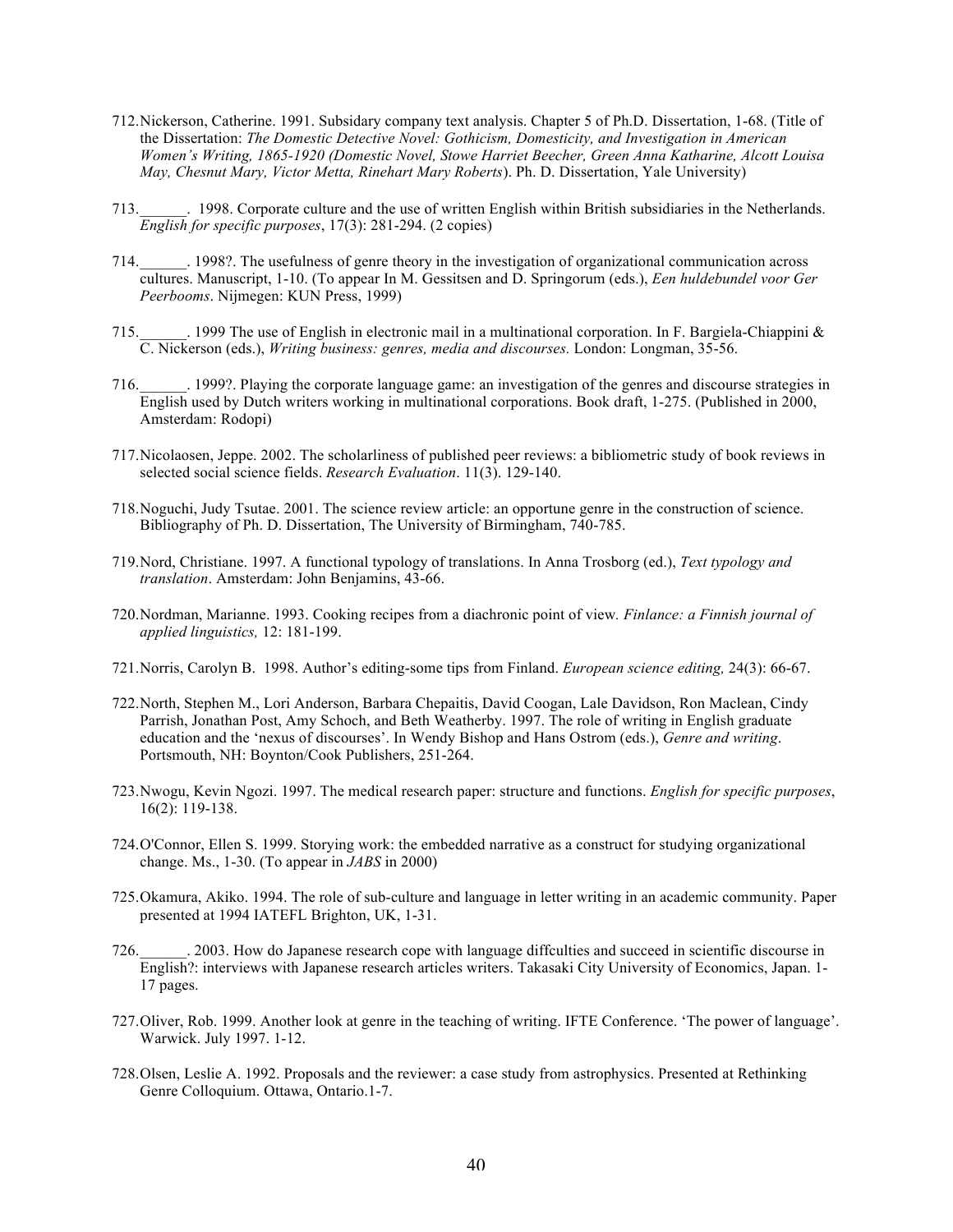712. Nickerson, Catherine. 1991. Subsidary company text analysis. Chapter 5 of Ph.D. Dissertation, 1-68. (Title of the Dissertation: *The Domestic Detective Novel: Gothicism, Domesticity, and Investigation in American Women's Writing, 1865-1920 (Domestic Novel, Stowe Harriet Beecher, Green Anna Katharine, Alcott Louisa May, Chesnut Mary, Victor Metta, Rinehart Mary Roberts*). Ph. D. Dissertation, Yale University)

713. ______. 1998. Corporate culture and the use of written English within British subsidiaries in the Netherlands. *English for specific purposes*, 17(3): 281-294. (2 copies)

714. ______. 1998?. The usefulness of genre theory in the investigation of organizational communication across cultures. Manuscript, 1-10. (To appear In M. Gessitsen and D. Springorum (eds.), *Een huldebundel voor Ger Peerbooms*. Nijmegen: KUN Press, 1999)

715. ______. 1999 The use of English in electronic mail in a multinational corporation. In F. Bargiela-Chiappini & C. Nickerson (eds.), *Writing business: genres, media and discourses.* London: Longman, 35-56.

716. ______. 1999?. Playing the corporate language game: an investigation of the genres and discourse strategies in English used by Dutch writers working in multinational corporations. Book draft, 1-275. (Published in 2000, Amsterdam: Rodopi)

717. Nicolaosen, Jeppe. 2002. The scholarliness of published peer reviews: a bibliometric study of book reviews in selected social science fields. *Research Evaluation*. 11(3). 129-140.

718. Noguchi, Judy Tsutae. 2001. The science review article: an opportune genre in the construction of science. Bibliography of Ph. D. Dissertation, The University of Birmingham, 740-785.

719. Nord, Christiane. 1997. A functional typology of translations. In Anna Trosborg (ed.), *Text typology and translation*. Amsterdam: John Benjamins, 43-66.

720. Nordman, Marianne. 1993. Cooking recipes from a diachronic point of view. *Finlance: a Finnish journal of applied linguistics,* 12: 181-199.

721. Norris, Carolyn B. 1998. Author's editing-some tips from Finland. *European science editing,* 24(3): 66-67.

722. North, Stephen M., Lori Anderson, Barbara Chepaitis, David Coogan, Lale Davidson, Ron Maclean, Cindy Parrish, Jonathan Post, Amy Schoch, and Beth Weatherby. 1997. The role of writing in English graduate education and the 'nexus of discourses'. In Wendy Bishop and Hans Ostrom (eds.), *Genre and writing*. Portsmouth, NH: Boynton/Cook Publishers, 251-264.

723. Nwogu, Kevin Ngozi. 1997. The medical research paper: structure and functions. *English for specific purposes*, 16(2): 119-138.

724. O'Connor, Ellen S. 1999. Storying work: the embedded narrative as a construct for studying organizational change. Ms., 1-30. (To appear in *JABS* in 2000)

725. Okamura, Akiko. 1994. The role of sub-culture and language in letter writing in an academic community. Paper presented at 1994 IATEFL Brighton, UK, 1-31.

726. ______. 2003. How do Japanese research cope with language diffculties and succeed in scientific discourse in English?: interviews with Japanese research articles writers. Takasaki City University of Economics, Japan. 1-17 pages.

727. Oliver, Rob. 1999. Another look at genre in the teaching of writing. IFTE Conference. 'The power of language'. Warwick. July 1997. 1-12.

728. Olsen, Leslie A. 1992. Proposals and the reviewer: a case study from astrophysics. Presented at Rethinking Genre Colloquium. Ottawa, Ontario.1-7.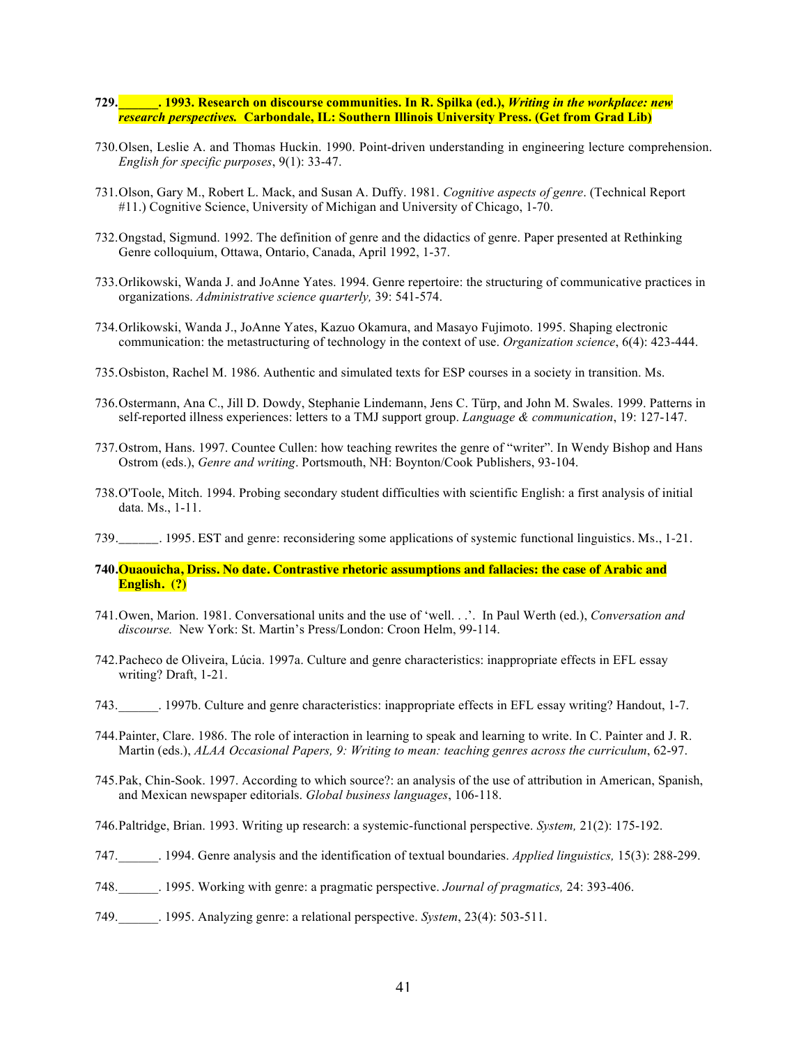**729.______. 1993. Research on discourse communities. In R. Spilka (ed.), *Writing in the workplace: new research perspectives.* Carbondale, IL: Southern Illinois University Press. (Get from Grad Lib)**

730. Olsen, Leslie A. and Thomas Huckin. 1990. Point-driven understanding in engineering lecture comprehension. *English for specific purposes*, 9(1): 33-47.

731. Olson, Gary M., Robert L. Mack, and Susan A. Duffy. 1981. *Cognitive aspects of genre*. (Technical Report #11.) Cognitive Science, University of Michigan and University of Chicago, 1-70.

732. Ongstad, Sigmund. 1992. The definition of genre and the didactics of genre. Paper presented at Rethinking Genre colloquium, Ottawa, Ontario, Canada, April 1992, 1-37.

733. Orlikowski, Wanda J. and JoAnne Yates. 1994. Genre repertoire: the structuring of communicative practices in organizations. *Administrative science quarterly,* 39: 541-574.

734. Orlikowski, Wanda J., JoAnne Yates, Kazuo Okamura, and Masayo Fujimoto. 1995. Shaping electronic communication: the metastructuring of technology in the context of use. *Organization science*, 6(4): 423-444.

735. Osbiston, Rachel M. 1986. Authentic and simulated texts for ESP courses in a society in transition. Ms.

736. Ostermann, Ana C., Jill D. Dowdy, Stephanie Lindemann, Jens C. Türp, and John M. Swales. 1999. Patterns in self-reported illness experiences: letters to a TMJ support group. *Language & communication*, 19: 127-147.

737. Ostrom, Hans. 1997. Countee Cullen: how teaching rewrites the genre of "writer". In Wendy Bishop and Hans Ostrom (eds.), *Genre and writing*. Portsmouth, NH: Boynton/Cook Publishers, 93-104.

738. O'Toole, Mitch. 1994. Probing secondary student difficulties with scientific English: a first analysis of initial data. Ms., 1-11.

739.______. 1995. EST and genre: reconsidering some applications of systemic functional linguistics. Ms., 1-21.

**740. Ouaouicha, Driss. No date. Contrastive rhetoric assumptions and fallacies: the case of Arabic and English. (?)**

741. Owen, Marion. 1981. Conversational units and the use of 'well. . .'. In Paul Werth (ed.), *Conversation and discourse.* New York: St. Martin's Press/London: Croon Helm, 99-114.

742. Pacheco de Oliveira, Lúcia. 1997a. Culture and genre characteristics: inappropriate effects in EFL essay writing? Draft, 1-21.

743.______. 1997b. Culture and genre characteristics: inappropriate effects in EFL essay writing? Handout, 1-7.

744. Painter, Clare. 1986. The role of interaction in learning to speak and learning to write. In C. Painter and J. R. Martin (eds.), *ALAA Occasional Papers, 9: Writing to mean: teaching genres across the curriculum*, 62-97.

745. Pak, Chin-Sook. 1997. According to which source?: an analysis of the use of attribution in American, Spanish, and Mexican newspaper editorials. *Global business languages*, 106-118.

746. Paltridge, Brian. 1993. Writing up research: a systemic-functional perspective. *System,* 21(2): 175-192.

747.______. 1994. Genre analysis and the identification of textual boundaries. *Applied linguistics,* 15(3): 288-299.

748.______. 1995. Working with genre: a pragmatic perspective. *Journal of pragmatics,* 24: 393-406.

749.______. 1995. Analyzing genre: a relational perspective. *System*, 23(4): 503-511.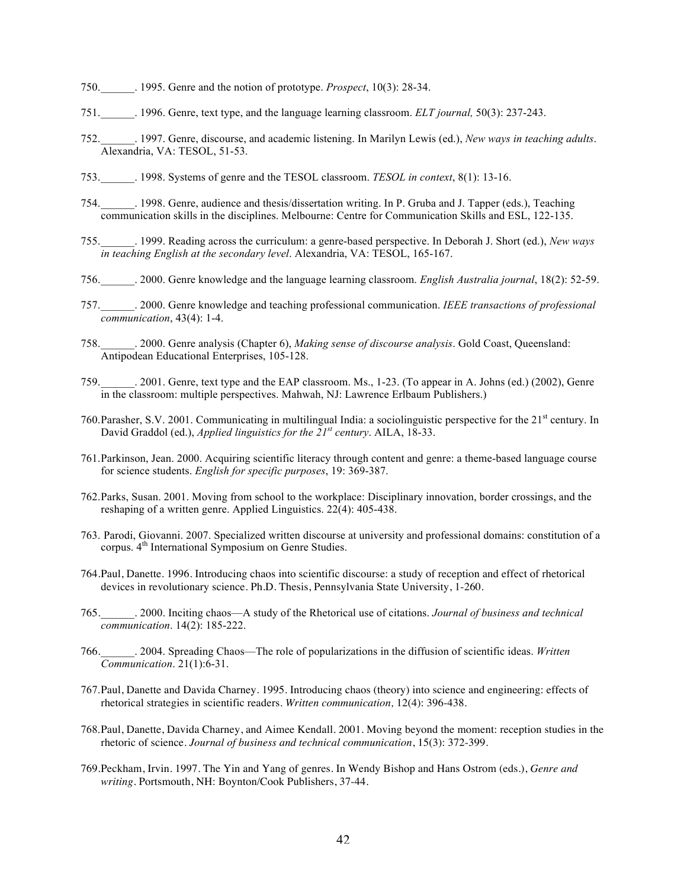750.______. 1995. Genre and the notion of prototype. *Prospect*, 10(3): 28-34.

751.______. 1996. Genre, text type, and the language learning classroom. *ELT journal,* 50(3): 237-243.

752.______. 1997. Genre, discourse, and academic listening. In Marilyn Lewis (ed.), *New ways in teaching adults*. Alexandria, VA: TESOL, 51-53.

753.______. 1998. Systems of genre and the TESOL classroom. *TESOL in context*, 8(1): 13-16.

754.______. 1998. Genre, audience and thesis/dissertation writing. In P. Gruba and J. Tapper (eds.), Teaching communication skills in the disciplines. Melbourne: Centre for Communication Skills and ESL, 122-135.

755.______. 1999. Reading across the curriculum: a genre-based perspective. In Deborah J. Short (ed.), *New ways in teaching English at the secondary level*. Alexandria, VA: TESOL, 165-167.

756.______. 2000. Genre knowledge and the language learning classroom. *English Australia journal*, 18(2): 52-59.

757.______. 2000. Genre knowledge and teaching professional communication. *IEEE transactions of professional communication*, 43(4): 1-4.

758.______. 2000. Genre analysis (Chapter 6), *Making sense of discourse analysis*. Gold Coast, Queensland: Antipodean Educational Enterprises, 105-128.

759.______. 2001. Genre, text type and the EAP classroom. Ms., 1-23. (To appear in A. Johns (ed.) (2002), Genre in the classroom: multiple perspectives. Mahwah, NJ: Lawrence Erlbaum Publishers.)

760.Parasher, S.V. 2001. Communicating in multilingual India: a sociolinguistic perspective for the 21st century. In David Graddol (ed.), *Applied linguistics for the 21st century*. AILA, 18-33.

761.Parkinson, Jean. 2000. Acquiring scientific literacy through content and genre: a theme-based language course for science students. *English for specific purposes*, 19: 369-387.

762.Parks, Susan. 2001. Moving from school to the workplace: Disciplinary innovation, border crossings, and the reshaping of a written genre. Applied Linguistics. 22(4): 405-438.

763. Parodi, Giovanni. 2007. Specialized written discourse at university and professional domains: constitution of a corpus. 4th International Symposium on Genre Studies.

764.Paul, Danette. 1996. Introducing chaos into scientific discourse: a study of reception and effect of rhetorical devices in revolutionary science. Ph.D. Thesis, Pennsylvania State University, 1-260.

765.______. 2000. Inciting chaos—A study of the Rhetorical use of citations. *Journal of business and technical communication*. 14(2): 185-222.

766.______. 2004. Spreading Chaos—The role of popularizations in the diffusion of scientific ideas. *Written Communication*. 21(1):6-31.

767.Paul, Danette and Davida Charney. 1995. Introducing chaos (theory) into science and engineering: effects of rhetorical strategies in scientific readers. *Written communication,* 12(4): 396-438.

768.Paul, Danette, Davida Charney, and Aimee Kendall. 2001. Moving beyond the moment: reception studies in the rhetoric of science. *Journal of business and technical communication*, 15(3): 372-399.

769.Peckham, Irvin. 1997. The Yin and Yang of genres. In Wendy Bishop and Hans Ostrom (eds.), *Genre and writing*. Portsmouth, NH: Boynton/Cook Publishers, 37-44.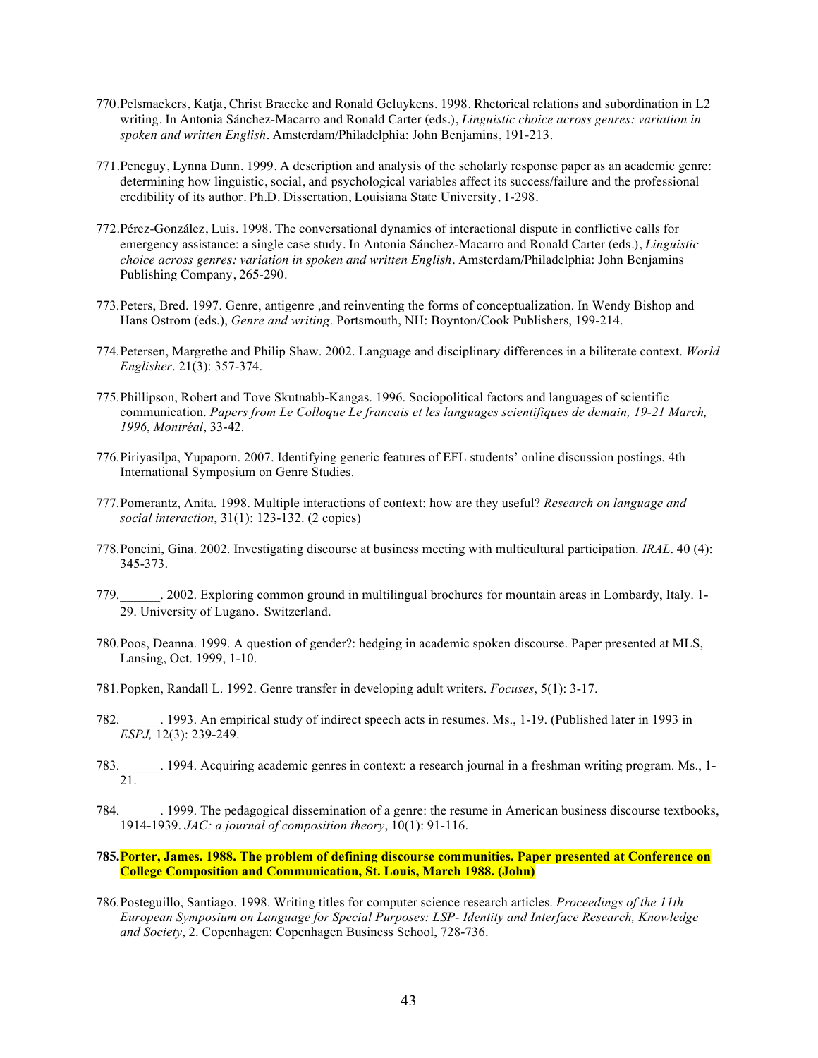770. Pelsmaekers, Katja, Christ Braecke and Ronald Geluykens. 1998. Rhetorical relations and subordination in L2 writing. In Antonia Sánchez-Macarro and Ronald Carter (eds.), *Linguistic choice across genres: variation in spoken and written English*. Amsterdam/Philadelphia: John Benjamins, 191-213.

771. Peneguy, Lynna Dunn. 1999. A description and analysis of the scholarly response paper as an academic genre: determining how linguistic, social, and psychological variables affect its success/failure and the professional credibility of its author. Ph.D. Dissertation, Louisiana State University, 1-298.

772. Pérez-González, Luis. 1998. The conversational dynamics of interactional dispute in conflictive calls for emergency assistance: a single case study. In Antonia Sánchez-Macarro and Ronald Carter (eds.), *Linguistic choice across genres: variation in spoken and written English*. Amsterdam/Philadelphia: John Benjamins Publishing Company, 265-290.

773. Peters, Bred. 1997. Genre, antigenre ,and reinventing the forms of conceptualization. In Wendy Bishop and Hans Ostrom (eds.), *Genre and writing*. Portsmouth, NH: Boynton/Cook Publishers, 199-214.

774. Petersen, Margrethe and Philip Shaw. 2002. Language and disciplinary differences in a biliterate context. *World Englisher*. 21(3): 357-374.

775. Phillipson, Robert and Tove Skutnabb-Kangas. 1996. Sociopolitical factors and languages of scientific communication. *Papers from Le Colloque Le francais et les languages scientifiques de demain, 19-21 March, 1996*, *Montréal*, 33-42.

776. Piriyasilpa, Yupaporn. 2007. Identifying generic features of EFL students' online discussion postings. 4th International Symposium on Genre Studies.

777. Pomerantz, Anita. 1998. Multiple interactions of context: how are they useful? *Research on language and social interaction*, 31(1): 123-132. (2 copies)

778. Poncini, Gina. 2002. Investigating discourse at business meeting with multicultural participation. *IRAL*. 40 (4): 345-373.

779. ______. 2002. Exploring common ground in multilingual brochures for mountain areas in Lombardy, Italy. 1-29. University of Lugano. Switzerland.

780. Poos, Deanna. 1999. A question of gender?: hedging in academic spoken discourse. Paper presented at MLS, Lansing, Oct. 1999, 1-10.

781. Popken, Randall L. 1992. Genre transfer in developing adult writers. *Focuses*, 5(1): 3-17.

782. ______. 1993. An empirical study of indirect speech acts in resumes. Ms., 1-19. (Published later in 1993 in *ESPJ,* 12(3): 239-249.

783. ______. 1994. Acquiring academic genres in context: a research journal in a freshman writing program. Ms., 1-21.

784. ______. 1999. The pedagogical dissemination of a genre: the resume in American business discourse textbooks, 1914-1939. *JAC: a journal of composition theory*, 10(1): 91-116.

785. **Porter, James. 1988. The problem of defining discourse communities. Paper presented at Conference on College Composition and Communication, St. Louis, March 1988. (John)**

786. Posteguillo, Santiago. 1998. Writing titles for computer science research articles. *Proceedings of the 11th European Symposium on Language for Special Purposes: LSP- Identity and Interface Research, Knowledge and Society*, 2. Copenhagen: Copenhagen Business School, 728-736.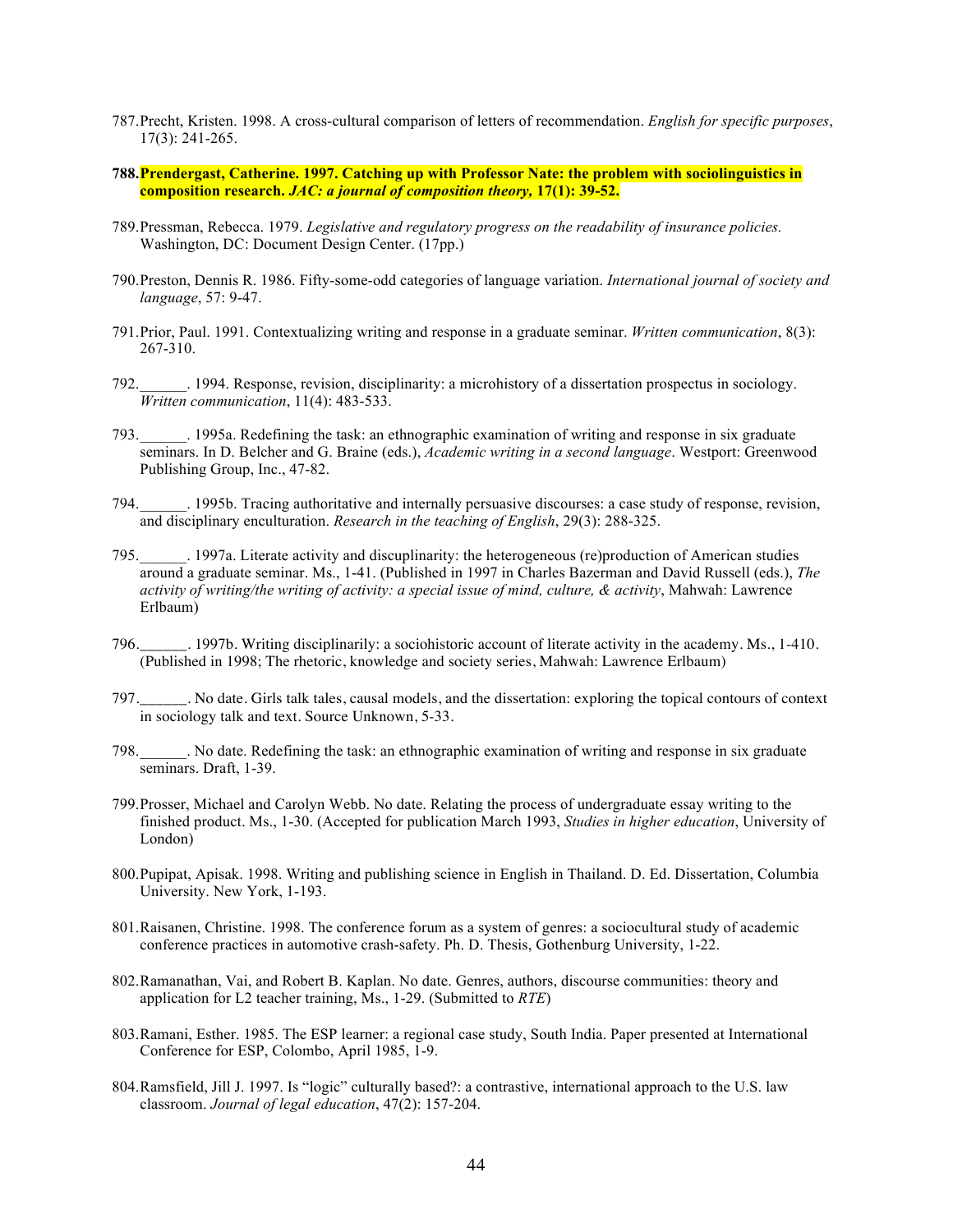787. Precht, Kristen. 1998. A cross-cultural comparison of letters of recommendation. *English for specific purposes*, 17(3): 241-265.

**788. Prendergast, Catherine. 1997. Catching up with Professor Nate: the problem with sociolinguistics in composition research. *JAC: a journal of composition theory,* 17(1): 39-52.**

789. Pressman, Rebecca. 1979. *Legislative and regulatory progress on the readability of insurance policies.* Washington, DC: Document Design Center. (17pp.)

790. Preston, Dennis R. 1986. Fifty-some-odd categories of language variation. *International journal of society and language*, 57: 9-47.

791. Prior, Paul. 1991. Contextualizing writing and response in a graduate seminar. *Written communication*, 8(3): 267-310.

792. ______. 1994. Response, revision, disciplinarity: a microhistory of a dissertation prospectus in sociology. *Written communication*, 11(4): 483-533.

793. ______. 1995a. Redefining the task: an ethnographic examination of writing and response in six graduate seminars. In D. Belcher and G. Braine (eds.), *Academic writing in a second language*. Westport: Greenwood Publishing Group, Inc., 47-82.

794. ______. 1995b. Tracing authoritative and internally persuasive discourses: a case study of response, revision, and disciplinary enculturation. *Research in the teaching of English*, 29(3): 288-325.

795. ______. 1997a. Literate activity and discuplinarity: the heterogeneous (re)production of American studies around a graduate seminar. Ms., 1-41. (Published in 1997 in Charles Bazerman and David Russell (eds.), *The activity of writing/the writing of activity: a special issue of mind, culture, & activity*, Mahwah: Lawrence Erlbaum)

796. ______. 1997b. Writing disciplinarily: a sociohistoric account of literate activity in the academy. Ms., 1-410. (Published in 1998; The rhetoric, knowledge and society series, Mahwah: Lawrence Erlbaum)

797. ______. No date. Girls talk tales, causal models, and the dissertation: exploring the topical contours of context in sociology talk and text. Source Unknown, 5-33.

798. ______. No date. Redefining the task: an ethnographic examination of writing and response in six graduate seminars. Draft, 1-39.

799. Prosser, Michael and Carolyn Webb. No date. Relating the process of undergraduate essay writing to the finished product. Ms., 1-30. (Accepted for publication March 1993, *Studies in higher education*, University of London)

800. Pupipat, Apisak. 1998. Writing and publishing science in English in Thailand. D. Ed. Dissertation, Columbia University. New York, 1-193.

801. Raisanen, Christine. 1998. The conference forum as a system of genres: a sociocultural study of academic conference practices in automotive crash-safety. Ph. D. Thesis, Gothenburg University, 1-22.

802. Ramanathan, Vai, and Robert B. Kaplan. No date. Genres, authors, discourse communities: theory and application for L2 teacher training, Ms., 1-29. (Submitted to *RTE*)

803. Ramani, Esther. 1985. The ESP learner: a regional case study, South India. Paper presented at International Conference for ESP, Colombo, April 1985, 1-9.

804. Ramsfield, Jill J. 1997. Is "logic" culturally based?: a contrastive, international approach to the U.S. law classroom. *Journal of legal education*, 47(2): 157-204.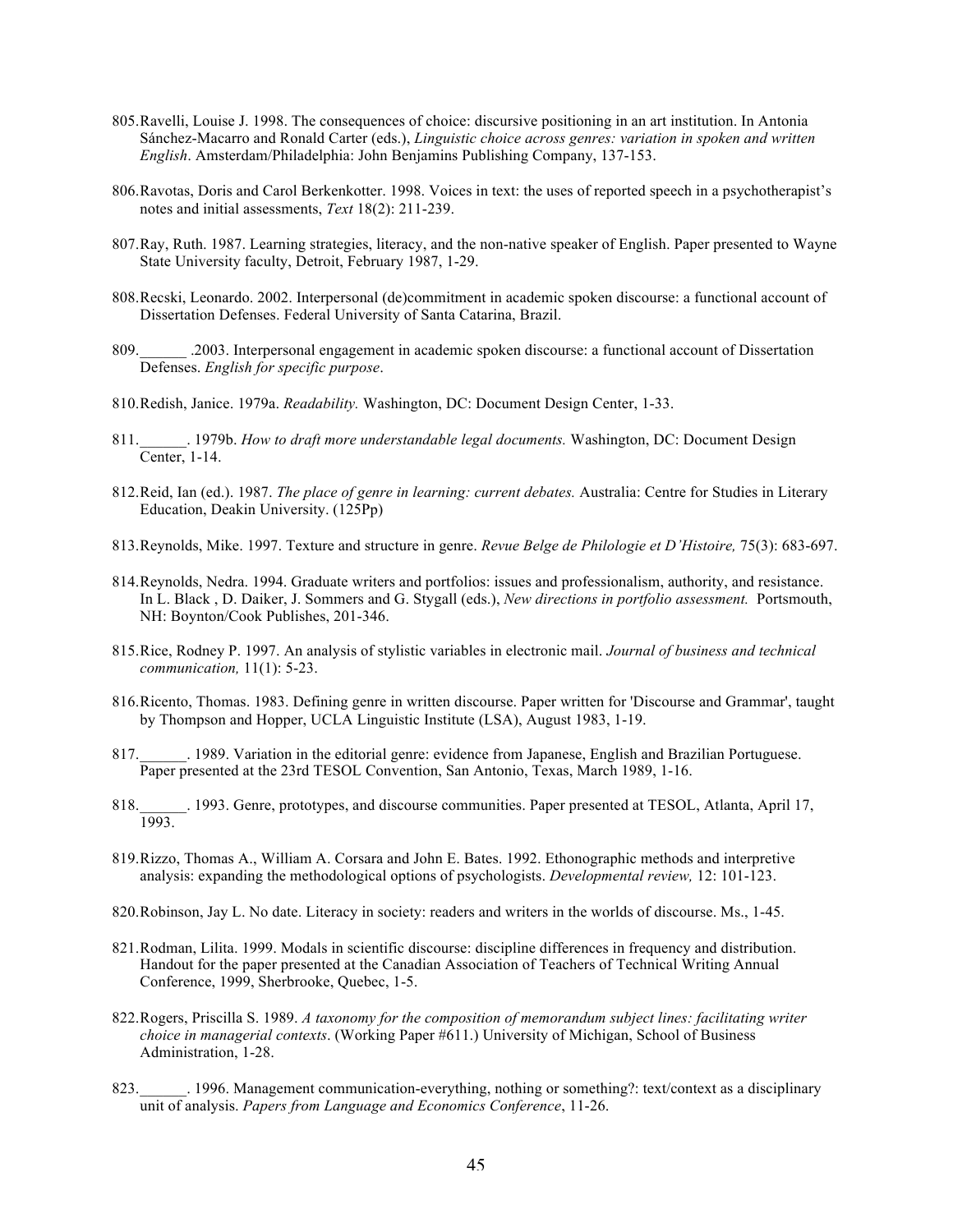805. Ravelli, Louise J. 1998. The consequences of choice: discursive positioning in an art institution. In Antonia Sánchez-Macarro and Ronald Carter (eds.), *Linguistic choice across genres: variation in spoken and written English*. Amsterdam/Philadelphia: John Benjamins Publishing Company, 137-153.

806. Ravotas, Doris and Carol Berkenkotter. 1998. Voices in text: the uses of reported speech in a psychotherapist's notes and initial assessments, *Text* 18(2): 211-239.

807. Ray, Ruth. 1987. Learning strategies, literacy, and the non-native speaker of English. Paper presented to Wayne State University faculty, Detroit, February 1987, 1-29.

808. Recski, Leonardo. 2002. Interpersonal (de)commitment in academic spoken discourse: a functional account of Dissertation Defenses. Federal University of Santa Catarina, Brazil.

809. ______ .2003. Interpersonal engagement in academic spoken discourse: a functional account of Dissertation Defenses. *English for specific purpose*.

810. Redish, Janice. 1979a. *Readability.* Washington, DC: Document Design Center, 1-33.

811. ______. 1979b. *How to draft more understandable legal documents.* Washington, DC: Document Design Center, 1-14.

812. Reid, Ian (ed.). 1987. *The place of genre in learning: current debates.* Australia: Centre for Studies in Literary Education, Deakin University. (125Pp)

813. Reynolds, Mike. 1997. Texture and structure in genre. *Revue Belge de Philologie et D'Histoire,* 75(3): 683-697.

814. Reynolds, Nedra. 1994. Graduate writers and portfolios: issues and professionalism, authority, and resistance. In L. Black , D. Daiker, J. Sommers and G. Stygall (eds.), *New directions in portfolio assessment.* Portsmouth, NH: Boynton/Cook Publishes, 201-346.

815. Rice, Rodney P. 1997. An analysis of stylistic variables in electronic mail. *Journal of business and technical communication,* 11(1): 5-23.

816. Ricento, Thomas. 1983. Defining genre in written discourse. Paper written for 'Discourse and Grammar', taught by Thompson and Hopper, UCLA Linguistic Institute (LSA), August 1983, 1-19.

817. ______. 1989. Variation in the editorial genre: evidence from Japanese, English and Brazilian Portuguese. Paper presented at the 23rd TESOL Convention, San Antonio, Texas, March 1989, 1-16.

818. ______. 1993. Genre, prototypes, and discourse communities. Paper presented at TESOL, Atlanta, April 17, 1993.

819. Rizzo, Thomas A., William A. Corsara and John E. Bates. 1992. Ethonographic methods and interpretive analysis: expanding the methodological options of psychologists. *Developmental review,* 12: 101-123.

820. Robinson, Jay L. No date. Literacy in society: readers and writers in the worlds of discourse. Ms., 1-45.

821. Rodman, Lilita. 1999. Modals in scientific discourse: discipline differences in frequency and distribution. Handout for the paper presented at the Canadian Association of Teachers of Technical Writing Annual Conference, 1999, Sherbrooke, Quebec, 1-5.

822. Rogers, Priscilla S. 1989. *A taxonomy for the composition of memorandum subject lines: facilitating writer choice in managerial contexts*. (Working Paper #611.) University of Michigan, School of Business Administration, 1-28.

823. ______. 1996. Management communication-everything, nothing or something?: text/context as a disciplinary unit of analysis. *Papers from Language and Economics Conference*, 11-26.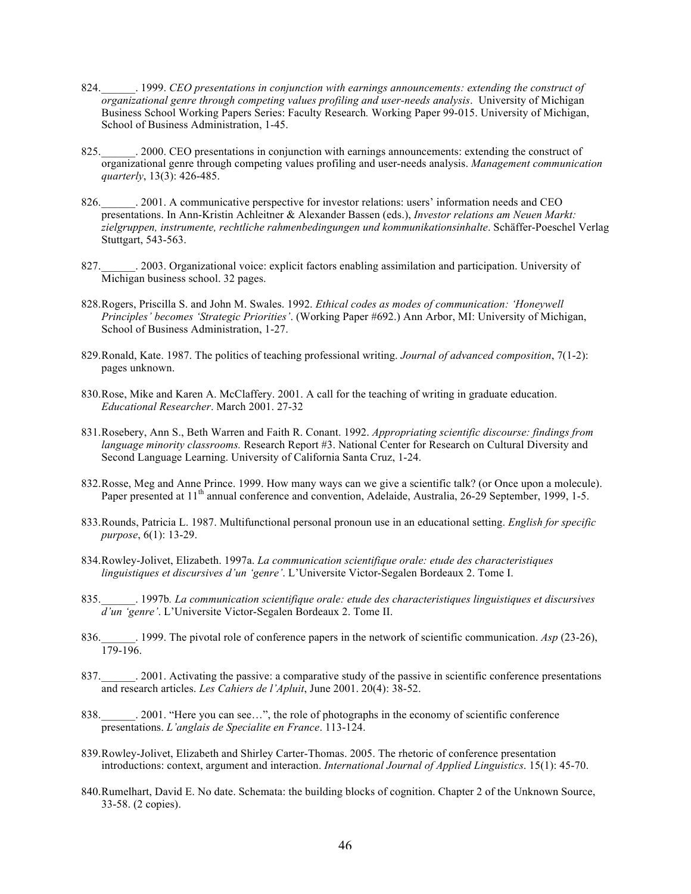824. ______. 1999. *CEO presentations in conjunction with earnings announcements: extending the construct of organizational genre through competing values profiling and user-needs analysis*. University of Michigan Business School Working Papers Series: Faculty Research. Working Paper 99-015. University of Michigan, School of Business Administration, 1-45.

825. ______. 2000. CEO presentations in conjunction with earnings announcements: extending the construct of organizational genre through competing values profiling and user-needs analysis. *Management communication quarterly*, 13(3): 426-485.

826. ______. 2001. A communicative perspective for investor relations: users' information needs and CEO presentations. In Ann-Kristin Achleitner & Alexander Bassen (eds.), *Investor relations am Neuen Markt: zielgruppen, instrumente, rechtliche rahmenbedingungen und kommunikationsinhalte*. Schäffer-Poeschel Verlag Stuttgart, 543-563.

827. ______. 2003. Organizational voice: explicit factors enabling assimilation and participation. University of Michigan business school. 32 pages.

828. Rogers, Priscilla S. and John M. Swales. 1992. *Ethical codes as modes of communication: 'Honeywell Principles' becomes 'Strategic Priorities'*. (Working Paper #692.) Ann Arbor, MI: University of Michigan, School of Business Administration, 1-27.

829. Ronald, Kate. 1987. The politics of teaching professional writing. *Journal of advanced composition*, 7(1-2): pages unknown.

830. Rose, Mike and Karen A. McClaffery. 2001. A call for the teaching of writing in graduate education. *Educational Researcher*. March 2001. 27-32

831. Rosebery, Ann S., Beth Warren and Faith R. Conant. 1992. *Appropriating scientific discourse: findings from language minority classrooms.* Research Report #3. National Center for Research on Cultural Diversity and Second Language Learning. University of California Santa Cruz, 1-24.

832. Rosse, Meg and Anne Prince. 1999. How many ways can we give a scientific talk? (or Once upon a molecule). Paper presented at 11th annual conference and convention, Adelaide, Australia, 26-29 September, 1999, 1-5.

833. Rounds, Patricia L. 1987. Multifunctional personal pronoun use in an educational setting. *English for specific purpose*, 6(1): 13-29.

834. Rowley-Jolivet, Elizabeth. 1997a. *La communication scientifique orale: etude des characteristiques linguistiques et discursives d'un 'genre'*. L'Universite Victor-Segalen Bordeaux 2. Tome I.

835. ______. 1997b. *La communication scientifique orale: etude des characteristiques linguistiques et discursives d'un 'genre'*. L'Universite Victor-Segalen Bordeaux 2. Tome II.

836. ______. 1999. The pivotal role of conference papers in the network of scientific communication. *Asp* (23-26), 179-196.

837. ______. 2001. Activating the passive: a comparative study of the passive in scientific conference presentations and research articles. *Les Cahiers de l'Apluit*, June 2001. 20(4): 38-52.

838. ______. 2001. "Here you can see…", the role of photographs in the economy of scientific conference presentations. *L'anglais de Specialite en France*. 113-124.

839. Rowley-Jolivet, Elizabeth and Shirley Carter-Thomas. 2005. The rhetoric of conference presentation introductions: context, argument and interaction. *International Journal of Applied Linguistics*. 15(1): 45-70.

840. Rumelhart, David E. No date. Schemata: the building blocks of cognition. Chapter 2 of the Unknown Source, 33-58. (2 copies).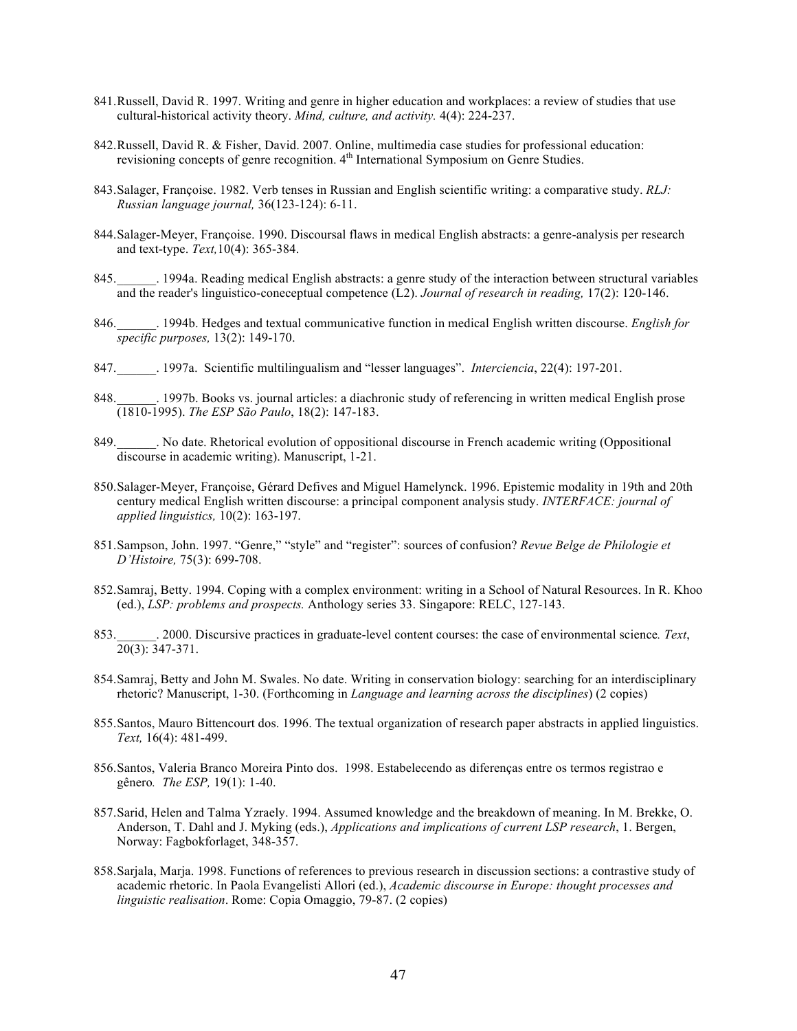841. Russell, David R. 1997. Writing and genre in higher education and workplaces: a review of studies that use cultural-historical activity theory. *Mind, culture, and activity.* 4(4): 224-237.

842. Russell, David R. & Fisher, David. 2007. Online, multimedia case studies for professional education: revisioning concepts of genre recognition. 4th International Symposium on Genre Studies.

843. Salager, Françoise. 1982. Verb tenses in Russian and English scientific writing: a comparative study. *RLJ: Russian language journal,* 36(123-124): 6-11.

844. Salager-Meyer, Françoise. 1990. Discoursal flaws in medical English abstracts: a genre-analysis per research and text-type. *Text,*10(4): 365-384.

845. ______. 1994a. Reading medical English abstracts: a genre study of the interaction between structural variables and the reader's linguistico-coneceptual competence (L2). *Journal of research in reading,* 17(2): 120-146.

846. ______. 1994b. Hedges and textual communicative function in medical English written discourse. *English for specific purposes,* 13(2): 149-170.

847. ______. 1997a. Scientific multilingualism and "lesser languages". *Interciencia*, 22(4): 197-201.

848. ______. 1997b. Books vs. journal articles: a diachronic study of referencing in written medical English prose (1810-1995). *The ESP São Paulo*, 18(2): 147-183.

849. ______. No date. Rhetorical evolution of oppositional discourse in French academic writing (Oppositional discourse in academic writing). Manuscript, 1-21.

850. Salager-Meyer, Françoise, Gérard Defives and Miguel Hamelynck. 1996. Epistemic modality in 19th and 20th century medical English written discourse: a principal component analysis study. *INTERFACE: journal of applied linguistics,* 10(2): 163-197.

851. Sampson, John. 1997. "Genre," "style" and "register": sources of confusion? *Revue Belge de Philologie et D'Histoire,* 75(3): 699-708.

852. Samraj, Betty. 1994. Coping with a complex environment: writing in a School of Natural Resources. In R. Khoo (ed.), *LSP: problems and prospects.* Anthology series 33. Singapore: RELC, 127-143.

853. ______. 2000. Discursive practices in graduate-level content courses: the case of environmental science*. Text*, 20(3): 347-371.

854. Samraj, Betty and John M. Swales. No date. Writing in conservation biology: searching for an interdisciplinary rhetoric? Manuscript, 1-30. (Forthcoming in *Language and learning across the disciplines*) (2 copies)

855. Santos, Mauro Bittencourt dos. 1996. The textual organization of research paper abstracts in applied linguistics. *Text,* 16(4): 481-499.

856. Santos, Valeria Branco Moreira Pinto dos. 1998. Estabelecendo as diferenças entre os termos registrao e gênero*. The ESP,* 19(1): 1-40.

857. Sarid, Helen and Talma Yzraely. 1994. Assumed knowledge and the breakdown of meaning. In M. Brekke, O. Anderson, T. Dahl and J. Myking (eds.), *Applications and implications of current LSP research*, 1. Bergen, Norway: Fagbokforlaget, 348-357.

858. Sarjala, Marja. 1998. Functions of references to previous research in discussion sections: a contrastive study of academic rhetoric. In Paola Evangelisti Allori (ed.), *Academic discourse in Europe: thought processes and linguistic realisation*. Rome: Copia Omaggio, 79-87. (2 copies)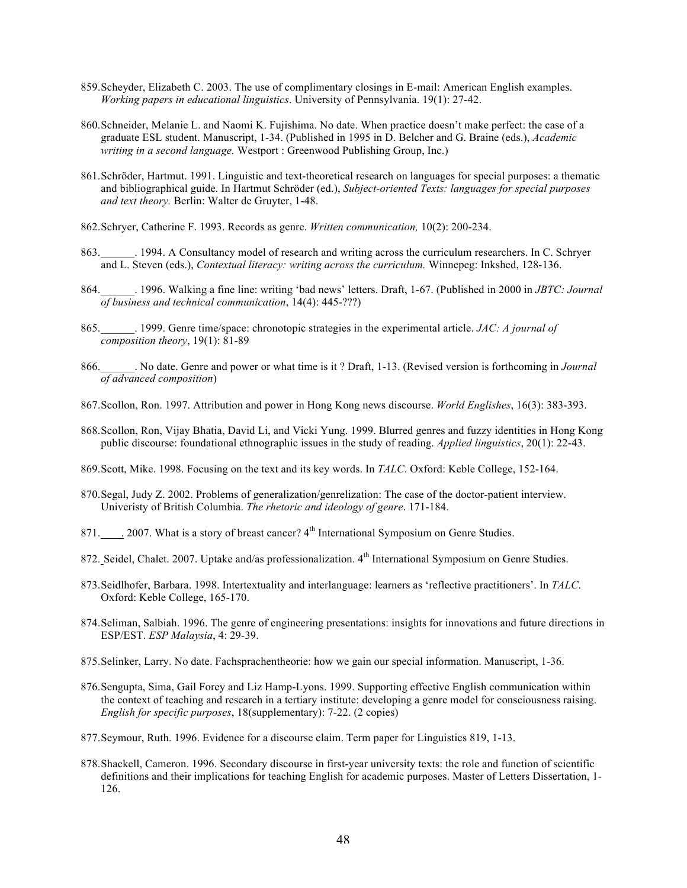859. Scheyder, Elizabeth C. 2003. The use of complimentary closings in E-mail: American English examples. *Working papers in educational linguistics*. University of Pennsylvania. 19(1): 27-42.

860. Schneider, Melanie L. and Naomi K. Fujishima. No date. When practice doesn't make perfect: the case of a graduate ESL student. Manuscript, 1-34. (Published in 1995 in D. Belcher and G. Braine (eds.), *Academic writing in a second language.* Westport : Greenwood Publishing Group, Inc.)

861. Schröder, Hartmut. 1991. Linguistic and text-theoretical research on languages for special purposes: a thematic and bibliographical guide. In Hartmut Schröder (ed.), *Subject-oriented Texts: languages for special purposes and text theory.* Berlin: Walter de Gruyter, 1-48.

862. Schryer, Catherine F. 1993. Records as genre. *Written communication,* 10(2): 200-234.

863. ______. 1994. A Consultancy model of research and writing across the curriculum researchers. In C. Schryer and L. Steven (eds.), *Contextual literacy: writing across the curriculum.* Winnepeg: Inkshed, 128-136.

864. ______. 1996. Walking a fine line: writing 'bad news' letters. Draft, 1-67. (Published in 2000 in *JBTC: Journal of business and technical communication*, 14(4): 445-???)

865. ______. 1999. Genre time/space: chronotopic strategies in the experimental article. *JAC: A journal of composition theory*, 19(1): 81-89

866. ______. No date. Genre and power or what time is it ? Draft, 1-13. (Revised version is forthcoming in *Journal of advanced composition*)

867. Scollon, Ron. 1997. Attribution and power in Hong Kong news discourse. *World Englishes*, 16(3): 383-393.

868. Scollon, Ron, Vijay Bhatia, David Li, and Vicki Yung. 1999. Blurred genres and fuzzy identities in Hong Kong public discourse: foundational ethnographic issues in the study of reading. *Applied linguistics*, 20(1): 22-43.

869. Scott, Mike. 1998. Focusing on the text and its key words. In *TALC*. Oxford: Keble College, 152-164.

870. Segal, Judy Z. 2002. Problems of generalization/genrelization: The case of the doctor-patient interview. Univeristy of British Columbia. *The rhetoric and ideology of genre*. 171-184.

871. ____. 2007. What is a story of breast cancer? 4th International Symposium on Genre Studies.

872. Seidel, Chalet. 2007. Uptake and/as professionalization. 4th International Symposium on Genre Studies.

873. Seidlhofer, Barbara. 1998. Intertextuality and interlanguage: learners as 'reflective practitioners'. In *TALC*. Oxford: Keble College, 165-170.

874. Seliman, Salbiah. 1996. The genre of engineering presentations: insights for innovations and future directions in ESP/EST. *ESP Malaysia*, 4: 29-39.

875. Selinker, Larry. No date. Fachsprachentheorie: how we gain our special information. Manuscript, 1-36.

876. Sengupta, Sima, Gail Forey and Liz Hamp-Lyons. 1999. Supporting effective English communication within the context of teaching and research in a tertiary institute: developing a genre model for consciousness raising. *English for specific purposes*, 18(supplementary): 7-22. (2 copies)

877. Seymour, Ruth. 1996. Evidence for a discourse claim. Term paper for Linguistics 819, 1-13.

878. Shackell, Cameron. 1996. Secondary discourse in first-year university texts: the role and function of scientific definitions and their implications for teaching English for academic purposes. Master of Letters Dissertation, 1-126.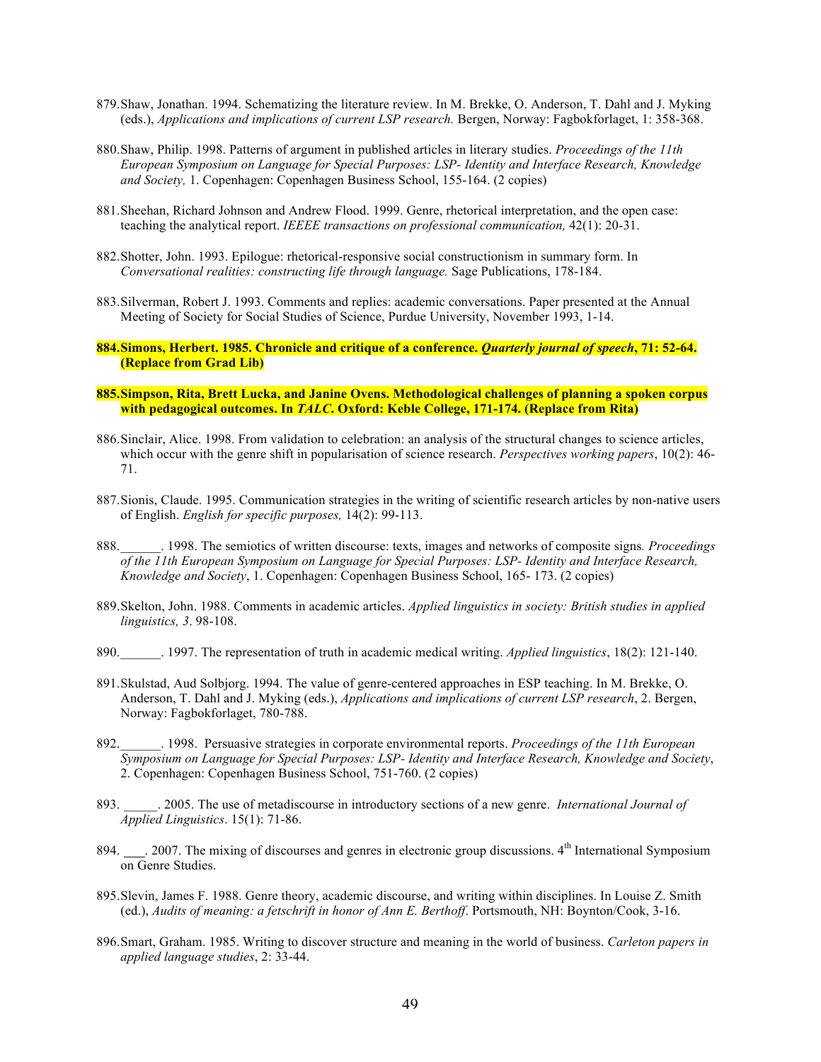879. Shaw, Jonathan. 1994. Schematizing the literature review. In M. Brekke, O. Anderson, T. Dahl and J. Myking (eds.), *Applications and implications of current LSP research.* Bergen, Norway: Fagbokforlaget, 1: 358-368.

880. Shaw, Philip. 1998. Patterns of argument in published articles in literary studies. *Proceedings of the 11th European Symposium on Language for Special Purposes: LSP- Identity and Interface Research, Knowledge and Society,* 1. Copenhagen: Copenhagen Business School, 155-164. (2 copies)

881. Sheehan, Richard Johnson and Andrew Flood. 1999. Genre, rhetorical interpretation, and the open case: teaching the analytical report. *IEEEE transactions on professional communication,* 42(1): 20-31.

882. Shotter, John. 1993. Epilogue: rhetorical-responsive social constructionism in summary form. In *Conversational realities: constructing life through language.* Sage Publications, 178-184.

883. Silverman, Robert J. 1993. Comments and replies: academic conversations. Paper presented at the Annual Meeting of Society for Social Studies of Science, Purdue University, November 1993, 1-14.

**884. Simons, Herbert. 1985. Chronicle and critique of a conference. *Quarterly journal of speech*, 71: 52-64. (Replace from Grad Lib)**

**885. Simpson, Rita, Brett Lucka, and Janine Ovens. Methodological challenges of planning a spoken corpus with pedagogical outcomes. In *TALC*. Oxford: Keble College, 171-174. (Replace from Rita)**

886. Sinclair, Alice. 1998. From validation to celebration: an analysis of the structural changes to science articles, which occur with the genre shift in popularisation of science research. *Perspectives working papers*, 10(2): 46-71.

887. Sionis, Claude. 1995. Communication strategies in the writing of scientific research articles by non-native users of English. *English for specific purposes,* 14(2): 99-113.

888. ______. 1998. The semiotics of written discourse: texts, images and networks of composite signs*. Proceedings of the 11th European Symposium on Language for Special Purposes: LSP- Identity and Interface Research, Knowledge and Society*, 1. Copenhagen: Copenhagen Business School, 165- 173. (2 copies)

889. Skelton, John. 1988. Comments in academic articles. *Applied linguistics in society: British studies in applied linguistics, 3*. 98-108.

890. ______. 1997. The representation of truth in academic medical writing. *Applied linguistics*, 18(2): 121-140.

891. Skulstad, Aud Solbjorg. 1994. The value of genre-centered approaches in ESP teaching. In M. Brekke, O. Anderson, T. Dahl and J. Myking (eds.), *Applications and implications of current LSP research*, 2. Bergen, Norway: Fagbokforlaget, 780-788.

892. ______. 1998. Persuasive strategies in corporate environmental reports. *Proceedings of the 11th European Symposium on Language for Special Purposes: LSP- Identity and Interface Research, Knowledge and Society*, 2. Copenhagen: Copenhagen Business School, 751-760. (2 copies)

893. _____. 2005. The use of metadiscourse in introductory sections of a new genre. *International Journal of Applied Linguistics*. 15(1): 71-86.

894. ___. 2007. The mixing of discourses and genres in electronic group discussions. 4th International Symposium on Genre Studies.

895. Slevin, James F. 1988. Genre theory, academic discourse, and writing within disciplines. In Louise Z. Smith (ed.), *Audits of meaning: a fetschrift in honor of Ann E. Berthoff*. Portsmouth, NH: Boynton/Cook, 3-16.

896. Smart, Graham. 1985. Writing to discover structure and meaning in the world of business. *Carleton papers in applied language studies*, 2: 33-44.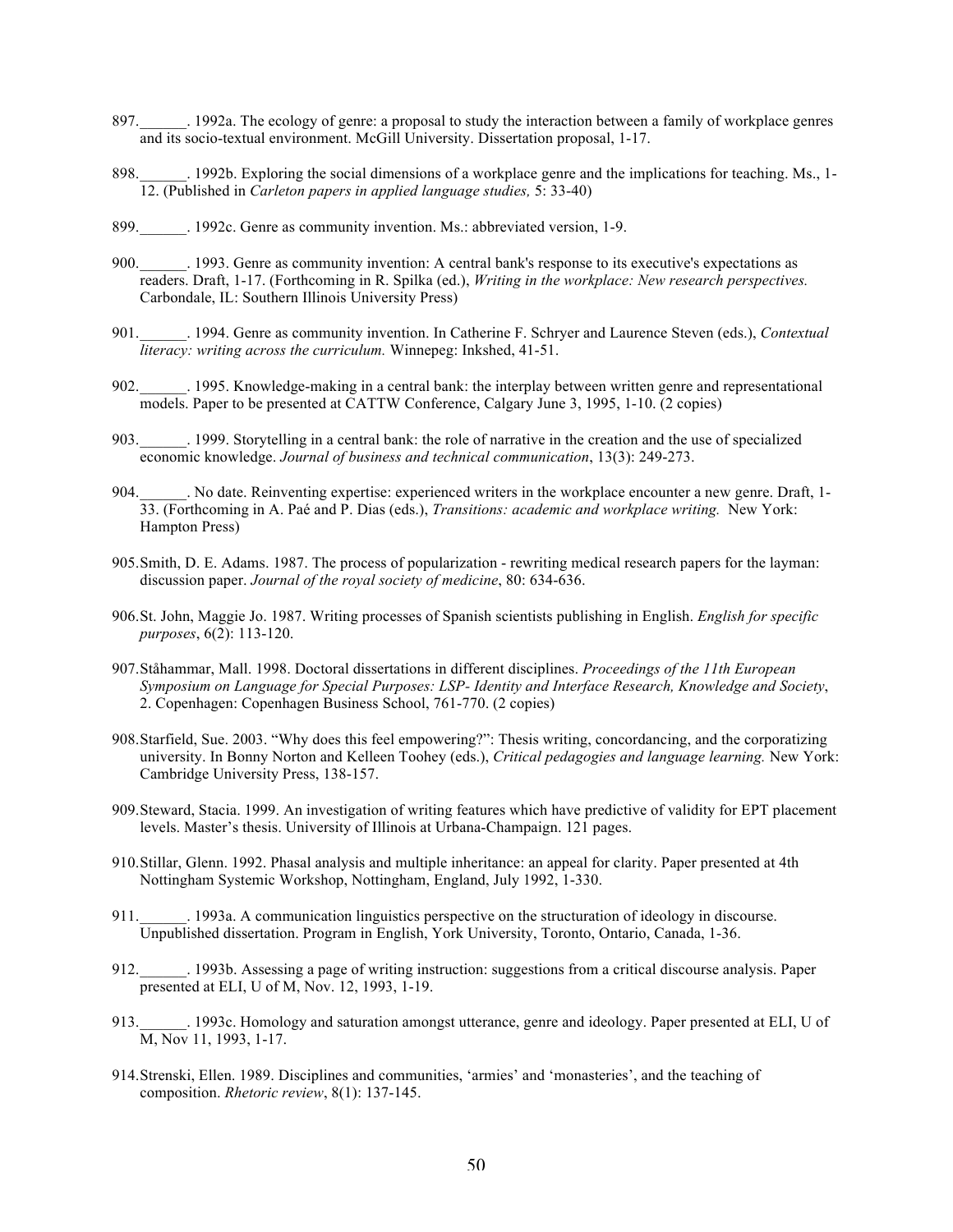897.______. 1992a. The ecology of genre: a proposal to study the interaction between a family of workplace genres and its socio-textual environment. McGill University. Dissertation proposal, 1-17.

898.______. 1992b. Exploring the social dimensions of a workplace genre and the implications for teaching. Ms., 1-12. (Published in *Carleton papers in applied language studies,* 5: 33-40)

899.______. 1992c. Genre as community invention. Ms.: abbreviated version, 1-9.

900.______. 1993. Genre as community invention: A central bank's response to its executive's expectations as readers. Draft, 1-17. (Forthcoming in R. Spilka (ed.), *Writing in the workplace: New research perspectives.* Carbondale, IL: Southern Illinois University Press)

901.______. 1994. Genre as community invention. In Catherine F. Schryer and Laurence Steven (eds.), *Contextual literacy: writing across the curriculum.* Winnepeg: Inkshed, 41-51.

902.______. 1995. Knowledge-making in a central bank: the interplay between written genre and representational models. Paper to be presented at CATTW Conference, Calgary June 3, 1995, 1-10. (2 copies)

903.______. 1999. Storytelling in a central bank: the role of narrative in the creation and the use of specialized economic knowledge. *Journal of business and technical communication*, 13(3): 249-273.

904.______. No date. Reinventing expertise: experienced writers in the workplace encounter a new genre. Draft, 1-33. (Forthcoming in A. Paé and P. Dias (eds.), *Transitions: academic and workplace writing.* New York: Hampton Press)

905.Smith, D. E. Adams. 1987. The process of popularization - rewriting medical research papers for the layman: discussion paper. *Journal of the royal society of medicine*, 80: 634-636.

906.St. John, Maggie Jo. 1987. Writing processes of Spanish scientists publishing in English. *English for specific purposes*, 6(2): 113-120.

907.Ståhammar, Mall. 1998. Doctoral dissertations in different disciplines. *Proceedings of the 11th European Symposium on Language for Special Purposes: LSP- Identity and Interface Research, Knowledge and Society*, 2. Copenhagen: Copenhagen Business School, 761-770. (2 copies)

908.Starfield, Sue. 2003. "Why does this feel empowering?": Thesis writing, concordancing, and the corporatizing university. In Bonny Norton and Kelleen Toohey (eds.), *Critical pedagogies and language learning.* New York: Cambridge University Press, 138-157.

909.Steward, Stacia. 1999. An investigation of writing features which have predictive of validity for EPT placement levels. Master's thesis. University of Illinois at Urbana-Champaign. 121 pages.

910.Stillar, Glenn. 1992. Phasal analysis and multiple inheritance: an appeal for clarity. Paper presented at 4th Nottingham Systemic Workshop, Nottingham, England, July 1992, 1-330.

911.______. 1993a. A communication linguistics perspective on the structuration of ideology in discourse. Unpublished dissertation. Program in English, York University, Toronto, Ontario, Canada, 1-36.

912.______. 1993b. Assessing a page of writing instruction: suggestions from a critical discourse analysis. Paper presented at ELI, U of M, Nov. 12, 1993, 1-19.

913.______. 1993c. Homology and saturation amongst utterance, genre and ideology. Paper presented at ELI, U of M, Nov 11, 1993, 1-17.

914.Strenski, Ellen. 1989. Disciplines and communities, 'armies' and 'monasteries', and the teaching of composition. *Rhetoric review*, 8(1): 137-145.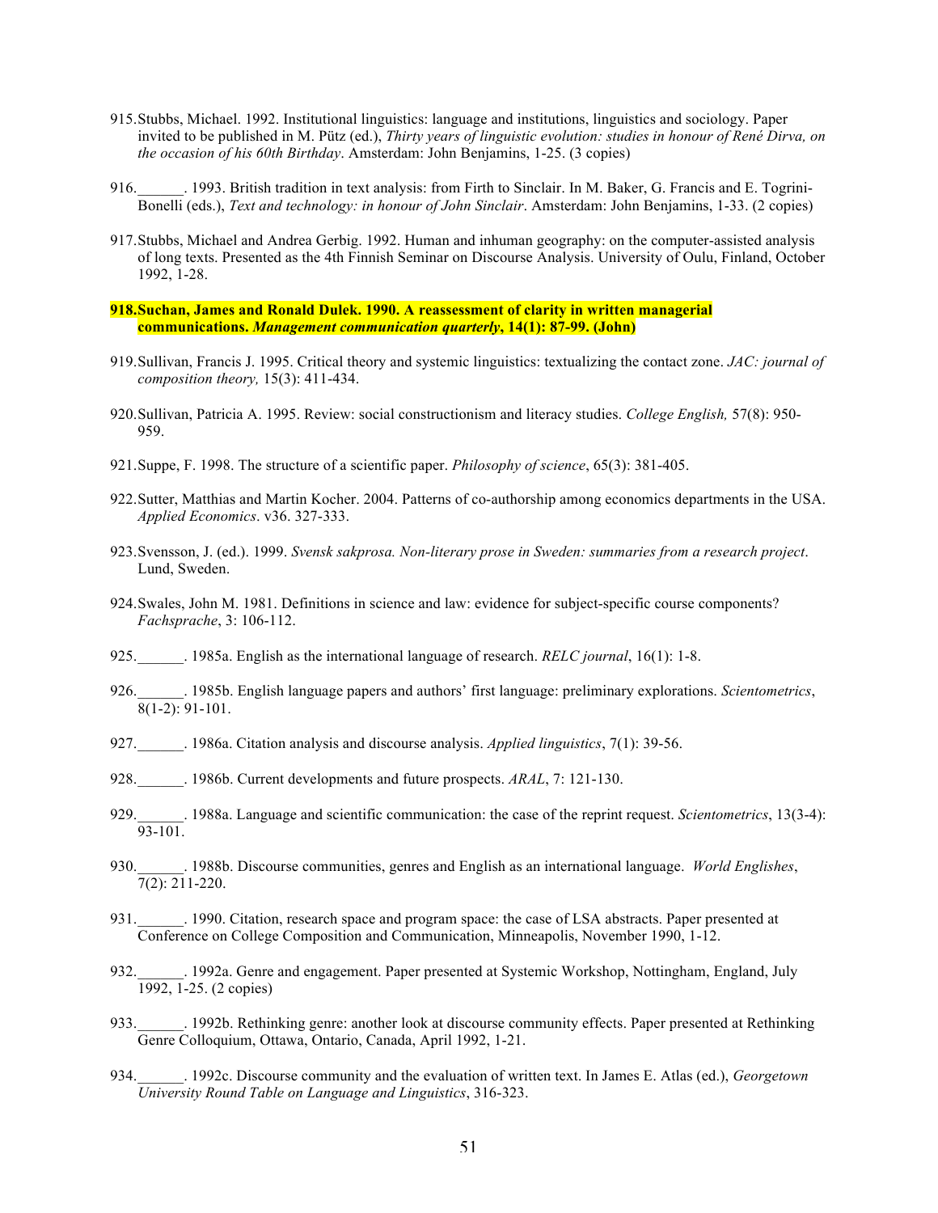915. Stubbs, Michael. 1992. Institutional linguistics: language and institutions, linguistics and sociology. Paper invited to be published in M. Pütz (ed.), *Thirty years of linguistic evolution: studies in honour of René Dirva, on the occasion of his 60th Birthday*. Amsterdam: John Benjamins, 1-25. (3 copies)

916. ______. 1993. British tradition in text analysis: from Firth to Sinclair. In M. Baker, G. Francis and E. Togrini-Bonelli (eds.), *Text and technology: in honour of John Sinclair*. Amsterdam: John Benjamins, 1-33. (2 copies)

917. Stubbs, Michael and Andrea Gerbig. 1992. Human and inhuman geography: on the computer-assisted analysis of long texts. Presented as the 4th Finnish Seminar on Discourse Analysis. University of Oulu, Finland, October 1992, 1-28.

**918. Suchan, James and Ronald Dulek. 1990. A reassessment of clarity in written managerial communications. *Management communication quarterly*, 14(1): 87-99. (John)**

919. Sullivan, Francis J. 1995. Critical theory and systemic linguistics: textualizing the contact zone. *JAC: journal of composition theory,* 15(3): 411-434.

920. Sullivan, Patricia A. 1995. Review: social constructionism and literacy studies. *College English,* 57(8): 950-959.

921. Suppe, F. 1998. The structure of a scientific paper. *Philosophy of science*, 65(3): 381-405.

922. Sutter, Matthias and Martin Kocher. 2004. Patterns of co-authorship among economics departments in the USA. *Applied Economics*. v36. 327-333.

923. Svensson, J. (ed.). 1999. *Svensk sakprosa. Non-literary prose in Sweden: summaries from a research project*. Lund, Sweden.

924. Swales, John M. 1981. Definitions in science and law: evidence for subject-specific course components? *Fachsprache*, 3: 106-112.

925. ______. 1985a. English as the international language of research. *RELC journal*, 16(1): 1-8.

926. ______. 1985b. English language papers and authors' first language: preliminary explorations. *Scientometrics*, 8(1-2): 91-101.

927. ______. 1986a. Citation analysis and discourse analysis. *Applied linguistics*, 7(1): 39-56.

928. ______. 1986b. Current developments and future prospects. *ARAL*, 7: 121-130.

929. ______. 1988a. Language and scientific communication: the case of the reprint request. *Scientometrics*, 13(3-4): 93-101.

930. ______. 1988b. Discourse communities, genres and English as an international language. *World Englishes*, 7(2): 211-220.

931. ______. 1990. Citation, research space and program space: the case of LSA abstracts. Paper presented at Conference on College Composition and Communication, Minneapolis, November 1990, 1-12.

932. ______. 1992a. Genre and engagement. Paper presented at Systemic Workshop, Nottingham, England, July 1992, 1-25. (2 copies)

933. ______. 1992b. Rethinking genre: another look at discourse community effects. Paper presented at Rethinking Genre Colloquium, Ottawa, Ontario, Canada, April 1992, 1-21.

934. ______. 1992c. Discourse community and the evaluation of written text. In James E. Atlas (ed.), *Georgetown University Round Table on Language and Linguistics*, 316-323.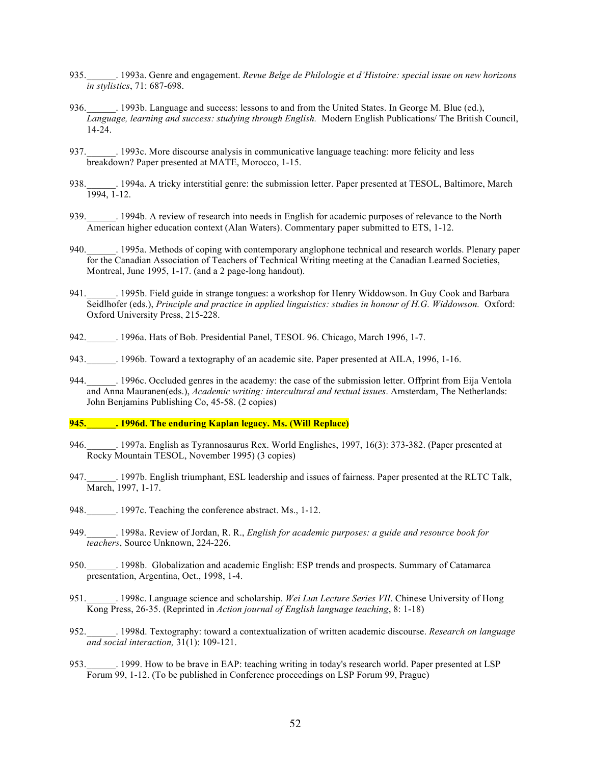935.______. 1993a. Genre and engagement. *Revue Belge de Philologie et d'Histoire: special issue on new horizons in stylistics*, 71: 687-698.

936.______. 1993b. Language and success: lessons to and from the United States. In George M. Blue (ed.), *Language, learning and success: studying through English.* Modern English Publications/ The British Council, 14-24.

937.______. 1993c. More discourse analysis in communicative language teaching: more felicity and less breakdown? Paper presented at MATE, Morocco, 1-15.

938.______. 1994a. A tricky interstitial genre: the submission letter. Paper presented at TESOL, Baltimore, March 1994, 1-12.

939.______. 1994b. A review of research into needs in English for academic purposes of relevance to the North American higher education context (Alan Waters). Commentary paper submitted to ETS, 1-12.

940.______. 1995a. Methods of coping with contemporary anglophone technical and research worlds. Plenary paper for the Canadian Association of Teachers of Technical Writing meeting at the Canadian Learned Societies, Montreal, June 1995, 1-17. (and a 2 page-long handout).

941.______. 1995b. Field guide in strange tongues: a workshop for Henry Widdowson. In Guy Cook and Barbara Seidlhofer (eds.), *Principle and practice in applied linguistics: studies in honour of H.G. Widdowson.* Oxford: Oxford University Press, 215-228.

942.______. 1996a. Hats of Bob. Presidential Panel, TESOL 96. Chicago, March 1996, 1-7.

943.______. 1996b. Toward a textography of an academic site. Paper presented at AILA, 1996, 1-16.

944.______. 1996c. Occluded genres in the academy: the case of the submission letter. Offprint from Eija Ventola and Anna Mauranen(eds.), *Academic writing: intercultural and textual issues*. Amsterdam, The Netherlands: John Benjamins Publishing Co, 45-58. (2 copies)

**945.______. 1996d. The enduring Kaplan legacy. Ms. (Will Replace)**

946.______. 1997a. English as Tyrannosaurus Rex. World Englishes, 1997, 16(3): 373-382. (Paper presented at Rocky Mountain TESOL, November 1995) (3 copies)

947.______. 1997b. English triumphant, ESL leadership and issues of fairness. Paper presented at the RLTC Talk, March, 1997, 1-17.

948.______. 1997c. Teaching the conference abstract. Ms., 1-12.

949.______. 1998a. Review of Jordan, R. R., *English for academic purposes: a guide and resource book for teachers*, Source Unknown, 224-226.

950.______. 1998b. Globalization and academic English: ESP trends and prospects. Summary of Catamarca presentation, Argentina, Oct., 1998, 1-4.

951.______. 1998c. Language science and scholarship. *Wei Lun Lecture Series VII*. Chinese University of Hong Kong Press, 26-35. (Reprinted in *Action journal of English language teaching*, 8: 1-18)

952.______. 1998d. Textography: toward a contextualization of written academic discourse. *Research on language and social interaction,* 31(1): 109-121.

953.______. 1999. How to be brave in EAP: teaching writing in today's research world. Paper presented at LSP Forum 99, 1-12. (To be published in Conference proceedings on LSP Forum 99, Prague)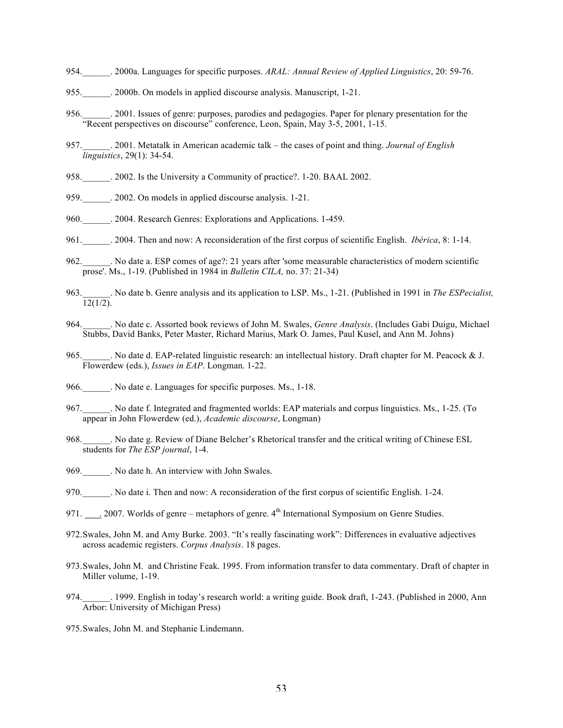954.______. 2000a. Languages for specific purposes. *ARAL: Annual Review of Applied Linguistics*, 20: 59-76.

955.______. 2000b. On models in applied discourse analysis. Manuscript, 1-21.

956.______. 2001. Issues of genre: purposes, parodies and pedagogies. Paper for plenary presentation for the "Recent perspectives on discourse" conference, Leon, Spain, May 3-5, 2001, 1-15.

957.______. 2001. Metatalk in American academic talk – the cases of point and thing. *Journal of English linguistics*, 29(1): 34-54.

958.______. 2002. Is the University a Community of practice?. 1-20. BAAL 2002.

959.______. 2002. On models in applied discourse analysis. 1-21.

960.______. 2004. Research Genres: Explorations and Applications. 1-459.

961.______. 2004. Then and now: A reconsideration of the first corpus of scientific English. *Ibérica*, 8: 1-14.

962.______. No date a. ESP comes of age?: 21 years after 'some measurable characteristics of modern scientific prose'. Ms., 1-19. (Published in 1984 in *Bulletin CILA,* no. 37: 21-34)

963.______. No date b. Genre analysis and its application to LSP. Ms., 1-21. (Published in 1991 in *The ESPecialist,* 12(1/2).

964.______. No date c. Assorted book reviews of John M. Swales, *Genre Analysis*. (Includes Gabi Duigu, Michael Stubbs, David Banks, Peter Master, Richard Marius, Mark O. James, Paul Kusel, and Ann M. Johns)

965.______. No date d. EAP-related linguistic research: an intellectual history. Draft chapter for M. Peacock & J. Flowerdew (eds.), *Issues in EAP*. Longman. 1-22.

966.______. No date e. Languages for specific purposes. Ms., 1-18.

967.______. No date f. Integrated and fragmented worlds: EAP materials and corpus linguistics. Ms., 1-25. (To appear in John Flowerdew (ed.), *Academic discourse*, Longman)

968.______. No date g. Review of Diane Belcher's Rhetorical transfer and the critical writing of Chinese ESL students for *The ESP journal*, 1-4.

969.______. No date h. An interview with John Swales.

970.______. No date i. Then and now: A reconsideration of the first corpus of scientific English. 1-24.

971. ___. 2007. Worlds of genre – metaphors of genre. 4th International Symposium on Genre Studies.

972.Swales, John M. and Amy Burke. 2003. "It's really fascinating work": Differences in evaluative adjectives across academic registers. *Corpus Analysis*. 18 pages.

973.Swales, John M. and Christine Feak. 1995. From information transfer to data commentary. Draft of chapter in Miller volume, 1-19.

974.______. 1999. English in today's research world: a writing guide. Book draft, 1-243. (Published in 2000, Ann Arbor: University of Michigan Press)

975.Swales, John M. and Stephanie Lindemann.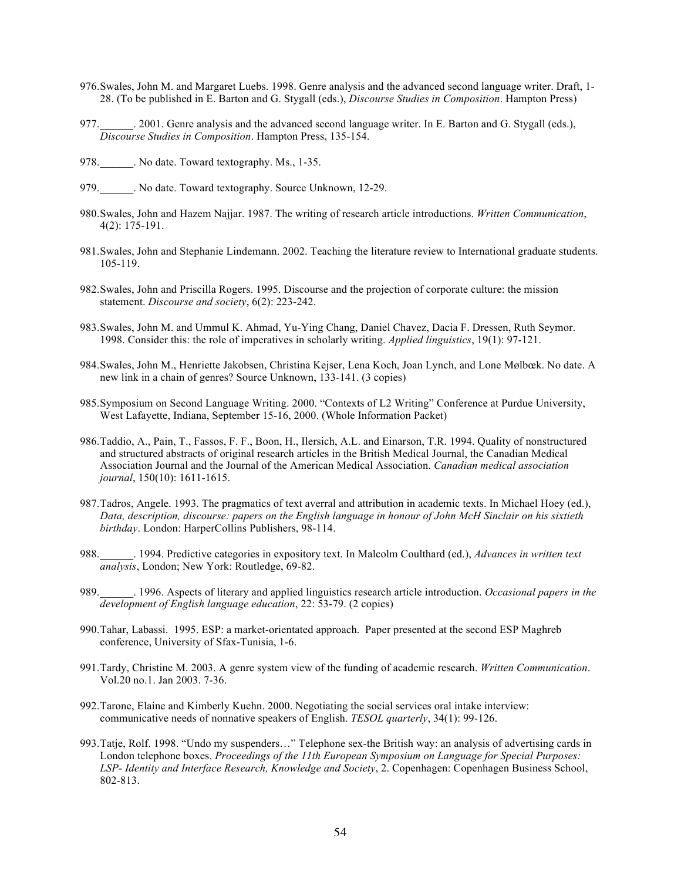976. Swales, John M. and Margaret Luebs. 1998. Genre analysis and the advanced second language writer. Draft, 1-28. (To be published in E. Barton and G. Stygall (eds.), *Discourse Studies in Composition*. Hampton Press)

977. ______. 2001. Genre analysis and the advanced second language writer. In E. Barton and G. Stygall (eds.), *Discourse Studies in Composition*. Hampton Press, 135-154.

978. ______. No date. Toward textography. Ms., 1-35.

979. ______. No date. Toward textography. Source Unknown, 12-29.

980. Swales, John and Hazem Najjar. 1987. The writing of research article introductions. *Written Communication*, 4(2): 175-191.

981. Swales, John and Stephanie Lindemann. 2002. Teaching the literature review to International graduate students. 105-119.

982. Swales, John and Priscilla Rogers. 1995. Discourse and the projection of corporate culture: the mission statement. *Discourse and society*, 6(2): 223-242.

983. Swales, John M. and Ummul K. Ahmad, Yu-Ying Chang, Daniel Chavez, Dacia F. Dressen, Ruth Seymor. 1998. Consider this: the role of imperatives in scholarly writing. *Applied linguistics*, 19(1): 97-121.

984. Swales, John M., Henriette Jakobsen, Christina Kejser, Lena Koch, Joan Lynch, and Lone Mølbæk. No date. A new link in a chain of genres? Source Unknown, 133-141. (3 copies)

985. Symposium on Second Language Writing. 2000. "Contexts of L2 Writing" Conference at Purdue University, West Lafayette, Indiana, September 15-16, 2000. (Whole Information Packet)

986. Taddio, A., Pain, T., Fassos, F. F., Boon, H., Ilersich, A.L. and Einarson, T.R. 1994. Quality of nonstructured and structured abstracts of original research articles in the British Medical Journal, the Canadian Medical Association Journal and the Journal of the American Medical Association. *Canadian medical association journal*, 150(10): 1611-1615.

987. Tadros, Angele. 1993. The pragmatics of text averral and attribution in academic texts. In Michael Hoey (ed.), *Data, description, discourse: papers on the English language in honour of John McH Sinclair on his sixtieth birthday*. London: HarperCollins Publishers, 98-114.

988. ______. 1994. Predictive categories in expository text. In Malcolm Coulthard (ed.), *Advances in written text analysis*, London; New York: Routledge, 69-82.

989. ______. 1996. Aspects of literary and applied linguistics research article introduction. *Occasional papers in the development of English language education*, 22: 53-79. (2 copies)

990. Tahar, Labassi. 1995. ESP: a market-orientated approach. Paper presented at the second ESP Maghreb conference, University of Sfax-Tunisia, 1-6.

991. Tardy, Christine M. 2003. A genre system view of the funding of academic research. *Written Communication*. Vol.20 no.1. Jan 2003. 7-36.

992. Tarone, Elaine and Kimberly Kuehn. 2000. Negotiating the social services oral intake interview: communicative needs of nonnative speakers of English. *TESOL quarterly*, 34(1): 99-126.

993. Tatje, Rolf. 1998. "Undo my suspenders…" Telephone sex-the British way: an analysis of advertising cards in London telephone boxes. *Proceedings of the 11th European Symposium on Language for Special Purposes: LSP- Identity and Interface Research, Knowledge and Society*, 2. Copenhagen: Copenhagen Business School, 802-813.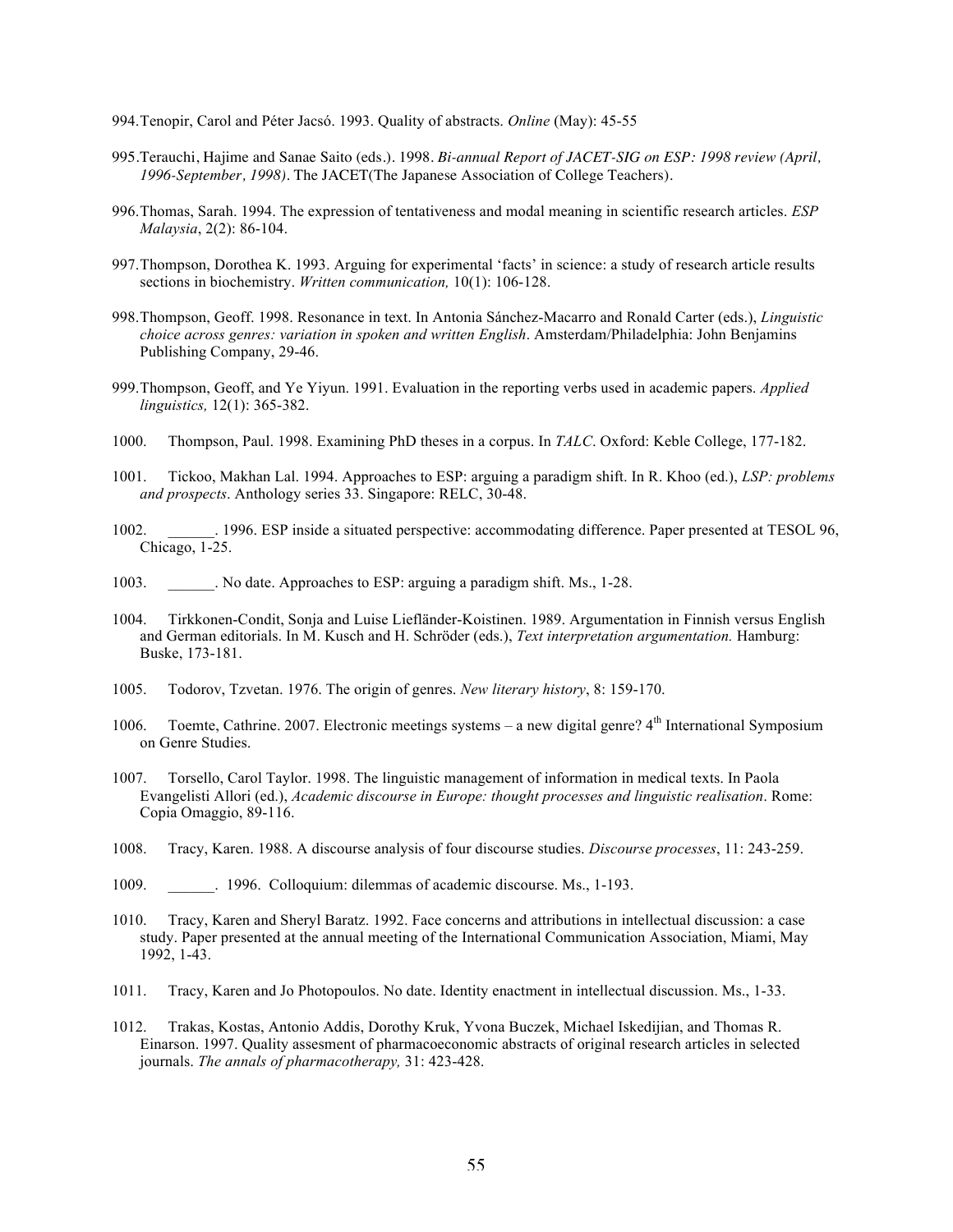994. Tenopir, Carol and Péter Jacsó. 1993. Quality of abstracts. *Online* (May): 45-55

995. Terauchi, Hajime and Sanae Saito (eds.). 1998. *Bi-annual Report of JACET-SIG on ESP: 1998 review (April, 1996-September, 1998)*. The JACET(The Japanese Association of College Teachers).

996. Thomas, Sarah. 1994. The expression of tentativeness and modal meaning in scientific research articles. *ESP Malaysia*, 2(2): 86-104.

997. Thompson, Dorothea K. 1993. Arguing for experimental 'facts' in science: a study of research article results sections in biochemistry. *Written communication,* 10(1): 106-128.

998. Thompson, Geoff. 1998. Resonance in text. In Antonia Sánchez-Macarro and Ronald Carter (eds.), *Linguistic choice across genres: variation in spoken and written English*. Amsterdam/Philadelphia: John Benjamins Publishing Company, 29-46.

999. Thompson, Geoff, and Ye Yiyun. 1991. Evaluation in the reporting verbs used in academic papers. *Applied linguistics,* 12(1): 365-382.

1000. Thompson, Paul. 1998. Examining PhD theses in a corpus. In *TALC*. Oxford: Keble College, 177-182.

1001. Tickoo, Makhan Lal. 1994. Approaches to ESP: arguing a paradigm shift. In R. Khoo (ed.), *LSP: problems and prospects*. Anthology series 33. Singapore: RELC, 30-48.

1002. ______. 1996. ESP inside a situated perspective: accommodating difference. Paper presented at TESOL 96, Chicago, 1-25.

1003. ______. No date. Approaches to ESP: arguing a paradigm shift. Ms., 1-28.

1004. Tirkkonen-Condit, Sonja and Luise Liefländer-Koistinen. 1989. Argumentation in Finnish versus English and German editorials. In M. Kusch and H. Schröder (eds.), *Text interpretation argumentation.* Hamburg: Buske, 173-181.

1005. Todorov, Tzvetan. 1976. The origin of genres. *New literary history*, 8: 159-170.

1006. Toemte, Cathrine. 2007. Electronic meetings systems – a new digital genre? 4th International Symposium on Genre Studies.

1007. Torsello, Carol Taylor. 1998. The linguistic management of information in medical texts. In Paola Evangelisti Allori (ed.), *Academic discourse in Europe: thought processes and linguistic realisation*. Rome: Copia Omaggio, 89-116.

1008. Tracy, Karen. 1988. A discourse analysis of four discourse studies. *Discourse processes*, 11: 243-259.

1009. ______. 1996. Colloquium: dilemmas of academic discourse. Ms., 1-193.

1010. Tracy, Karen and Sheryl Baratz. 1992. Face concerns and attributions in intellectual discussion: a case study. Paper presented at the annual meeting of the International Communication Association, Miami, May 1992, 1-43.

1011. Tracy, Karen and Jo Photopoulos. No date. Identity enactment in intellectual discussion. Ms., 1-33.

1012. Trakas, Kostas, Antonio Addis, Dorothy Kruk, Yvona Buczek, Michael Iskedijian, and Thomas R. Einarson. 1997. Quality assesment of pharmacoeconomic abstracts of original research articles in selected journals. *The annals of pharmacotherapy,* 31: 423-428.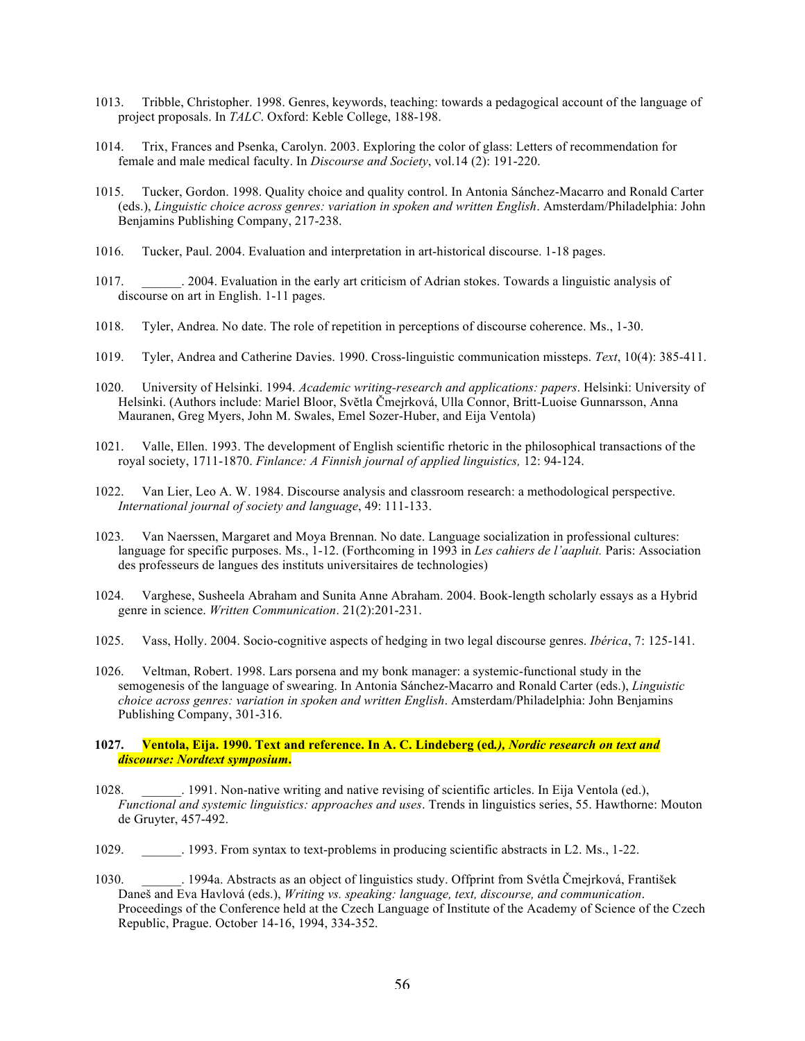1013. Tribble, Christopher. 1998. Genres, keywords, teaching: towards a pedagogical account of the language of project proposals. In *TALC*. Oxford: Keble College, 188-198.

1014. Trix, Frances and Psenka, Carolyn. 2003. Exploring the color of glass: Letters of recommendation for female and male medical faculty. In *Discourse and Society*, vol.14 (2): 191-220.

1015. Tucker, Gordon. 1998. Quality choice and quality control. In Antonia Sánchez-Macarro and Ronald Carter (eds.), *Linguistic choice across genres: variation in spoken and written English*. Amsterdam/Philadelphia: John Benjamins Publishing Company, 217-238.

1016. Tucker, Paul. 2004. Evaluation and interpretation in art-historical discourse. 1-18 pages.

1017. ______. 2004. Evaluation in the early art criticism of Adrian stokes. Towards a linguistic analysis of discourse on art in English. 1-11 pages.

1018. Tyler, Andrea. No date. The role of repetition in perceptions of discourse coherence. Ms., 1-30.

1019. Tyler, Andrea and Catherine Davies. 1990. Cross-linguistic communication missteps. *Text*, 10(4): 385-411.

1020. University of Helsinki. 1994. *Academic writing-research and applications: papers*. Helsinki: University of Helsinki. (Authors include: Mariel Bloor, Světla Čmejrková, Ulla Connor, Britt-Luoise Gunnarsson, Anna Mauranen, Greg Myers, John M. Swales, Emel Sozer-Huber, and Eija Ventola)

1021. Valle, Ellen. 1993. The development of English scientific rhetoric in the philosophical transactions of the royal society, 1711-1870. *Finlance: A Finnish journal of applied linguistics,* 12: 94-124.

1022. Van Lier, Leo A. W. 1984. Discourse analysis and classroom research: a methodological perspective. *International journal of society and language*, 49: 111-133.

1023. Van Naerssen, Margaret and Moya Brennan. No date. Language socialization in professional cultures: language for specific purposes. Ms., 1-12. (Forthcoming in 1993 in *Les cahiers de l'aapluit.* Paris: Association des professeurs de langues des instituts universitaires de technologies)

1024. Varghese, Susheela Abraham and Sunita Anne Abraham. 2004. Book-length scholarly essays as a Hybrid genre in science. *Written Communication*. 21(2):201-231.

1025. Vass, Holly. 2004. Socio-cognitive aspects of hedging in two legal discourse genres. *Ibérica*, 7: 125-141.

1026. Veltman, Robert. 1998. Lars porsena and my bonk manager: a systemic-functional study in the semogenesis of the language of swearing. In Antonia Sánchez-Macarro and Ronald Carter (eds.), *Linguistic choice across genres: variation in spoken and written English*. Amsterdam/Philadelphia: John Benjamins Publishing Company, 301-316.

**1027. Ventola, Eija. 1990. Text and reference. In A. C. Lindeberg (ed*.), Nordic research on text and discourse: Nordtext symposium*.**

1028. ______. 1991. Non-native writing and native revising of scientific articles. In Eija Ventola (ed.), *Functional and systemic linguistics: approaches and uses*. Trends in linguistics series, 55. Hawthorne: Mouton de Gruyter, 457-492.

1029. ______. 1993. From syntax to text-problems in producing scientific abstracts in L2. Ms., 1-22.

1030. ______. 1994a. Abstracts as an object of linguistics study. Offprint from Svétla Čmejrková, František Daneš and Eva Havlová (eds.), *Writing vs. speaking: language, text, discourse, and communication*. Proceedings of the Conference held at the Czech Language of Institute of the Academy of Science of the Czech Republic, Prague. October 14-16, 1994, 334-352.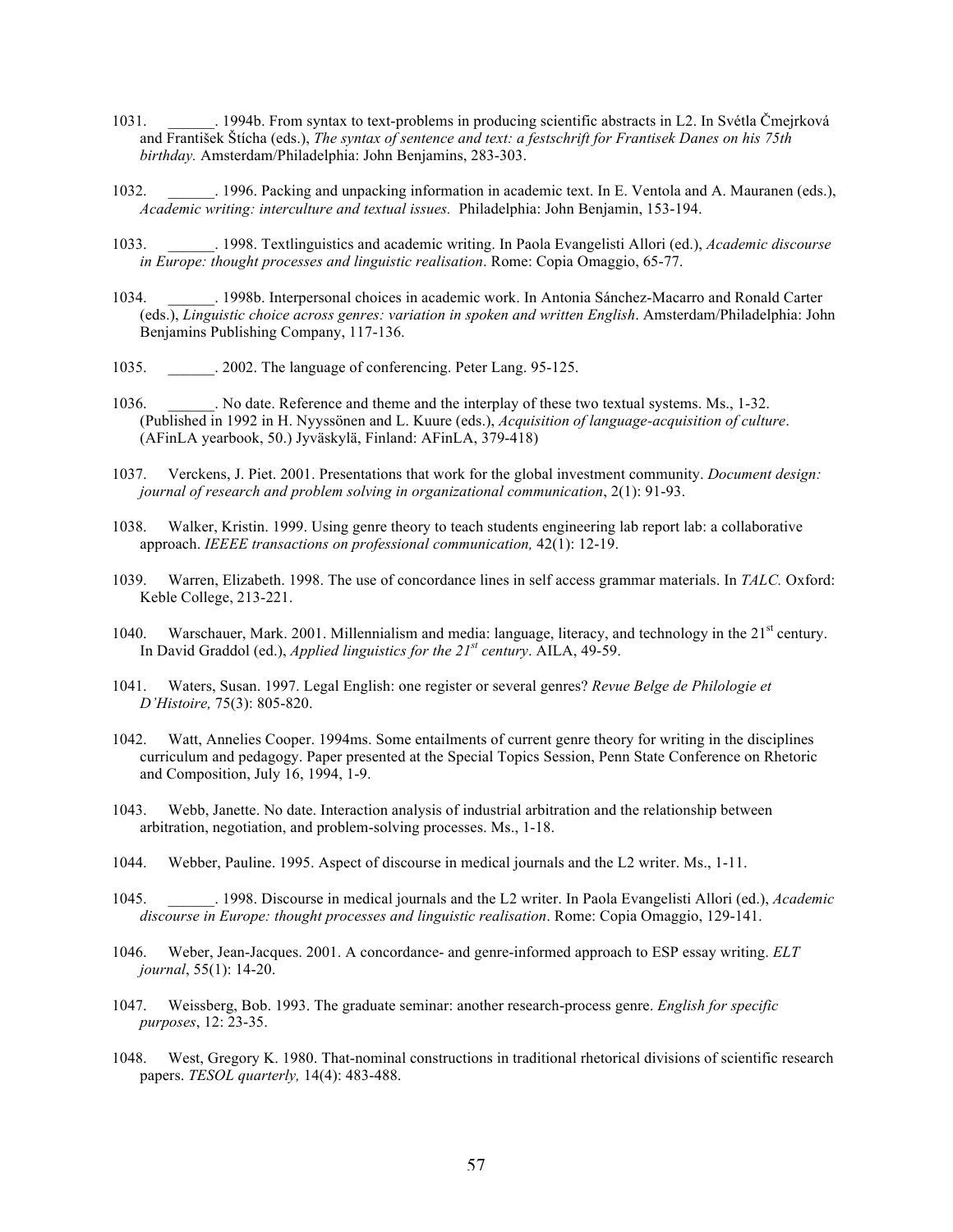1031. ______. 1994b. From syntax to text-problems in producing scientific abstracts in L2. In Svétla Čmejrková and František Štícha (eds.), *The syntax of sentence and text: a festschrift for Frantisek Danes on his 75th birthday.* Amsterdam/Philadelphia: John Benjamins, 283-303.

1032. ______. 1996. Packing and unpacking information in academic text. In E. Ventola and A. Mauranen (eds.), *Academic writing: interculture and textual issues.* Philadelphia: John Benjamin, 153-194.

1033. ______. 1998. Textlinguistics and academic writing. In Paola Evangelisti Allori (ed.), *Academic discourse in Europe: thought processes and linguistic realisation*. Rome: Copia Omaggio, 65-77.

1034. ______. 1998b. Interpersonal choices in academic work. In Antonia Sánchez-Macarro and Ronald Carter (eds.), *Linguistic choice across genres: variation in spoken and written English*. Amsterdam/Philadelphia: John Benjamins Publishing Company, 117-136.

1035. ______. 2002. The language of conferencing. Peter Lang. 95-125.

1036. ______. No date. Reference and theme and the interplay of these two textual systems. Ms., 1-32. (Published in 1992 in H. Nyyssönen and L. Kuure (eds.), *Acquisition of language-acquisition of culture*. (AFinLA yearbook, 50.) Jyväskylä, Finland: AFinLA, 379-418)

1037. Verckens, J. Piet. 2001. Presentations that work for the global investment community. *Document design: journal of research and problem solving in organizational communication*, 2(1): 91-93.

1038. Walker, Kristin. 1999. Using genre theory to teach students engineering lab report lab: a collaborative approach. *IEEEE transactions on professional communication,* 42(1): 12-19.

1039. Warren, Elizabeth. 1998. The use of concordance lines in self access grammar materials. In *TALC.* Oxford: Keble College, 213-221.

1040. Warschauer, Mark. 2001. Millennialism and media: language, literacy, and technology in the 21st century. In David Graddol (ed.), *Applied linguistics for the 21st century*. AILA, 49-59.

1041. Waters, Susan. 1997. Legal English: one register or several genres? *Revue Belge de Philologie et D'Histoire,* 75(3): 805-820.

1042. Watt, Annelies Cooper. 1994ms. Some entailments of current genre theory for writing in the disciplines curriculum and pedagogy. Paper presented at the Special Topics Session, Penn State Conference on Rhetoric and Composition, July 16, 1994, 1-9.

1043. Webb, Janette. No date. Interaction analysis of industrial arbitration and the relationship between arbitration, negotiation, and problem-solving processes. Ms., 1-18.

1044. Webber, Pauline. 1995. Aspect of discourse in medical journals and the L2 writer. Ms., 1-11.

1045. ______. 1998. Discourse in medical journals and the L2 writer. In Paola Evangelisti Allori (ed.), *Academic discourse in Europe: thought processes and linguistic realisation*. Rome: Copia Omaggio, 129-141.

1046. Weber, Jean-Jacques. 2001. A concordance- and genre-informed approach to ESP essay writing. *ELT journal*, 55(1): 14-20.

1047. Weissberg, Bob. 1993. The graduate seminar: another research-process genre. *English for specific purposes*, 12: 23-35.

1048. West, Gregory K. 1980. That-nominal constructions in traditional rhetorical divisions of scientific research papers. *TESOL quarterly,* 14(4): 483-488.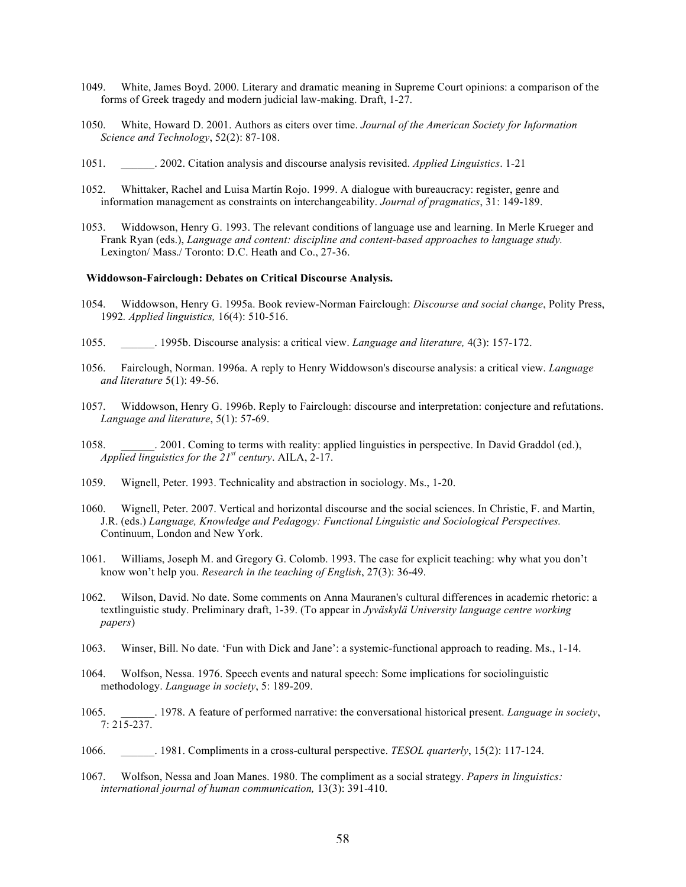1049. White, James Boyd. 2000. Literary and dramatic meaning in Supreme Court opinions: a comparison of the forms of Greek tragedy and modern judicial law-making. Draft, 1-27.

1050. White, Howard D. 2001. Authors as citers over time. *Journal of the American Society for Information Science and Technology*, 52(2): 87-108.

1051. ______. 2002. Citation analysis and discourse analysis revisited. *Applied Linguistics*. 1-21

1052. Whittaker, Rachel and Luisa Martín Rojo. 1999. A dialogue with bureaucracy: register, genre and information management as constraints on interchangeability. *Journal of pragmatics*, 31: 149-189.

1053. Widdowson, Henry G. 1993. The relevant conditions of language use and learning. In Merle Krueger and Frank Ryan (eds.), *Language and content: discipline and content-based approaches to language study.* Lexington/ Mass./ Toronto: D.C. Heath and Co., 27-36.

**Widdowson-Fairclough: Debates on Critical Discourse Analysis.**

1054. Widdowson, Henry G. 1995a. Book review-Norman Fairclough: *Discourse and social change*, Polity Press, 1992. *Applied linguistics,* 16(4): 510-516.

1055. ______. 1995b. Discourse analysis: a critical view. *Language and literature,* 4(3): 157-172.

1056. Fairclough, Norman. 1996a. A reply to Henry Widdowson's discourse analysis: a critical view. *Language and literature* 5(1): 49-56.

1057. Widdowson, Henry G. 1996b. Reply to Fairclough: discourse and interpretation: conjecture and refutations. *Language and literature*, 5(1): 57-69.

1058. ______. 2001. Coming to terms with reality: applied linguistics in perspective. In David Graddol (ed.), *Applied linguistics for the 21st century*. AILA, 2-17.

1059. Wignell, Peter. 1993. Technicality and abstraction in sociology. Ms., 1-20.

1060. Wignell, Peter. 2007. Vertical and horizontal discourse and the social sciences. In Christie, F. and Martin, J.R. (eds.) *Language, Knowledge and Pedagogy: Functional Linguistic and Sociological Perspectives.* Continuum, London and New York.

1061. Williams, Joseph M. and Gregory G. Colomb. 1993. The case for explicit teaching: why what you don't know won't help you. *Research in the teaching of English*, 27(3): 36-49.

1062. Wilson, David. No date. Some comments on Anna Mauranen's cultural differences in academic rhetoric: a textlinguistic study. Preliminary draft, 1-39. (To appear in *Jyväskylä University language centre working papers*)

1063. Winser, Bill. No date. 'Fun with Dick and Jane': a systemic-functional approach to reading. Ms., 1-14.

1064. Wolfson, Nessa. 1976. Speech events and natural speech: Some implications for sociolinguistic methodology. *Language in society*, 5: 189-209.

1065. ______. 1978. A feature of performed narrative: the conversational historical present. *Language in society*, 7: 215-237.

1066. ______. 1981. Compliments in a cross-cultural perspective. *TESOL quarterly*, 15(2): 117-124.

1067. Wolfson, Nessa and Joan Manes. 1980. The compliment as a social strategy. *Papers in linguistics: international journal of human communication,* 13(3): 391-410.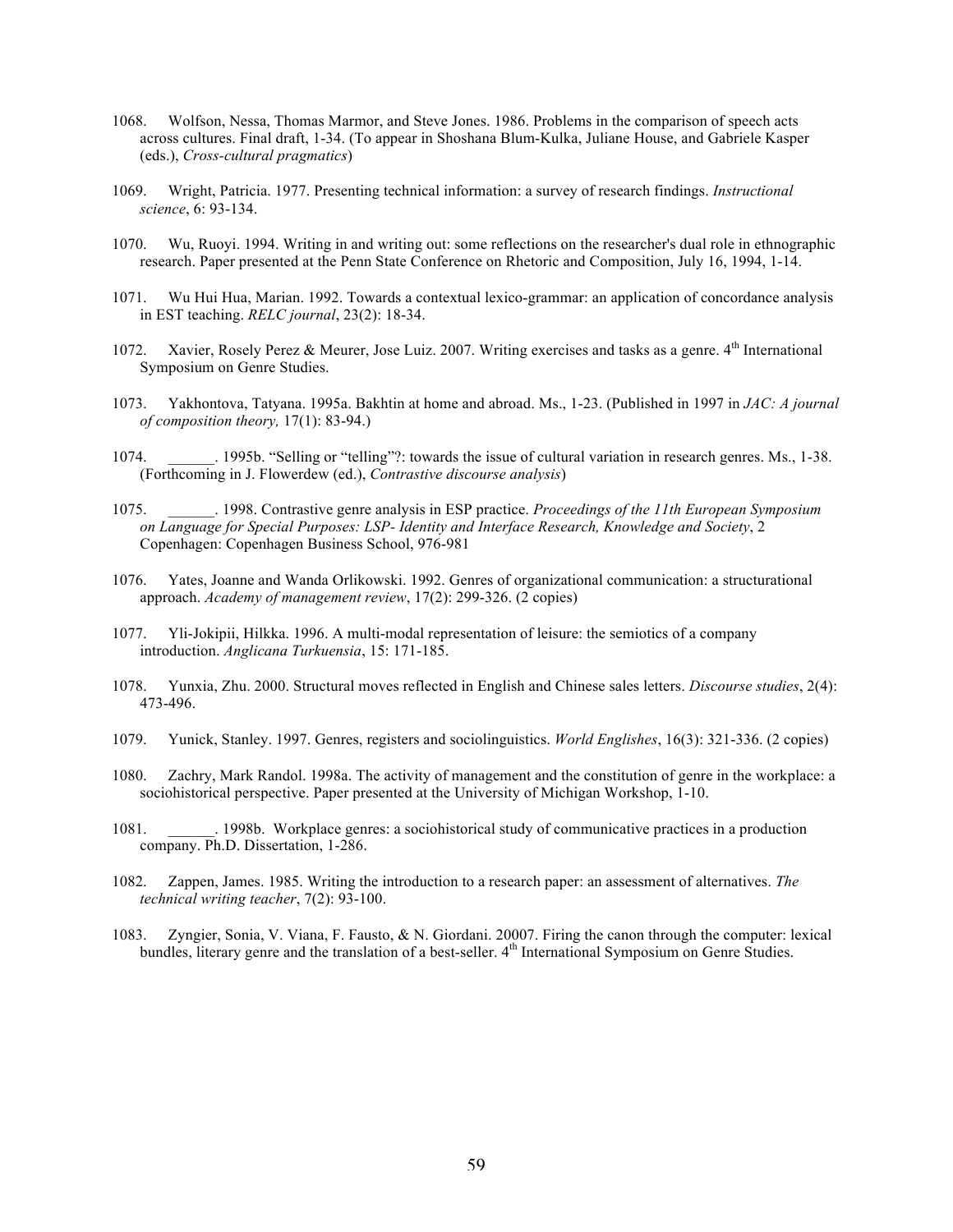1068. Wolfson, Nessa, Thomas Marmor, and Steve Jones. 1986. Problems in the comparison of speech acts across cultures. Final draft, 1-34. (To appear in Shoshana Blum-Kulka, Juliane House, and Gabriele Kasper (eds.), *Cross-cultural pragmatics*)

1069. Wright, Patricia. 1977. Presenting technical information: a survey of research findings. *Instructional science*, 6: 93-134.

1070. Wu, Ruoyi. 1994. Writing in and writing out: some reflections on the researcher's dual role in ethnographic research. Paper presented at the Penn State Conference on Rhetoric and Composition, July 16, 1994, 1-14.

1071. Wu Hui Hua, Marian. 1992. Towards a contextual lexico-grammar: an application of concordance analysis in EST teaching. *RELC journal*, 23(2): 18-34.

1072. Xavier, Rosely Perez & Meurer, Jose Luiz. 2007. Writing exercises and tasks as a genre. 4th International Symposium on Genre Studies.

1073. Yakhontova, Tatyana. 1995a. Bakhtin at home and abroad. Ms., 1-23. (Published in 1997 in *JAC: A journal of composition theory,* 17(1): 83-94.)

1074. ______. 1995b. "Selling or "telling"?: towards the issue of cultural variation in research genres. Ms., 1-38. (Forthcoming in J. Flowerdew (ed.), *Contrastive discourse analysis*)

1075. ______. 1998. Contrastive genre analysis in ESP practice. *Proceedings of the 11th European Symposium on Language for Special Purposes: LSP- Identity and Interface Research, Knowledge and Society*, 2 Copenhagen: Copenhagen Business School, 976-981

1076. Yates, Joanne and Wanda Orlikowski. 1992. Genres of organizational communication: a structurational approach. *Academy of management review*, 17(2): 299-326. (2 copies)

1077. Yli-Jokipii, Hilkka. 1996. A multi-modal representation of leisure: the semiotics of a company introduction. *Anglicana Turkuensia*, 15: 171-185.

1078. Yunxia, Zhu. 2000. Structural moves reflected in English and Chinese sales letters. *Discourse studies*, 2(4): 473-496.

1079. Yunick, Stanley. 1997. Genres, registers and sociolinguistics. *World Englishes*, 16(3): 321-336. (2 copies)

1080. Zachry, Mark Randol. 1998a. The activity of management and the constitution of genre in the workplace: a sociohistorical perspective. Paper presented at the University of Michigan Workshop, 1-10.

1081. ______. 1998b. Workplace genres: a sociohistorical study of communicative practices in a production company. Ph.D. Dissertation, 1-286.

1082. Zappen, James. 1985. Writing the introduction to a research paper: an assessment of alternatives. *The technical writing teacher*, 7(2): 93-100.

1083. Zyngier, Sonia, V. Viana, F. Fausto, & N. Giordani. 20007. Firing the canon through the computer: lexical bundles, literary genre and the translation of a best-seller. 4th International Symposium on Genre Studies.